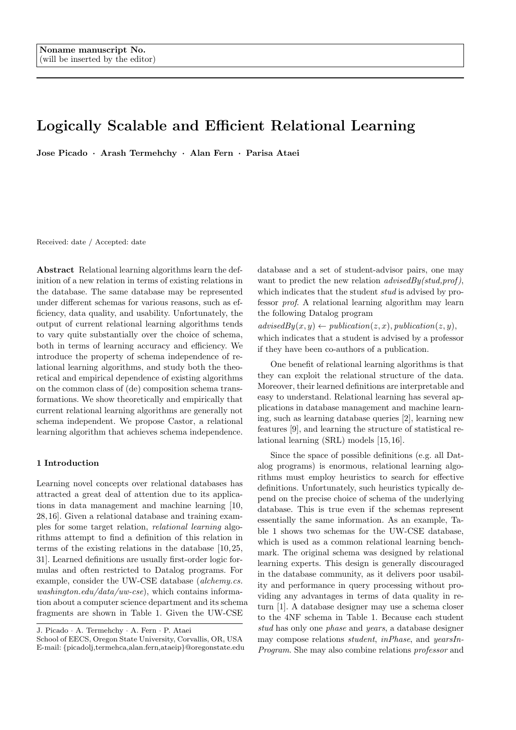Noname manuscript No.
(will be inserted by the editor)

# Logically Scalable and Efficient Relational Learning

**Jose Picado · Arash Termehchy · Alan Fern · Parisa Ataei**

Received: date / Accepted: date

**Abstract** Relational learning algorithms learn the definition of a new relation in terms of existing relations in the database. The same database may be represented under different schemas for various reasons, such as efficiency, data quality, and usability. Unfortunately, the output of current relational learning algorithms tends to vary quite substantially over the choice of schema, both in terms of learning accuracy and efficiency. We introduce the property of schema independence of relational learning algorithms, and study both the theoretical and empirical dependence of existing algorithms on the common class of (de) composition schema transformations. We show theoretically and empirically that current relational learning algorithms are generally not schema independent. We propose Castor, a relational learning algorithm that achieves schema independence.

## 1 Introduction

Learning novel concepts over relational databases has attracted a great deal of attention due to its applications in data management and machine learning [10, 28, 16]. Given a relational database and training examples for some target relation, *relational learning* algorithms attempt to find a definition of this relation in terms of the existing relations in the database [10, 25, 31]. Learned definitions are usually first-order logic formulas and often restricted to Datalog programs. For example, consider the UW-CSE database (*alchemy.cs.washington.edu/data/uw-cse*), which contains information about a computer science department and its schema fragments are shown in Table 1. Given the UW-CSE database and a set of student-advisor pairs, one may want to predict the new relation *advisedBy(stud,prof)*, which indicates that the student *stud* is advised by professor *prof*. A relational learning algorithm may learn the following Datalog program

$advisedBy(x, y) \leftarrow publication(z, x), publication(z, y),$

which indicates that a student is advised by a professor if they have been co-authors of a publication.

One benefit of relational learning algorithms is that they can exploit the relational structure of the data. Moreover, their learned definitions are interpretable and easy to understand. Relational learning has several applications in database management and machine learning, such as learning database queries [2], learning new features [9], and learning the structure of statistical relational learning (SRL) models [15, 16].

Since the space of possible definitions (e.g. all Datalog programs) is enormous, relational learning algorithms must employ heuristics to search for effective definitions. Unfortunately, such heuristics typically depend on the precise choice of schema of the underlying database. This is true even if the schemas represent essentially the same information. As an example, Table 1 shows two schemas for the UW-CSE database, which is used as a common relational learning benchmark. The original schema was designed by relational learning experts. This design is generally discouraged in the database community, as it delivers poor usability and performance in query processing without providing any advantages in terms of data quality in return [1]. A database designer may use a schema closer to the 4NF schema in Table 1. Because each student *stud* has only one *phase* and *years*, a database designer may compose relations *student*, *inPhase*, and *yearsInProgram*. She may also combine relations *professor* and

J. Picado · A. Termehchy · A. Fern · P. Ataei
School of EECS, Oregon State University, Corvallis, OR, USA
E-mail: {picadolj,termehca,alan.fern,ataeip}@oregonstate.edu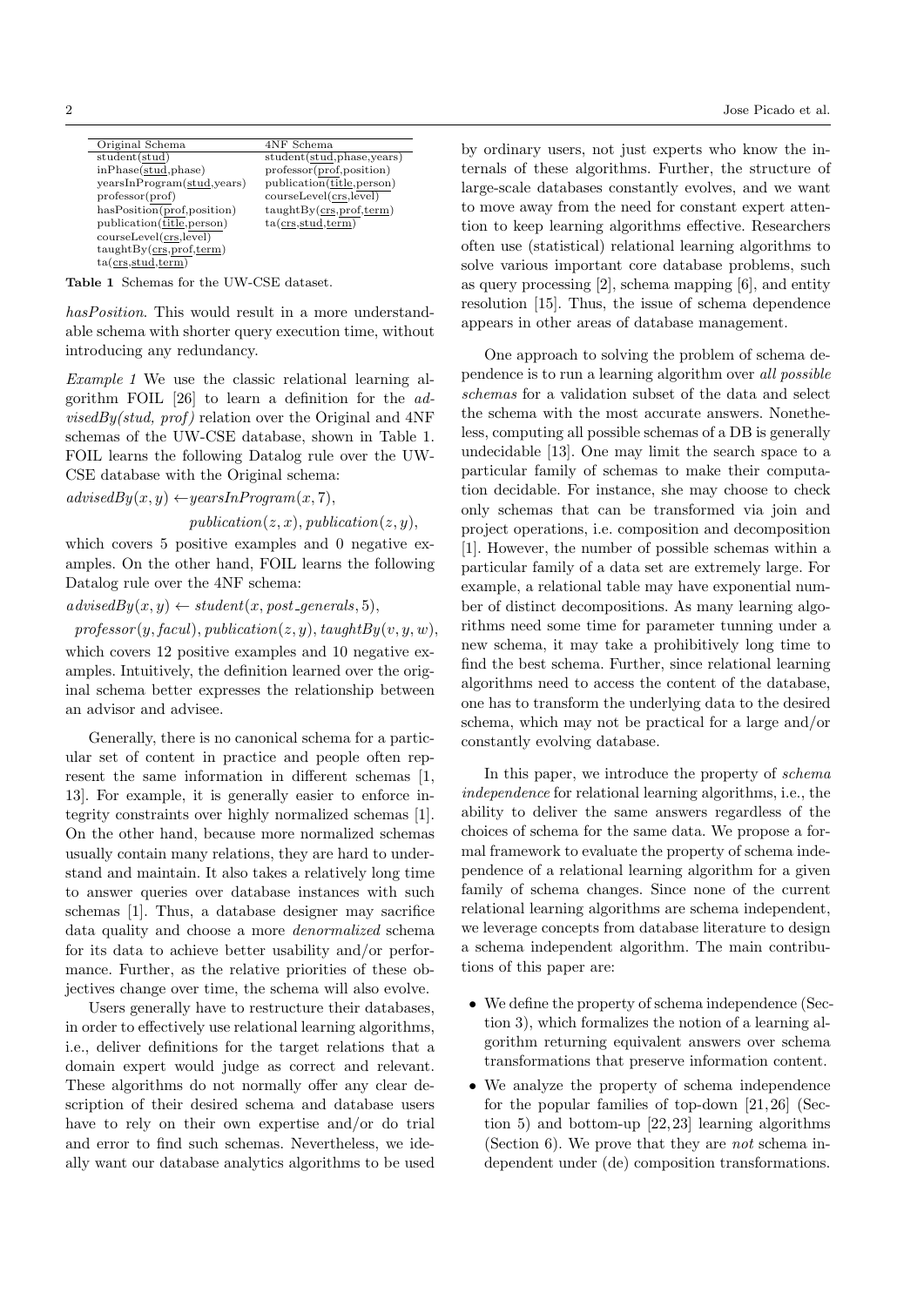| Original Schema | 4NF Schema |
|---|---|
| student(stud) | student(stud,phase,years) |
| inPhase(stud,phase) | professor(prof,position) |
| yearsInProgram(stud,years) | publication(title,person) |
| professor(prof) | courseLevel(crs,level) |
| hasPosition(prof,position) | taughtBy(crs,prof,term) |
| publication(title,person) | ta(crs,stud,term) |
| courseLevel(crs,level) | |
| taughtBy(crs,prof,term) | |
| ta(crs,stud,term) | |

**Table 1** Schemas for the UW-CSE dataset.

*hasPosition*. This would result in a more understandable schema with shorter query execution time, without introducing any redundancy.

*Example 1* We use the classic relational learning algorithm FOIL [26] to learn a definition for the *advisedBy(stud, prof)* relation over the Original and 4NF schemas of the UW-CSE database, shown in Table 1. FOIL learns the following Datalog rule over the UW-CSE database with the Original schema:

$$advisedBy(x, y) \leftarrow yearsInProgram(x, 7), \quad publication(z, x), publication(z, y),$$

which covers 5 positive examples and 0 negative examples. On the other hand, FOIL learns the following Datalog rule over the 4NF schema:

$$advisedBy(x, y) \leftarrow student(x, post\_generals, 5), \quad professor(y, facul), publication(z, y), taughtBy(v, y, w),$$

which covers 12 positive examples and 10 negative examples. Intuitively, the definition learned over the original schema better expresses the relationship between an advisor and advisee.

Generally, there is no canonical schema for a particular set of content in practice and people often represent the same information in different schemas [1, 13]. For example, it is generally easier to enforce integrity constraints over highly normalized schemas [1]. On the other hand, because more normalized schemas usually contain many relations, they are hard to understand and maintain. It also takes a relatively long time to answer queries over database instances with such schemas [1]. Thus, a database designer may sacrifice data quality and choose a more *denormalized* schema for its data to achieve better usability and/or performance. Further, as the relative priorities of these objectives change over time, the schema will also evolve.

Users generally have to restructure their databases, in order to effectively use relational learning algorithms, i.e., deliver definitions for the target relations that a domain expert would judge as correct and relevant. These algorithms do not normally offer any clear description of their desired schema and database users have to rely on their own expertise and/or do trial and error to find such schemas. Nevertheless, we ideally want our database analytics algorithms to be used by ordinary users, not just experts who know the internals of these algorithms. Further, the structure of large-scale databases constantly evolves, and we want to move away from the need for constant expert attention to keep learning algorithms effective. Researchers often use (statistical) relational learning algorithms to solve various important core database problems, such as query processing [2], schema mapping [6], and entity resolution [15]. Thus, the issue of schema dependence appears in other areas of database management.

One approach to solving the problem of schema dependence is to run a learning algorithm over *all possible schemas* for a validation subset of the data and select the schema with the most accurate answers. Nonetheless, computing all possible schemas of a DB is generally undecidable [13]. One may limit the search space to a particular family of schemas to make their computation decidable. For instance, she may choose to check only schemas that can be transformed via join and project operations, i.e. composition and decomposition [1]. However, the number of possible schemas within a particular family of a data set are extremely large. For example, a relational table may have exponential number of distinct decompositions. As many learning algorithms need some time for parameter tunning under a new schema, it may take a prohibitively long time to find the best schema. Further, since relational learning algorithms need to access the content of the database, one has to transform the underlying data to the desired schema, which may not be practical for a large and/or constantly evolving database.

In this paper, we introduce the property of *schema independence* for relational learning algorithms, i.e., the ability to deliver the same answers regardless of the choices of schema for the same data. We propose a formal framework to evaluate the property of schema independence of a relational learning algorithm for a given family of schema changes. Since none of the current relational learning algorithms are schema independent, we leverage concepts from database literature to design a schema independent algorithm. The main contributions of this paper are:

- We define the property of schema independence (Section 3), which formalizes the notion of a learning algorithm returning equivalent answers over schema transformations that preserve information content.
- We analyze the property of schema independence for the popular families of top-down [21,26] (Section 5) and bottom-up [22,23] learning algorithms (Section 6). We prove that they are *not* schema independent under (de) composition transformations.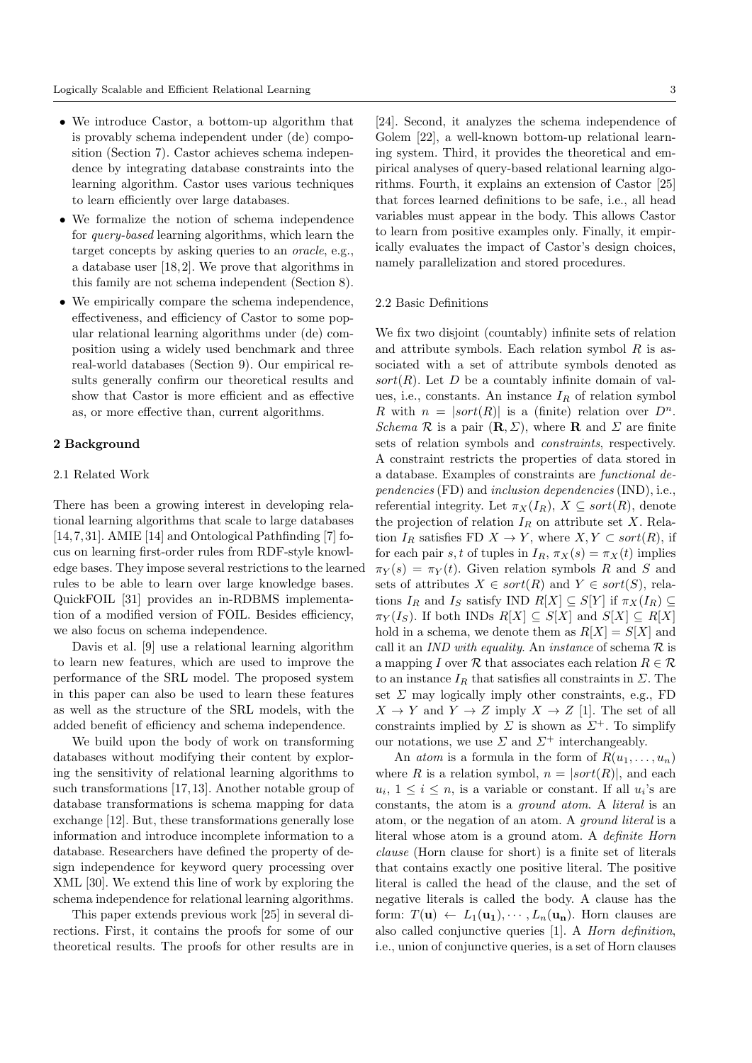- We introduce Castor, a bottom-up algorithm that is provably schema independent under (de) composition (Section 7). Castor achieves schema independence by integrating database constraints into the learning algorithm. Castor uses various techniques to learn efficiently over large databases.
- We formalize the notion of schema independence for *query-based* learning algorithms, which learn the target concepts by asking queries to an *oracle*, e.g., a database user [18,2]. We prove that algorithms in this family are not schema independent (Section 8).
- We empirically compare the schema independence, effectiveness, and efficiency of Castor to some popular relational learning algorithms under (de) composition using a widely used benchmark and three real-world databases (Section 9). Our empirical results generally confirm our theoretical results and show that Castor is more efficient and as effective as, or more effective than, current algorithms.

## 2 Background

### 2.1 Related Work

There has been a growing interest in developing relational learning algorithms that scale to large databases [14,7,31]. AMIE [14] and Ontological Pathfinding [7] focus on learning first-order rules from RDF-style knowledge bases. They impose several restrictions to the learned rules to be able to learn over large knowledge bases. QuickFOIL [31] provides an in-RDBMS implementation of a modified version of FOIL. Besides efficiency, we also focus on schema independence.

Davis et al. [9] use a relational learning algorithm to learn new features, which are used to improve the performance of the SRL model. The proposed system in this paper can also be used to learn these features as well as the structure of the SRL models, with the added benefit of efficiency and schema independence.

We build upon the body of work on transforming databases without modifying their content by exploring the sensitivity of relational learning algorithms to such transformations [17,13]. Another notable group of database transformations is schema mapping for data exchange [12]. But, these transformations generally lose information and introduce incomplete information to a database. Researchers have defined the property of design independence for keyword query processing over XML [30]. We extend this line of work by exploring the schema independence for relational learning algorithms.

This paper extends previous work [25] in several directions. First, it contains the proofs for some of our theoretical results. The proofs for other results are in [24]. Second, it analyzes the schema independence of Golem [22], a well-known bottom-up relational learning system. Third, it provides the theoretical and empirical analyses of query-based relational learning algorithms. Fourth, it explains an extension of Castor [25] that forces learned definitions to be safe, i.e., all head variables must appear in the body. This allows Castor to learn from positive examples only. Finally, it empirically evaluates the impact of Castor's design choices, namely parallelization and stored procedures.

### 2.2 Basic Definitions

We fix two disjoint (countably) infinite sets of relation and attribute symbols. Each relation symbol $R$ is associated with a set of attribute symbols denoted as $sort(R)$. Let $D$ be a countably infinite domain of values, i.e., constants. An instance $I_R$ of relation symbol $R$ with $n = |sort(R)|$ is a (finite) relation over $D^n$. *Schema* $\mathcal{R}$ is a pair $(\mathbf{R}, \Sigma)$, where $\mathbf{R}$ and $\Sigma$ are finite sets of relation symbols and *constraints*, respectively. A constraint restricts the properties of data stored in a database. Examples of constraints are *functional dependencies* (FD) and *inclusion dependencies* (IND), i.e., referential integrity. Let $\pi_X(I_R)$, $X \subseteq sort(R)$, denote the projection of relation $I_R$ on attribute set $X$. Relation $I_R$ satisfies FD $X \rightarrow Y$, where $X, Y \subset sort(R)$, if for each pair $s, t$ of tuples in $I_R$, $\pi_X(s) = \pi_X(t)$ implies $\pi_Y(s) = \pi_Y(t)$. Given relation symbols $R$ and $S$ and sets of attributes $X \in sort(R)$ and $Y \in sort(S)$, relations $I_R$ and $I_S$ satisfy IND $R[X] \subseteq S[Y]$ if $\pi_X(I_R) \subseteq \pi_Y(I_S)$. If both INDs $R[X] \subseteq S[X]$ and $S[X] \subseteq R[X]$ hold in a schema, we denote them as $R[X] = S[X]$ and call it an *IND with equality*. An *instance* of schema $\mathcal{R}$ is a mapping $I$ over $\mathcal{R}$ that associates each relation $R \in \mathcal{R}$ to an instance $I_R$ that satisfies all constraints in $\Sigma$. The set $\Sigma$ may logically imply other constraints, e.g., FD $X \rightarrow Y$ and $Y \rightarrow Z$ imply $X \rightarrow Z$ [1]. The set of all constraints implied by $\Sigma$ is shown as $\Sigma^+$. To simplify our notations, we use $\Sigma$ and $\Sigma^+$ interchangeably.

An *atom* is a formula in the form of $R(u_1, \ldots, u_n)$ where $R$ is a relation symbol, $n = |sort(R)|$, and each $u_i$, $1 \leq i \leq n$, is a variable or constant. If all $u_i$'s are constants, the atom is a *ground atom*. A *literal* is an atom, or the negation of an atom. A *ground literal* is a literal whose atom is a ground atom. A *definite Horn clause* (Horn clause for short) is a finite set of literals that contains exactly one positive literal. The positive literal is called the head of the clause, and the set of negative literals is called the body. A clause has the form: $T(\mathbf{u}) \leftarrow L_1(\mathbf{u_1}), \cdots, L_n(\mathbf{u_n})$. Horn clauses are also called conjunctive queries [1]. A *Horn definition*, i.e., union of conjunctive queries, is a set of Horn clauses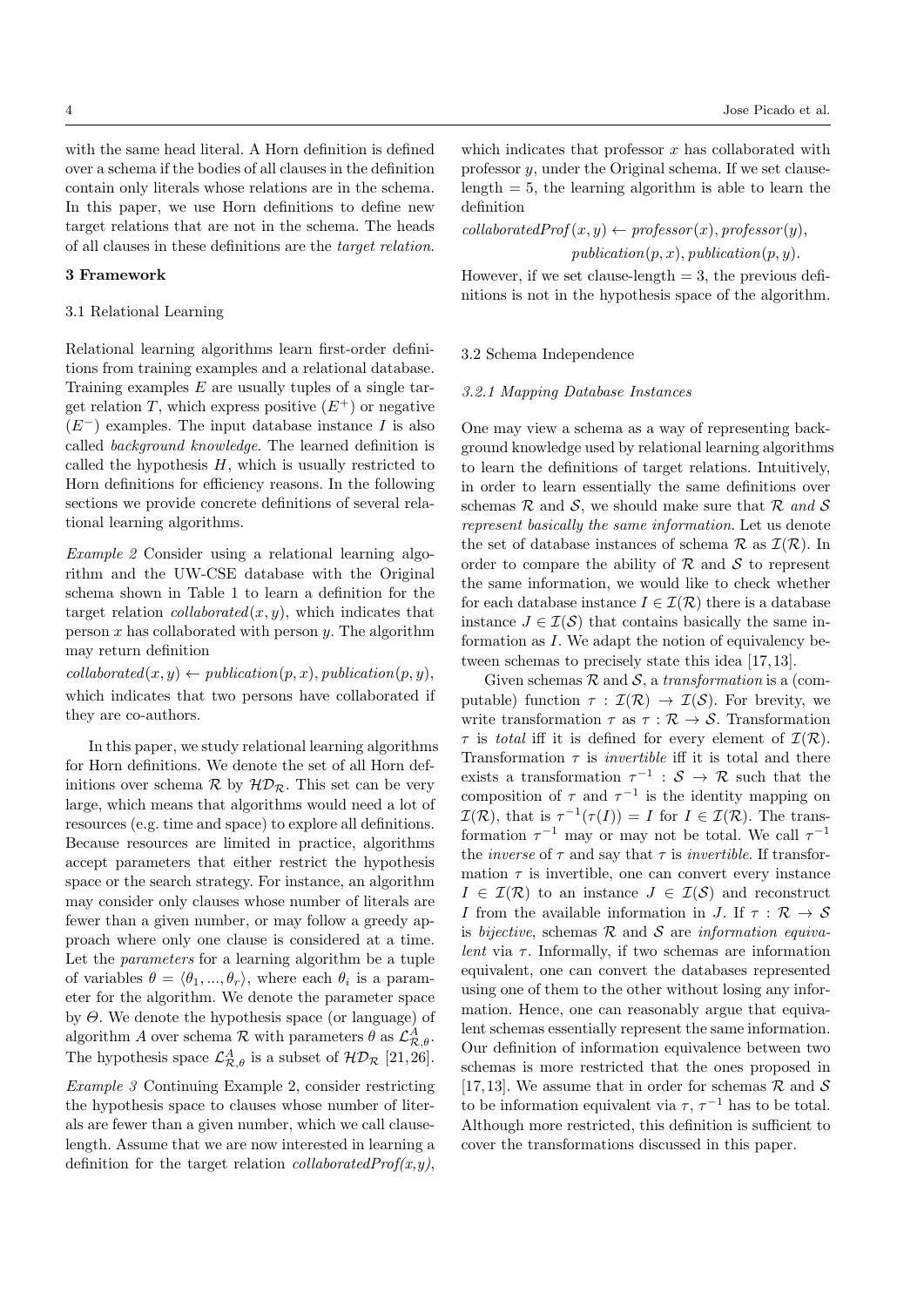with the same head literal. A Horn definition is defined over a schema if the bodies of all clauses in the definition contain only literals whose relations are in the schema. In this paper, we use Horn definitions to define new target relations that are not in the schema. The heads of all clauses in these definitions are the *target relation*.

## 3 Framework

### 3.1 Relational Learning

Relational learning algorithms learn first-order definitions from training examples and a relational database. Training examples $E$ are usually tuples of a single target relation $T$, which express positive ($E^+$) or negative ($E^-$) examples. The input database instance $I$ is also called *background knowledge*. The learned definition is called the hypothesis $H$, which is usually restricted to Horn definitions for efficiency reasons. In the following sections we provide concrete definitions of several relational learning algorithms.

*Example 2* Consider using a relational learning algorithm and the UW-CSE database with the Original schema shown in Table 1 to learn a definition for the target relation $collaborated(x, y)$, which indicates that person $x$ has collaborated with person $y$. The algorithm may return definition

$$collaborated(x, y) \leftarrow publication(p, x), publication(p, y),$$

which indicates that two persons have collaborated if they are co-authors.

In this paper, we study relational learning algorithms for Horn definitions. We denote the set of all Horn definitions over schema $\mathcal{R}$ by $\mathcal{HD}_\mathcal{R}$. This set can be very large, which means that algorithms would need a lot of resources (e.g. time and space) to explore all definitions. Because resources are limited in practice, algorithms accept parameters that either restrict the hypothesis space or the search strategy. For instance, an algorithm may consider only clauses whose number of literals are fewer than a given number, or may follow a greedy approach where only one clause is considered at a time. Let the *parameters* for a learning algorithm be a tuple of variables $\theta = \langle\theta_1, ..., \theta_r\rangle$, where each $\theta_i$ is a parameter for the algorithm. We denote the parameter space by $\Theta$. We denote the hypothesis space (or language) of algorithm $A$ over schema $\mathcal{R}$ with parameters $\theta$ as $\mathcal{L}^A_{\mathcal{R},\theta}$. The hypothesis space $\mathcal{L}^A_{\mathcal{R},\theta}$ is a subset of $\mathcal{HD}_\mathcal{R}$ [21, 26].

*Example 3* Continuing Example 2, consider restricting the hypothesis space to clauses whose number of literals are fewer than a given number, which we call clause-length. Assume that we are now interested in learning a definition for the target relation *collaboratedProf(x,y)*, which indicates that professor $x$ has collaborated with professor $y$, under the Original schema. If we set clause-length $= 5$, the learning algorithm is able to learn the definition

$$collaboratedProf(x, y) \leftarrow professor(x), professor(y), publication(p, x), publication(p, y).$$

However, if we set clause-length $= 3$, the previous definitions is not in the hypothesis space of the algorithm.

### 3.2 Schema Independence

#### 3.2.1 Mapping Database Instances

One may view a schema as a way of representing background knowledge used by relational learning algorithms to learn the definitions of target relations. Intuitively, in order to learn essentially the same definitions over schemas $\mathcal{R}$ and $\mathcal{S}$, we should make sure that *$\mathcal{R}$ and $\mathcal{S}$ represent basically the same information*. Let us denote the set of database instances of schema $\mathcal{R}$ as $\mathcal{I}(\mathcal{R})$. In order to compare the ability of $\mathcal{R}$ and $\mathcal{S}$ to represent the same information, we would like to check whether for each database instance $I \in \mathcal{I}(\mathcal{R})$ there is a database instance $J \in \mathcal{I}(\mathcal{S})$ that contains basically the same information as $I$. We adapt the notion of equivalency between schemas to precisely state this idea [17, 13].

Given schemas $\mathcal{R}$ and $\mathcal{S}$, a *transformation* is a (computable) function $\tau : \mathcal{I}(\mathcal{R}) \rightarrow \mathcal{I}(\mathcal{S})$. For brevity, we write transformation $\tau$ as $\tau : \mathcal{R} \rightarrow \mathcal{S}$. Transformation $\tau$ is *total* iff it is defined for every element of $\mathcal{I}(\mathcal{R})$. Transformation $\tau$ is *invertible* iff it is total and there exists a transformation $\tau^{-1} : \mathcal{S} \rightarrow \mathcal{R}$ such that the composition of $\tau$ and $\tau^{-1}$ is the identity mapping on $\mathcal{I}(\mathcal{R})$, that is $\tau^{-1}(\tau(I)) = I$ for $I \in \mathcal{I}(\mathcal{R})$. The transformation $\tau^{-1}$ may or may not be total. We call $\tau^{-1}$ the *inverse* of $\tau$ and say that $\tau$ is *invertible*. If transformation $\tau$ is invertible, one can convert every instance $I \in \mathcal{I}(\mathcal{R})$ to an instance $J \in \mathcal{I}(\mathcal{S})$ and reconstruct $I$ from the available information in $J$. If $\tau : \mathcal{R} \rightarrow \mathcal{S}$ is *bijective*, schemas $\mathcal{R}$ and $\mathcal{S}$ are *information equivalent* via $\tau$. Informally, if two schemas are information equivalent, one can convert the databases represented using one of them to the other without losing any information. Hence, one can reasonably argue that equivalent schemas essentially represent the same information. Our definition of information equivalence between two schemas is more restricted that the ones proposed in [17, 13]. We assume that in order for schemas $\mathcal{R}$ and $\mathcal{S}$ to be information equivalent via $\tau$, $\tau^{-1}$ has to be total. Although more restricted, this definition is sufficient to cover the transformations discussed in this paper.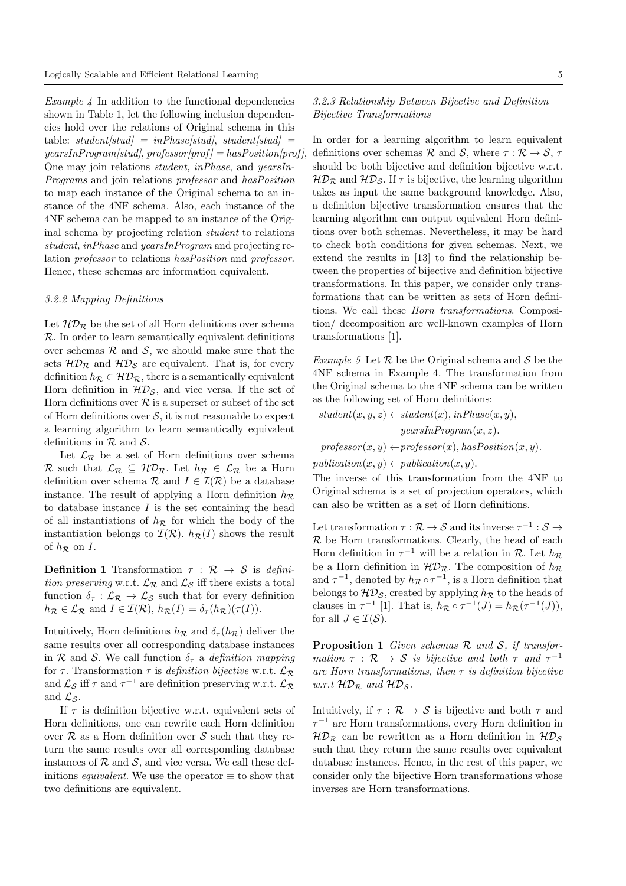*Example 4* In addition to the functional dependencies shown in Table 1, let the following inclusion dependencies hold over the relations of Original schema in this table: *student[stud]* = *inPhase[stud]*, *student[stud]* = *yearsInProgram[stud]*, *professor[prof]* = *hasPosition[prof]*, One may join relations *student*, *inPhase*, and *yearsInPrograms* and join relations *professor* and *hasPosition* to map each instance of the Original schema to an instance of the 4NF schema. Also, each instance of the 4NF schema can be mapped to an instance of the Original schema by projecting relation *student* to relations *student*, *inPhase* and *yearsInProgram* and projecting relation *professor* to relations *hasPosition* and *professor*. Hence, these schemas are information equivalent.

#### 3.2.2 Mapping Definitions

Let $\mathcal{HD}_\mathcal{R}$ be the set of all Horn definitions over schema $\mathcal{R}$. In order to learn semantically equivalent definitions over schemas $\mathcal{R}$ and $\mathcal{S}$, we should make sure that the sets $\mathcal{HD}_\mathcal{R}$ and $\mathcal{HD}_\mathcal{S}$ are equivalent. That is, for every definition $h_\mathcal{R} \in \mathcal{HD}_\mathcal{R}$, there is a semantically equivalent Horn definition in $\mathcal{HD}_\mathcal{S}$, and vice versa. If the set of Horn definitions over $\mathcal{R}$ is a superset or subset of the set of Horn definitions over $\mathcal{S}$, it is not reasonable to expect a learning algorithm to learn semantically equivalent definitions in $\mathcal{R}$ and $\mathcal{S}$.

Let $\mathcal{L}_\mathcal{R}$ be a set of Horn definitions over schema $\mathcal{R}$ such that $\mathcal{L}_\mathcal{R} \subseteq \mathcal{HD}_\mathcal{R}$. Let $h_\mathcal{R} \in \mathcal{L}_\mathcal{R}$ be a Horn definition over schema $\mathcal{R}$ and $I \in \mathcal{I}(\mathcal{R})$ be a database instance. The result of applying a Horn definition $h_\mathcal{R}$ to database instance $I$ is the set containing the head of all instantiations of $h_\mathcal{R}$ for which the body of the instantiation belongs to $\mathcal{I}(\mathcal{R})$. $h_\mathcal{R}(I)$ shows the result of $h_\mathcal{R}$ on $I$.

**Definition 1** Transformation $\tau : \mathcal{R} \rightarrow \mathcal{S}$ is *definition preserving* w.r.t. $\mathcal{L}_\mathcal{R}$ and $\mathcal{L}_\mathcal{S}$ iff there exists a total function $\delta_\tau : \mathcal{L}_\mathcal{R} \rightarrow \mathcal{L}_\mathcal{S}$ such that for every definition $h_\mathcal{R} \in \mathcal{L}_\mathcal{R}$ and $I \in \mathcal{I}(\mathcal{R})$, $h_\mathcal{R}(I) = \delta_\tau(h_\mathcal{R})(\tau(I))$.

Intuitively, Horn definitions $h_\mathcal{R}$ and $\delta_\tau(h_\mathcal{R})$ deliver the same results over all corresponding database instances in $\mathcal{R}$ and $\mathcal{S}$. We call function $\delta_\tau$ a *definition mapping* for $\tau$. Transformation $\tau$ is *definition bijective* w.r.t. $\mathcal{L}_\mathcal{R}$ and $\mathcal{L}_\mathcal{S}$ iff $\tau$ and $\tau^{-1}$ are definition preserving w.r.t. $\mathcal{L}_\mathcal{R}$ and $\mathcal{L}_\mathcal{S}$.

If $\tau$ is definition bijective w.r.t. equivalent sets of Horn definitions, one can rewrite each Horn definition over $\mathcal{R}$ as a Horn definition over $\mathcal{S}$ such that they return the same results over all corresponding database instances of $\mathcal{R}$ and $\mathcal{S}$, and vice versa. We call these definitions *equivalent*. We use the operator $\equiv$ to show that two definitions are equivalent.

#### 3.2.3 Relationship Between Bijective and Definition Bijective Transformations

In order for a learning algorithm to learn equivalent definitions over schemas $\mathcal{R}$ and $\mathcal{S}$, where $\tau : \mathcal{R} \rightarrow \mathcal{S}$, $\tau$ should be both bijective and definition bijective w.r.t. $\mathcal{HD}_\mathcal{R}$ and $\mathcal{HD}_\mathcal{S}$. If $\tau$ is bijective, the learning algorithm takes as input the same background knowledge. Also, a definition bijective transformation ensures that the learning algorithm can output equivalent Horn definitions over both schemas. Nevertheless, it may be hard to check both conditions for given schemas. Next, we extend the results in [13] to find the relationship between the properties of bijective and definition bijective transformations. In this paper, we consider only transformations that can be written as sets of Horn definitions. We call these *Horn transformations*. Composition/ decomposition are well-known examples of Horn transformations [1].

*Example 5* Let $\mathcal{R}$ be the Original schema and $\mathcal{S}$ be the 4NF schema in Example 4. The transformation from the Original schema to the 4NF schema can be written as the following set of Horn definitions:

$$student(x, y, z) \leftarrow student(x), inPhase(x, y), yearsInProgram(x, z).$$

$$professor(x, y) \leftarrow professor(x), hasPosition(x, y).$$

$$publication(x, y) \leftarrow publication(x, y).$$

The inverse of this transformation from the 4NF to Original schema is a set of projection operators, which can also be written as a set of Horn definitions.

Let transformation $\tau : \mathcal{R} \rightarrow \mathcal{S}$ and its inverse $\tau^{-1} : \mathcal{S} \rightarrow \mathcal{R}$ be Horn transformations. Clearly, the head of each Horn definition in $\tau^{-1}$ will be a relation in $\mathcal{R}$. Let $h_\mathcal{R}$ be a Horn definition in $\mathcal{HD}_\mathcal{R}$. The composition of $h_\mathcal{R}$ and $\tau^{-1}$, denoted by $h_\mathcal{R} \circ \tau^{-1}$, is a Horn definition that belongs to $\mathcal{HD}_\mathcal{S}$, created by applying $h_\mathcal{R}$ to the heads of clauses in $\tau^{-1}$ [1]. That is, $h_\mathcal{R} \circ \tau^{-1}(J) = h_\mathcal{R}(\tau^{-1}(J))$, for all $J \in \mathcal{I}(\mathcal{S})$.

**Proposition 1** *Given schemas $\mathcal{R}$ and $\mathcal{S}$, if transformation $\tau : \mathcal{R} \rightarrow \mathcal{S}$ is bijective and both $\tau$ and $\tau^{-1}$ are Horn transformations, then $\tau$ is definition bijective w.r.t $\mathcal{HD}_\mathcal{R}$ and $\mathcal{HD}_\mathcal{S}$.*

Intuitively, if $\tau : \mathcal{R} \rightarrow \mathcal{S}$ is bijective and both $\tau$ and $\tau^{-1}$ are Horn transformations, every Horn definition in $\mathcal{HD}_\mathcal{R}$ can be rewritten as a Horn definition in $\mathcal{HD}_\mathcal{S}$ such that they return the same results over equivalent database instances. Hence, in the rest of this paper, we consider only the bijective Horn transformations whose inverses are Horn transformations.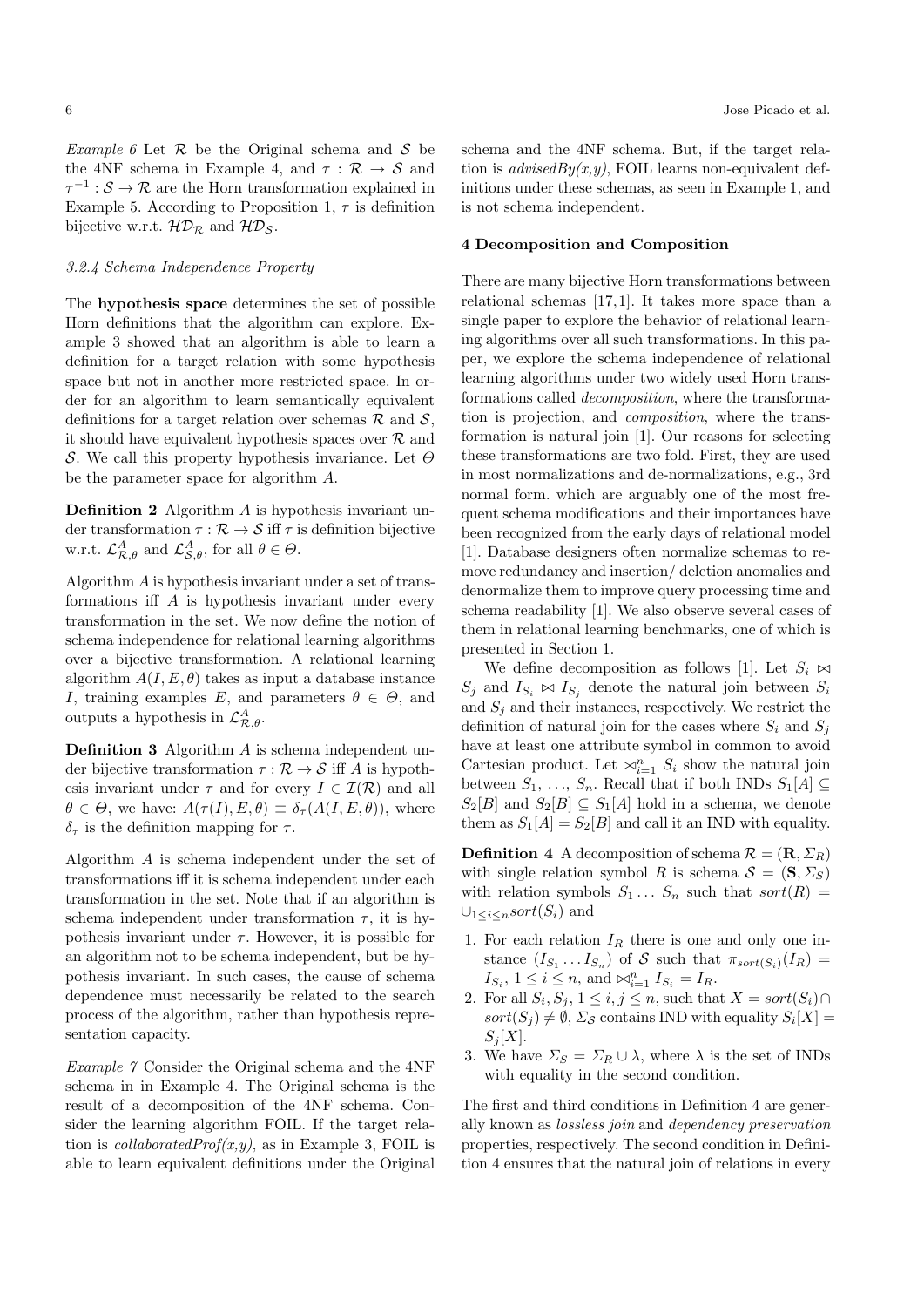*Example 6* Let $\mathcal{R}$ be the Original schema and $\mathcal{S}$ be the 4NF schema in Example 4, and $\tau : \mathcal{R} \rightarrow \mathcal{S}$ and $\tau^{-1} : \mathcal{S} \rightarrow \mathcal{R}$ are the Horn transformation explained in Example 5. According to Proposition 1, $\tau$ is definition bijective w.r.t. $\mathcal{HD}_{\mathcal{R}}$ and $\mathcal{HD}_{\mathcal{S}}$.

#### *3.2.4 Schema Independence Property*

The **hypothesis space** determines the set of possible Horn definitions that the algorithm can explore. Example 3 showed that an algorithm is able to learn a definition for a target relation with some hypothesis space but not in another more restricted space. In order for an algorithm to learn semantically equivalent definitions for a target relation over schemas $\mathcal{R}$ and $\mathcal{S}$, it should have equivalent hypothesis spaces over $\mathcal{R}$ and $\mathcal{S}$. We call this property hypothesis invariance. Let $\Theta$ be the parameter space for algorithm $A$.

**Definition 2** Algorithm $A$ is hypothesis invariant under transformation $\tau : \mathcal{R} \rightarrow \mathcal{S}$ iff $\tau$ is definition bijective w.r.t. $\mathcal{L}^{A}_{\mathcal{R},\theta}$ and $\mathcal{L}^{A}_{\mathcal{S},\theta}$, for all $\theta \in \Theta$.

Algorithm $A$ is hypothesis invariant under a set of transformations iff $A$ is hypothesis invariant under every transformation in the set. We now define the notion of schema independence for relational learning algorithms over a bijective transformation. A relational learning algorithm $A(I, E, \theta)$ takes as input a database instance $I$, training examples $E$, and parameters $\theta \in \Theta$, and outputs a hypothesis in $\mathcal{L}^{A}_{\mathcal{R},\theta}$.

**Definition 3** Algorithm $A$ is schema independent under bijective transformation $\tau : \mathcal{R} \rightarrow \mathcal{S}$ iff $A$ is hypothesis invariant under $\tau$ and for every $I \in \mathcal{I}(\mathcal{R})$ and all $\theta \in \Theta$, we have: $A(\tau(I), E, \theta) \equiv \delta_{\tau}(A(I, E, \theta))$, where $\delta_{\tau}$ is the definition mapping for $\tau$.

Algorithm $A$ is schema independent under the set of transformations iff it is schema independent under each transformation in the set. Note that if an algorithm is schema independent under transformation $\tau$, it is hypothesis invariant under $\tau$. However, it is possible for an algorithm not to be schema independent, but be hypothesis invariant. In such cases, the cause of schema dependence must necessarily be related to the search process of the algorithm, rather than hypothesis representation capacity.

*Example 7* Consider the Original schema and the 4NF schema in in Example 4. The Original schema is the result of a decomposition of the 4NF schema. Consider the learning algorithm FOIL. If the target relation is *collaboratedProf(x,y)*, as in Example 3, FOIL is able to learn equivalent definitions under the Original schema and the 4NF schema. But, if the target relation is *advisedBy(x,y)*, FOIL learns non-equivalent definitions under these schemas, as seen in Example 1, and is not schema independent.

### 4 Decomposition and Composition

There are many bijective Horn transformations between relational schemas [17,1]. It takes more space than a single paper to explore the behavior of relational learning algorithms over all such transformations. In this paper, we explore the schema independence of relational learning algorithms under two widely used Horn transformations called *decomposition*, where the transformation is projection, and *composition*, where the transformation is natural join [1]. Our reasons for selecting these transformations are two fold. First, they are used in most normalizations and de-normalizations, e.g., 3rd normal form. which are arguably one of the most frequent schema modifications and their importances have been recognized from the early days of relational model [1]. Database designers often normalize schemas to remove redundancy and insertion/ deletion anomalies and denormalize them to improve query processing time and schema readability [1]. We also observe several cases of them in relational learning benchmarks, one of which is presented in Section 1.

We define decomposition as follows [1]. Let $S_i \bowtie S_j$ and $I_{S_i} \bowtie I_{S_j}$ denote the natural join between $S_i$ and $S_j$ and their instances, respectively. We restrict the definition of natural join for the cases where $S_i$ and $S_j$ have at least one attribute symbol in common to avoid Cartesian product. Let $\bowtie_{i=1}^{n} S_i$ show the natural join between $S_1$, ..., $S_n$. Recall that if both INDs $S_1[A] \subseteq S_2[B]$ and $S_2[B] \subseteq S_1[A]$ hold in a schema, we denote them as $S_1[A] = S_2[B]$ and call it an IND with equality.

**Definition 4** A decomposition of schema $\mathcal{R} = (\mathbf{R}, \Sigma_R)$ with single relation symbol $R$ is schema $\mathcal{S} = (\mathbf{S}, \Sigma_S)$ with relation symbols $S_1 \ldots S_n$ such that $sort(R) = \cup_{1 \leq i \leq n} sort(S_i)$ and

1. For each relation $I_R$ there is one and only one instance $(I_{S_1} \ldots I_{S_n})$ of $\mathcal{S}$ such that $\pi_{sort(S_i)}(I_R) = I_{S_i}$, $1 \leq i \leq n$, and $\bowtie_{i=1}^{n} I_{S_i} = I_R$.
2. For all $S_i, S_j$, $1 \leq i, j \leq n$, such that $X = sort(S_i) \cap sort(S_j) \neq \emptyset$, $\Sigma_{\mathcal{S}}$ contains IND with equality $S_i[X] = S_j[X]$.
3. We have $\Sigma_S = \Sigma_R \cup \lambda$, where $\lambda$ is the set of INDs with equality in the second condition.

The first and third conditions in Definition 4 are generally known as *lossless join* and *dependency preservation* properties, respectively. The second condition in Definition 4 ensures that the natural join of relations in every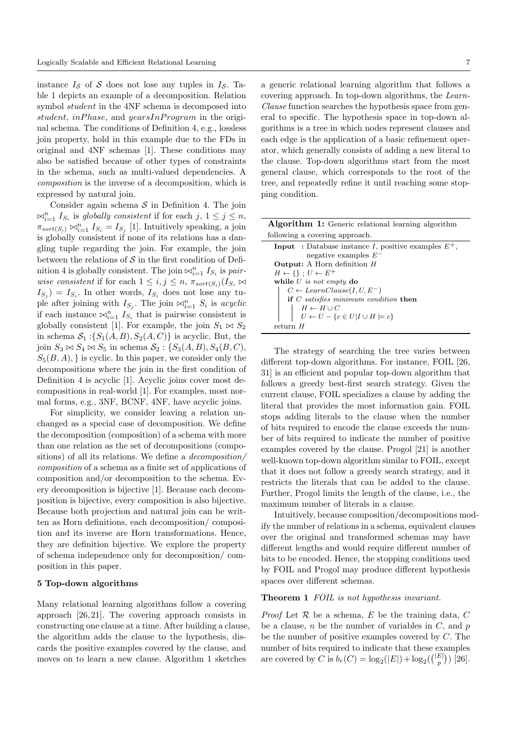instance $I_{\mathcal{S}}$ of $\mathcal{S}$ does not lose any tuples in $I_{\mathcal{S}}$. Table 1 depicts an example of a decomposition. Relation symbol *student* in the 4NF schema is decomposed into *student*, *inPhase*, and *yearsInProgram* in the original schema. The conditions of Definition 4, e.g., lossless join property, hold in this example due to the FDs in original and 4NF schemas [1]. These conditions may also be satisfied because of other types of constraints in the schema, such as multi-valued dependencies. A *composition* is the inverse of a decomposition, which is expressed by natural join.

Consider again schema $\mathcal{S}$ in Definition 4. The join $\bowtie_{i=1}^{n} I_{S_i}$ is *globally consistent* if for each $j$, $1 \leq j \leq n$, $\pi_{sort(S_j)} \bowtie_{i=1}^{n} I_{S_i} = I_{S_j}$ [1]. Intuitively speaking, a join is globally consistent if none of its relations has a dangling tuple regarding the join. For example, the join between the relations of $\mathcal{S}$ in the first condition of Definition 4 is globally consistent. The join $\bowtie_{i=1}^{n} I_{S_i}$ is *pairwise consistent* if for each $1 \leq i, j \leq n$, $\pi_{sort(S_i)}(I_{S_i} \bowtie I_{S_j}) = I_{S_i}$. In other words, $I_{S_i}$ does not lose any tuple after joining with $I_{S_j}$. The join $\bowtie_{i=1}^{n} S_i$ is *acyclic* if each instance $\bowtie_{i=1}^{n} I_{S_i}$ that is pairwise consistent is globally consistent [1]. For example, the join $S_1 \bowtie S_2$ in schema $\mathcal{S}_1 : \{S_1(A,B), S_2(A,C)\}$ is acyclic. But, the join $S_3 \bowtie S_4 \bowtie S_5$ in schema $\mathcal{S}_2 : \{S_3(A,B), S_4(B,C), S_5(B,A), \}$ is cyclic. In this paper, we consider only the decompositions where the join in the first condition of Definition 4 is acyclic [1]. Acyclic joins cover most decompositions in real-world [1]. For examples, most normal forms, e.g., 3NF, BCNF, 4NF, have acyclic joins.

For simplicity, we consider leaving a relation unchanged as a special case of decomposition. We define the decomposition (composition) of a schema with more than one relation as the set of decompositions (compositions) of all its relations. We define a *decomposition/ composition* of a schema as a finite set of applications of composition and/or decomposition to the schema. Every decomposition is bijective [1]. Because each decomposition is bijective, every composition is also bijective. Because both projection and natural join can be written as Horn definitions, each decomposition/ composition and its inverse are Horn transformations. Hence, they are definition bijective. We explore the property of schema independence only for decomposition/ composition in this paper.

## 5 Top-down algorithms

Many relational learning algorithms follow a covering approach [26,21]. The covering approach consists in constructing one clause at a time. After building a clause, the algorithm adds the clause to the hypothesis, discards the positive examples covered by the clause, and moves on to learn a new clause. Algorithm 1 sketches a generic relational learning algorithm that follows a covering approach. In top-down algorithms, the *LearnClause* function searches the hypothesis space from general to specific. The hypothesis space in top-down algorithms is a tree in which nodes represent clauses and each edge is the application of a basic refinement operator, which generally consists of adding a new literal to the clause. Top-down algorithms start from the most general clause, which corresponds to the root of the tree, and repeatedly refine it until reaching some stopping condition.

**Algorithm 1:** Generic relational learning algorithm following a covering approach.

```
Input  : Database instance I, positive examples E+,
         negative examples E−
Output: A Horn definition H
H ← {} ; U ← E+
while U is not empty do
    C ← LearnClause(I, U, E−)
    if C satisfies minimum condition then
        H ← H ∪ C
        U ← U − {c ∈ U | I ∪ H ⊨ c}
return H
```

The strategy of searching the tree varies between different top-down algorithms. For instance, FOIL [26, 31] is an efficient and popular top-down algorithm that follows a greedy best-first search strategy. Given the current clause, FOIL specializes a clause by adding the literal that provides the most information gain. FOIL stops adding literals to the clause when the number of bits required to encode the clause exceeds the number of bits required to indicate the number of positive examples covered by the clause. Progol [21] is another well-known top-down algorithm similar to FOIL, except that it does not follow a greedy search strategy, and it restricts the literals that can be added to the clause. Further, Progol limits the length of the clause, i.e., the maximum number of literals in a clause.

Intuitively, because composition/decompositions modify the number of relations in a schema, equivalent clauses over the original and transformed schemas may have different lengths and would require different number of bits to be encoded. Hence, the stopping conditions used by FOIL and Progol may produce different hypothesis spaces over different schemas.

**Theorem 1** *FOIL is not hypothesis invariant.*

*Proof* Let $\mathcal{R}$ be a schema, $E$ be the training data, $C$ be a clause, $n$ be the number of variables in $C$, and $p$ be the number of positive examples covered by $C$. The number of bits required to indicate that these examples are covered by $C$ is $b_e(C) = \log_2(|E|) + \log_2(\binom{|E|}{p})$ [26].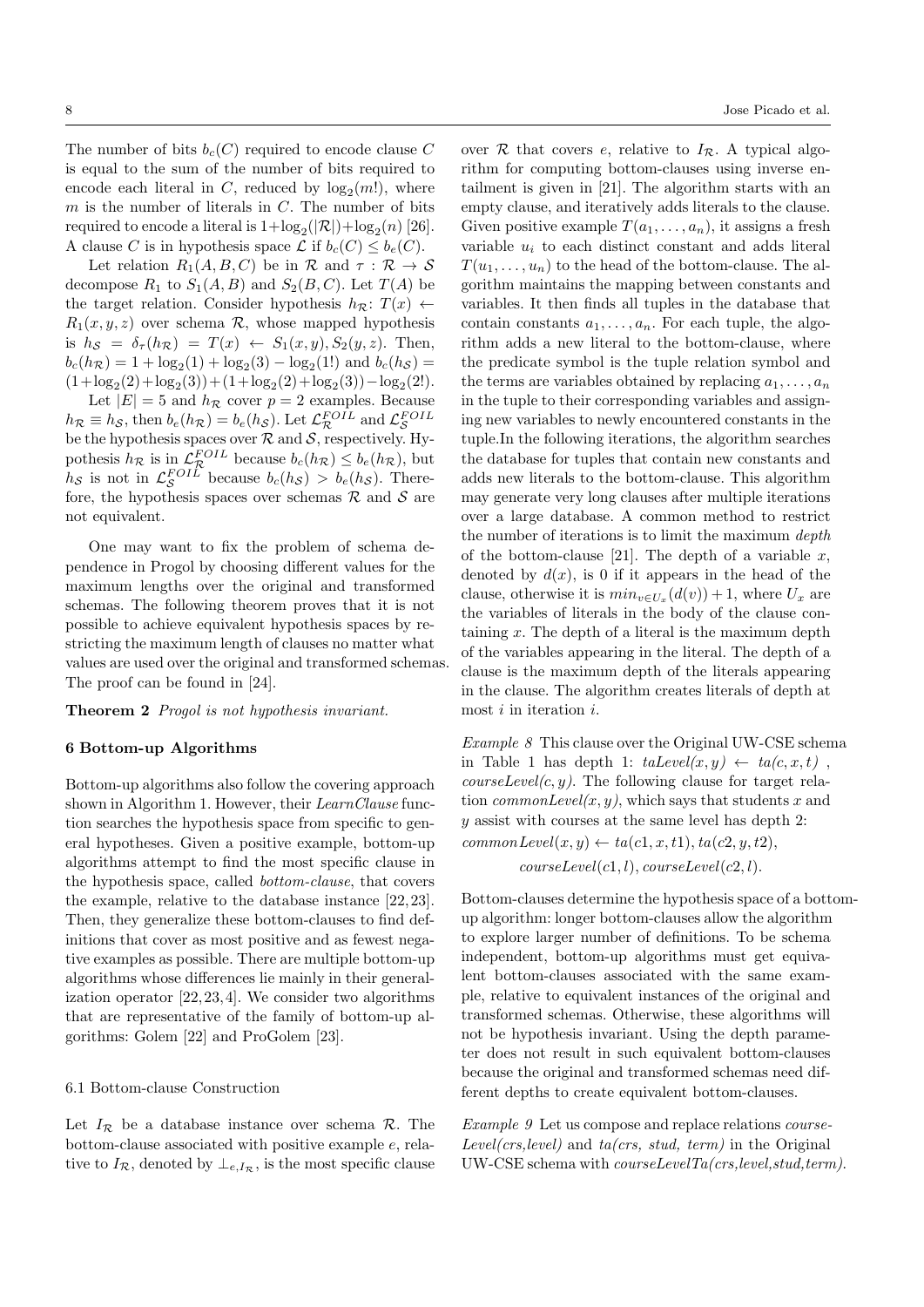The number of bits $b_c(C)$ required to encode clause $C$ is equal to the sum of the number of bits required to encode each literal in $C$, reduced by $\log_2(m!)$, where $m$ is the number of literals in $C$. The number of bits required to encode a literal is $1+\log_2(|\mathcal{R}|)+\log_2(n)$ [26]. A clause $C$ is in hypothesis space $\mathcal{L}$ if $b_c(C) \leq b_e(C)$.

Let relation $R_1(A, B, C)$ be in $\mathcal{R}$ and $\tau : \mathcal{R} \rightarrow \mathcal{S}$ decompose $R_1$ to $S_1(A, B)$ and $S_2(B, C)$. Let $T(A)$ be the target relation. Consider hypothesis $h_{\mathcal{R}}$: $T(x) \leftarrow R_1(x, y, z)$ over schema $\mathcal{R}$, whose mapped hypothesis is $h_{\mathcal{S}} = \delta_\tau(h_{\mathcal{R}}) = T(x) \leftarrow S_1(x, y), S_2(y, z)$. Then, $b_c(h_{\mathcal{R}}) = 1 + \log_2(1) + \log_2(3) - \log_2(1!)$ and $b_c(h_{\mathcal{S}}) = (1+\log_2(2)+\log_2(3))+(1+\log_2(2)+\log_2(3))-\log_2(2!)$.

Let $|E| = 5$ and $h_{\mathcal{R}}$ cover $p = 2$ examples. Because $h_{\mathcal{R}} \equiv h_{\mathcal{S}}$, then $b_e(h_{\mathcal{R}}) = b_e(h_{\mathcal{S}})$. Let $\mathcal{L}^{FOIL}_{\mathcal{R}}$ and $\mathcal{L}^{FOIL}_{\mathcal{S}}$ be the hypothesis spaces over $\mathcal{R}$ and $\mathcal{S}$, respectively. Hypothesis $h_{\mathcal{R}}$ is in $\mathcal{L}^{FOIL}_{\mathcal{R}}$ because $b_c(h_{\mathcal{R}}) \leq b_e(h_{\mathcal{R}})$, but $h_{\mathcal{S}}$ is not in $\mathcal{L}^{FOIL}_{\mathcal{S}}$ because $b_c(h_{\mathcal{S}}) > b_e(h_{\mathcal{S}})$. Therefore, the hypothesis spaces over schemas $\mathcal{R}$ and $\mathcal{S}$ are not equivalent.

One may want to fix the problem of schema dependence in Progol by choosing different values for the maximum lengths over the original and transformed schemas. The following theorem proves that it is not possible to achieve equivalent hypothesis spaces by restricting the maximum length of clauses no matter what values are used over the original and transformed schemas. The proof can be found in [24].

**Theorem 2** *Progol is not hypothesis invariant.*

## 6 Bottom-up Algorithms

Bottom-up algorithms also follow the covering approach shown in Algorithm 1. However, their *LearnClause* function searches the hypothesis space from specific to general hypotheses. Given a positive example, bottom-up algorithms attempt to find the most specific clause in the hypothesis space, called *bottom-clause*, that covers the example, relative to the database instance [22,23]. Then, they generalize these bottom-clauses to find definitions that cover as most positive and as fewest negative examples as possible. There are multiple bottom-up algorithms whose differences lie mainly in their generalization operator [22,23,4]. We consider two algorithms that are representative of the family of bottom-up algorithms: Golem [22] and ProGolem [23].

### 6.1 Bottom-clause Construction

Let $I_{\mathcal{R}}$ be a database instance over schema $\mathcal{R}$. The bottom-clause associated with positive example $e$, relative to $I_{\mathcal{R}}$, denoted by $\bot_{e,I_{\mathcal{R}}}$, is the most specific clause over $\mathcal{R}$ that covers $e$, relative to $I_{\mathcal{R}}$. A typical algorithm for computing bottom-clauses using inverse entailment is given in [21]. The algorithm starts with an empty clause, and iteratively adds literals to the clause. Given positive example $T(a_1, \ldots, a_n)$, it assigns a fresh variable $u_i$ to each distinct constant and adds literal $T(u_1, \ldots, u_n)$ to the head of the bottom-clause. The algorithm maintains the mapping between constants and variables. It then finds all tuples in the database that contain constants $a_1, \ldots, a_n$. For each tuple, the algorithm adds a new literal to the bottom-clause, where the predicate symbol is the tuple relation symbol and the terms are variables obtained by replacing $a_1, \ldots, a_n$ in the tuple to their corresponding variables and assigning new variables to newly encountered constants in the tuple.In the following iterations, the algorithm searches the database for tuples that contain new constants and adds new literals to the bottom-clause. This algorithm may generate very long clauses after multiple iterations over a large database. A common method to restrict the number of iterations is to limit the maximum *depth* of the bottom-clause [21]. The depth of a variable $x$, denoted by $d(x)$, is 0 if it appears in the head of the clause, otherwise it is $min_{v \in U_x}(d(v)) + 1$, where $U_x$ are the variables of literals in the body of the clause containing $x$. The depth of a literal is the maximum depth of the variables appearing in the literal. The depth of a clause is the maximum depth of the literals appearing in the clause. The algorithm creates literals of depth at most $i$ in iteration $i$.

*Example 8* This clause over the Original UW-CSE schema in Table 1 has depth 1: *taLevel(x, y)* $\leftarrow$ *ta(c, x, t)* , *courseLevel(c, y)*. The following clause for target relation *commonLevel(x, y)*, which says that students $x$ and $y$ assist with courses at the same level has depth 2:

$$commonLevel(x, y) \leftarrow ta(c1, x, t1), ta(c2, y, t2),$$
$$courseLevel(c1, l), courseLevel(c2, l).$$

Bottom-clauses determine the hypothesis space of a bottom-up algorithm: longer bottom-clauses allow the algorithm to explore larger number of definitions. To be schema independent, bottom-up algorithms must get equivalent bottom-clauses associated with the same example, relative to equivalent instances of the original and transformed schemas. Otherwise, these algorithms will not be hypothesis invariant. Using the depth parameter does not result in such equivalent bottom-clauses because the original and transformed schemas need different depths to create equivalent bottom-clauses.

*Example 9* Let us compose and replace relations *courseLevel(crs,level)* and *ta(crs, stud, term)* in the Original UW-CSE schema with *courseLevelTa(crs,level,stud,term)*.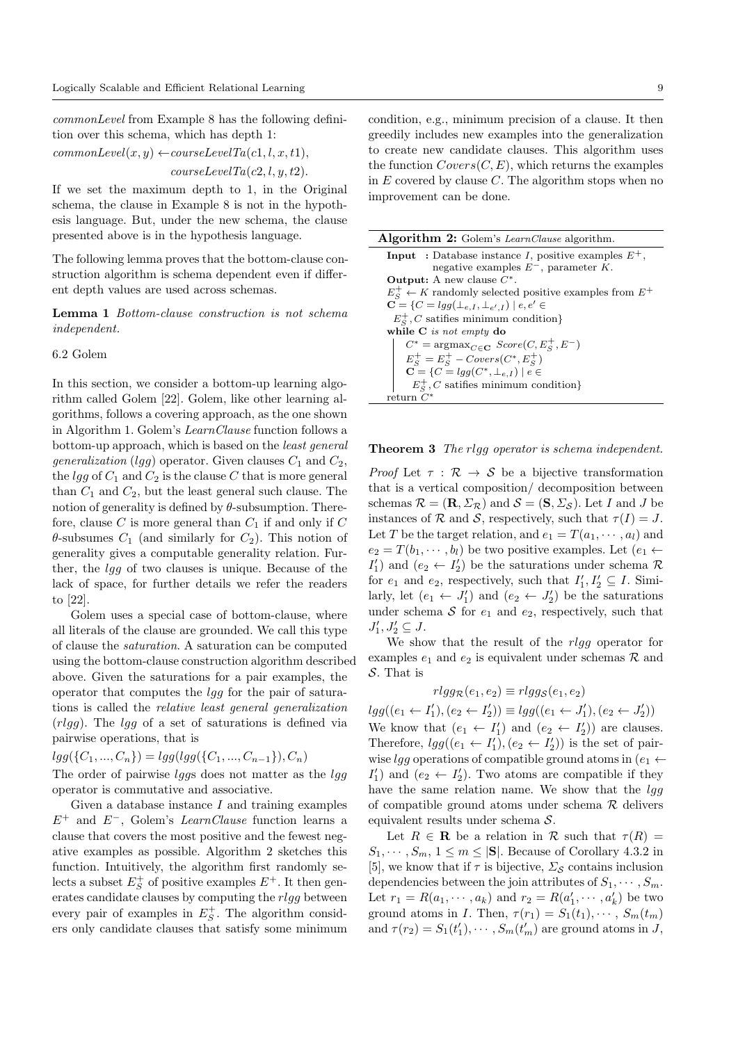*commonLevel* from Example 8 has the following definition over this schema, which has depth 1:

$$commonLevel(x, y) \leftarrow courseLevelTa(c1, l, x, t1),$$
$$courseLevelTa(c2, l, y, t2).$$

If we set the maximum depth to 1, in the Original schema, the clause in Example 8 is not in the hypothesis language. But, under the new schema, the clause presented above is in the hypothesis language.

The following lemma proves that the bottom-clause construction algorithm is schema dependent even if different depth values are used across schemas.

**Lemma 1** *Bottom-clause construction is not schema independent.*

### 6.2 Golem

In this section, we consider a bottom-up learning algorithm called Golem [22]. Golem, like other learning algorithms, follows a covering approach, as the one shown in Algorithm 1. Golem's *LearnClause* function follows a bottom-up approach, which is based on the *least general generalization* (*lgg*) operator. Given clauses $C_1$ and $C_2$, the *lgg* of $C_1$ and $C_2$ is the clause $C$ that is more general than $C_1$ and $C_2$, but the least general such clause. The notion of generality is defined by $\theta$-subsumption. Therefore, clause $C$ is more general than $C_1$ if and only if $C$ $\theta$-subsumes $C_1$ (and similarly for $C_2$). This notion of generality gives a computable generality relation. Further, the *lgg* of two clauses is unique. Because of the lack of space, for further details we refer the readers to [22].

Golem uses a special case of bottom-clause, where all literals of the clause are grounded. We call this type of clause the *saturation*. A saturation can be computed using the bottom-clause construction algorithm described above. Given the saturations for a pair examples, the operator that computes the *lgg* for the pair of saturations is called the *relative least general generalization* (*rlgg*). The *lgg* of a set of saturations is defined via pairwise operations, that is

$$lgg(\{C_1, ..., C_n\}) = lgg(lgg(\{C_1, ..., C_{n-1}\}), C_n)$$

The order of pairwise *lgg*s does not matter as the *lgg* operator is commutative and associative.

Given a database instance $I$ and training examples $E^+$ and $E^-$, Golem's *LearnClause* function learns a clause that covers the most positive and the fewest negative examples as possible. Algorithm 2 sketches this function. Intuitively, the algorithm first randomly selects a subset $E^+_S$ of positive examples $E^+$. It then generates candidate clauses by computing the *rlgg* between every pair of examples in $E^+_S$. The algorithm considers only candidate clauses that satisfy some minimum condition, e.g., minimum precision of a clause. It then greedily includes new examples into the generalization to create new candidate clauses. This algorithm uses the function $Covers(C, E)$, which returns the examples in $E$ covered by clause $C$. The algorithm stops when no improvement can be done.

**Algorithm 2:** Golem's *LearnClause* algorithm.

**Input** : Database instance $I$, positive examples $E^+$, negative examples $E^-$, parameter $K$.
**Output:** A new clause $C^*$.
$E^+_S \leftarrow K$ randomly selected positive examples from $E^+$
$\mathbf{C} = \{C = lgg(\bot_{e,I}, \bot_{e',I}) \mid e, e' \in E^+_S, C$ satifies minimum condition$\}$
**while** $\mathbf{C}$ *is not empty* **do**
  $C^* = \text{argmax}_{C \in \mathbf{C}}\ Score(C, E^+_S, E^-)$
  $E^+_S = E^+_S - Covers(C^*, E^+_S)$
  $\mathbf{C} = \{C = lgg(C^*, \bot_{e,I}) \mid e \in E^+_S, C$ satifies minimum condition$\}$
return $C^*$

**Theorem 3** *The rlgg operator is schema independent.*

*Proof* Let $\tau : \mathcal{R} \rightarrow \mathcal{S}$ be a bijective transformation that is a vertical composition/ decomposition between schemas $\mathcal{R} = (\mathbf{R}, \Sigma_{\mathcal{R}})$ and $\mathcal{S} = (\mathbf{S}, \Sigma_{\mathcal{S}})$. Let $I$ and $J$ be instances of $\mathcal{R}$ and $\mathcal{S}$, respectively, such that $\tau(I) = J$. Let $T$ be the target relation, and $e_1 = T(a_1, \cdots, a_l)$ and $e_2 = T(b_1, \cdots, b_l)$ be two positive examples. Let $(e_1 \leftarrow I'_1)$ and $(e_2 \leftarrow I'_2)$ be the saturations under schema $\mathcal{R}$ for $e_1$ and $e_2$, respectively, such that $I'_1, I'_2 \subseteq I$. Similarly, let $(e_1 \leftarrow J'_1)$ and $(e_2 \leftarrow J'_2)$ be the saturations under schema $\mathcal{S}$ for $e_1$ and $e_2$, respectively, such that $J'_1, J'_2 \subseteq J$.

We show that the result of the *rlgg* operator for examples $e_1$ and $e_2$ is equivalent under schemas $\mathcal{R}$ and $\mathcal{S}$. That is

$$rlgg_{\mathcal{R}}(e_1, e_2) \equiv rlgg_{\mathcal{S}}(e_1, e_2)$$

$$lgg((e_1 \leftarrow I'_1), (e_2 \leftarrow I'_2)) \equiv lgg((e_1 \leftarrow J'_1), (e_2 \leftarrow J'_2))$$

We know that $(e_1 \leftarrow I'_1)$ and $(e_2 \leftarrow I'_2))$ are clauses. Therefore, $lgg((e_1 \leftarrow I'_1), (e_2 \leftarrow I'_2))$ is the set of pairwise *lgg* operations of compatible ground atoms in $(e_1 \leftarrow I'_1)$ and $(e_2 \leftarrow I'_2)$. Two atoms are compatible if they have the same relation name. We show that the *lgg* of compatible ground atoms under schema $\mathcal{R}$ delivers equivalent results under schema $\mathcal{S}$.

Let $R \in \mathbf{R}$ be a relation in $\mathcal{R}$ such that $\tau(R) = S_1, \cdots, S_m$, $1 \leq m \leq |\mathbf{S}|$. Because of Corollary 4.3.2 in [5], we know that if $\tau$ is bijective, $\Sigma_{\mathcal{S}}$ contains inclusion dependencies between the join attributes of $S_1, \cdots, S_m$. Let $r_1 = R(a_1, \cdots, a_k)$ and $r_2 = R(a'_1, \cdots, a'_k)$ be two ground atoms in $I$. Then, $\tau(r_1) = S_1(t_1), \cdots, S_m(t_m)$ and $\tau(r_2) = S_1(t'_1), \cdots, S_m(t'_m)$ are ground atoms in $J$,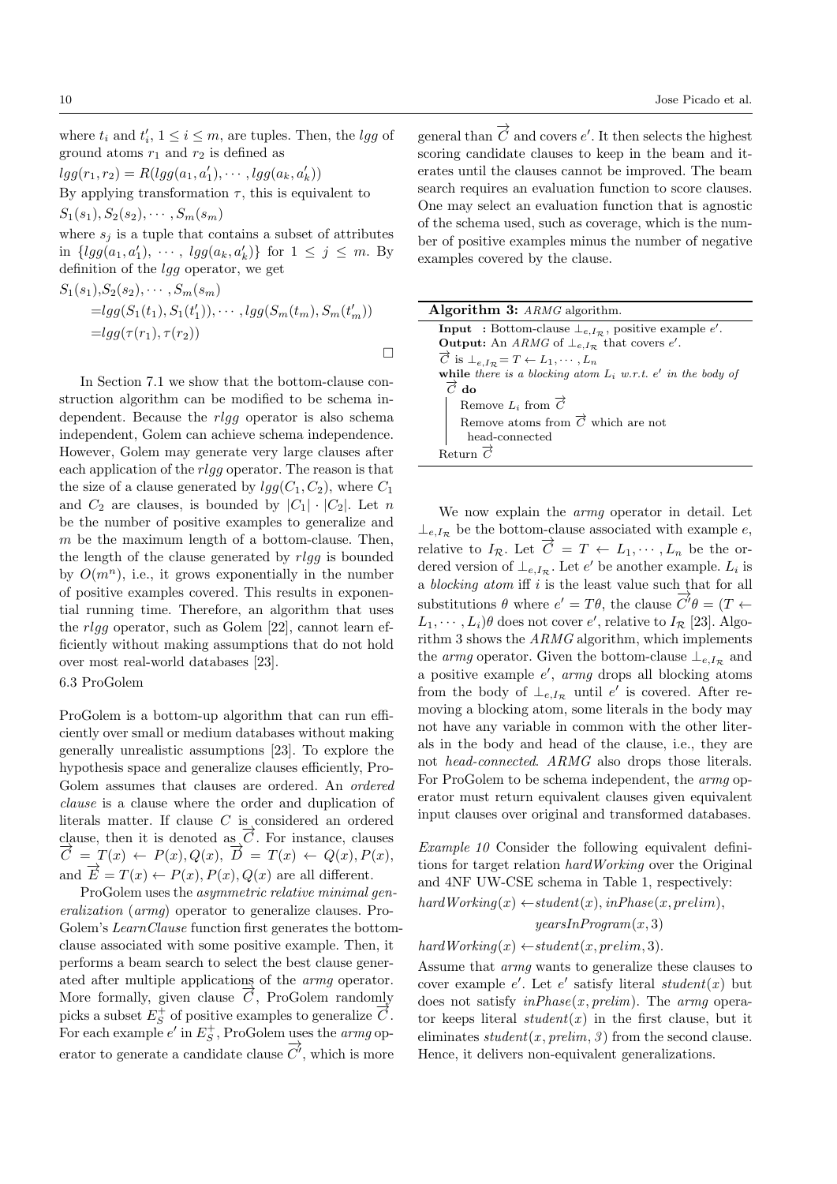where $t_i$ and $t'_i$, $1 \leq i \leq m$, are tuples. Then, the *lgg* of ground atoms $r_1$ and $r_2$ is defined as

$lgg(r_1, r_2) = R(lgg(a_1, a'_1), \cdots, lgg(a_k, a'_k))$

By applying transformation $\tau$, this is equivalent to

$S_1(s_1), S_2(s_2), \cdots, S_m(s_m)$

where $s_j$ is a tuple that contains a subset of attributes in $\{lgg(a_1, a'_1), \cdots, lgg(a_k, a'_k)\}$ for $1 \leq j \leq m$. By definition of the *lgg* operator, we get

$$
\begin{aligned}
S_1(s_1),&S_2(s_2), \cdots, S_m(s_m) \\
&= lgg(S_1(t_1), S_1(t'_1)), \cdots, lgg(S_m(t_m), S_m(t'_m)) \\
&= lgg(\tau(r_1), \tau(r_2))
\end{aligned}
$$

□

In Section 7.1 we show that the bottom-clause construction algorithm can be modified to be schema independent. Because the *rlgg* operator is also schema independent, Golem can achieve schema independence. However, Golem may generate very large clauses after each application of the *rlgg* operator. The reason is that the size of a clause generated by $lgg(C_1, C_2)$, where $C_1$ and $C_2$ are clauses, is bounded by $|C_1| \cdot |C_2|$. Let $n$ be the number of positive examples to generalize and $m$ be the maximum length of a bottom-clause. Then, the length of the clause generated by *rlgg* is bounded by $O(m^n)$, i.e., it grows exponentially in the number of positive examples covered. This results in exponential running time. Therefore, an algorithm that uses the *rlgg* operator, such as Golem [22], cannot learn efficiently without making assumptions that do not hold over most real-world databases [23].

### 6.3 ProGolem

ProGolem is a bottom-up algorithm that can run efficiently over small or medium databases without making generally unrealistic assumptions [23]. To explore the hypothesis space and generalize clauses efficiently, ProGolem assumes that clauses are ordered. An *ordered clause* is a clause where the order and duplication of literals matter. If clause $C$ is considered an ordered clause, then it is denoted as $\overrightarrow{C}$. For instance, clauses $\overrightarrow{C} = T(x) \leftarrow P(x), Q(x)$, $\overrightarrow{D} = T(x) \leftarrow Q(x), P(x)$, and $\overrightarrow{E} = T(x) \leftarrow P(x), P(x), Q(x)$ are all different.

ProGolem uses the *asymmetric relative minimal generalization* (*armg*) operator to generalize clauses. ProGolem's *LearnClause* function first generates the bottom-clause associated with some positive example. Then, it performs a beam search to select the best clause generated after multiple applications of the *armg* operator. More formally, given clause $\overrightarrow{C}$, ProGolem randomly picks a subset $E^+_S$ of positive examples to generalize $\overrightarrow{C}$. For each example $e'$ in $E^+_S$, ProGolem uses the *armg* operator to generate a candidate clause $\overrightarrow{C'}$, which is more general than $\overrightarrow{C}$ and covers $e'$. It then selects the highest scoring candidate clauses to keep in the beam and iterates until the clauses cannot be improved. The beam search requires an evaluation function to score clauses. One may select an evaluation function that is agnostic of the schema used, such as coverage, which is the number of positive examples minus the number of negative examples covered by the clause.

**Algorithm 3:** *ARMG* algorithm.

**Input** : Bottom-clause $\bot_{e,I_\mathcal{R}}$, positive example $e'$.
**Output:** An *ARMG* of $\bot_{e,I_\mathcal{R}}$ that covers $e'$.
$\overrightarrow{C}$ is $\bot_{e,I_\mathcal{R}} = T \leftarrow L_1, \cdots, L_n$
**while** *there is a blocking atom $L_i$ w.r.t. $e'$ in the body of* $\overrightarrow{C}$ **do**
  Remove $L_i$ from $\overrightarrow{C}$
  Remove atoms from $\overrightarrow{C}$ which are not head-connected
Return $\overrightarrow{C}$

We now explain the *armg* operator in detail. Let $\bot_{e,I_\mathcal{R}}$ be the bottom-clause associated with example $e$, relative to $I_\mathcal{R}$. Let $\overrightarrow{C} = T \leftarrow L_1, \cdots, L_n$ be the ordered version of $\bot_{e,I_\mathcal{R}}$. Let $e'$ be another example. $L_i$ is a *blocking atom* iff $i$ is the least value such that for all substitutions $\theta$ where $e' = T\theta$, the clause $\overrightarrow{C'}\theta = (T \leftarrow L_1, \cdots, L_i)\theta$ does not cover $e'$, relative to $I_\mathcal{R}$ [23]. Algorithm 3 shows the *ARMG* algorithm, which implements the *armg* operator. Given the bottom-clause $\bot_{e,I_\mathcal{R}}$ and a positive example $e'$, *armg* drops all blocking atoms from the body of $\bot_{e,I_\mathcal{R}}$ until $e'$ is covered. After removing a blocking atom, some literals in the body may not have any variable in common with the other literals in the body and head of the clause, i.e., they are not *head-connected*. *ARMG* also drops those literals. For ProGolem to be schema independent, the *armg* operator must return equivalent clauses given equivalent input clauses over original and transformed databases.

*Example 10* Consider the following equivalent definitions for target relation *hardWorking* over the Original and 4NF UW-CSE schema in Table 1, respectively:

$$
\begin{aligned}
hardWorking(x) \leftarrow & student(x), inPhase(x, prelim), \\
& yearsInProgram(x, 3)
\end{aligned}
$$

$$hardWorking(x) \leftarrow student(x, prelim, 3).$$

Assume that *armg* wants to generalize these clauses to cover example $e'$. Let $e'$ satisfy literal $student(x)$ but does not satisfy $inPhase(x, prelim)$. The *armg* operator keeps literal $student(x)$ in the first clause, but it eliminates $student(x, prelim, 3)$ from the second clause. Hence, it delivers non-equivalent generalizations.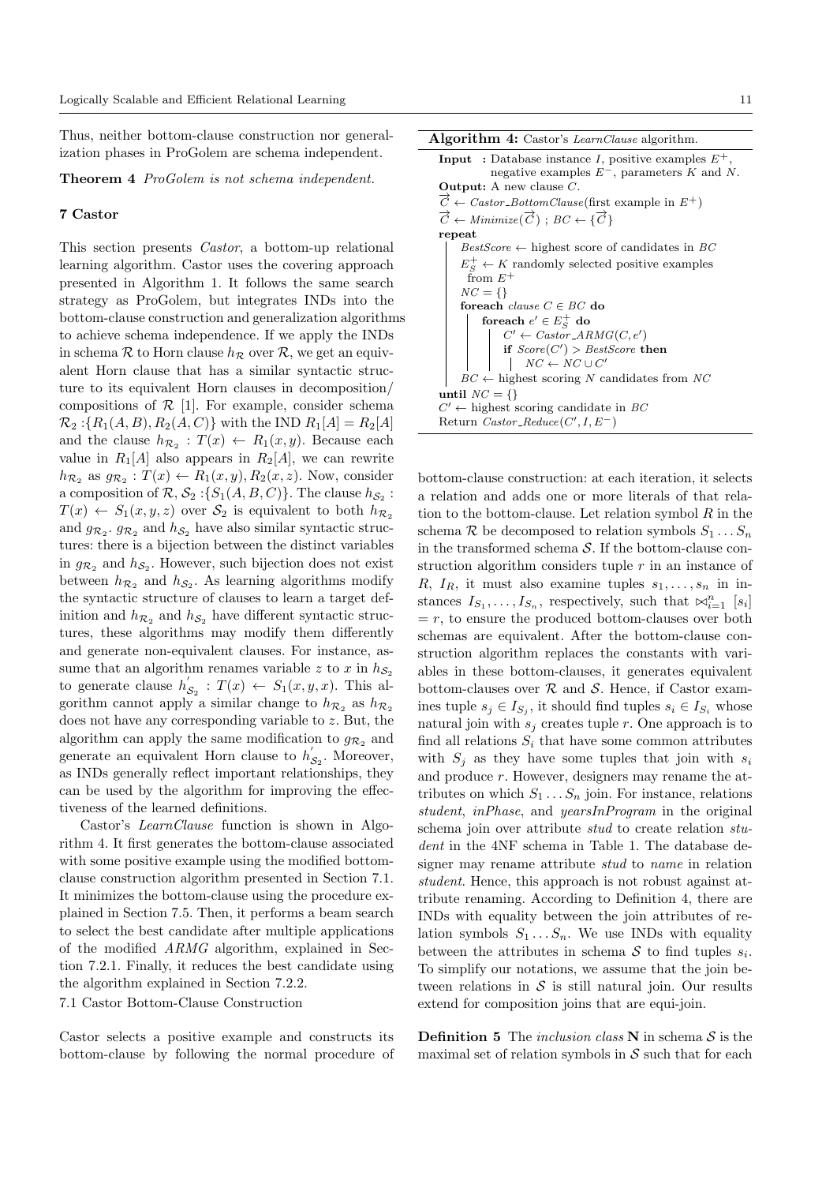Thus, neither bottom-clause construction nor generalization phases in ProGolem are schema independent.

**Theorem 4** *ProGolem is not schema independent.*

## 7 Castor

This section presents *Castor*, a bottom-up relational learning algorithm. Castor uses the covering approach presented in Algorithm 1. It follows the same search strategy as ProGolem, but integrates INDs into the bottom-clause construction and generalization algorithms to achieve schema independence. If we apply the INDs in schema $\mathcal{R}$ to Horn clause $h_{\mathcal{R}}$ over $\mathcal{R}$, we get an equivalent Horn clause that has a similar syntactic structure to its equivalent Horn clauses in decomposition/compositions of $\mathcal{R}$ [1]. For example, consider schema $\mathcal{R}_2 : \{R_1(A, B), R_2(A, C)\}$ with the IND $R_1[A] = R_2[A]$ and the clause $h_{\mathcal{R}_2} : T(x) \leftarrow R_1(x, y)$. Because each value in $R_1[A]$ also appears in $R_2[A]$, we can rewrite $h_{\mathcal{R}_2}$ as $g_{\mathcal{R}_2} : T(x) \leftarrow R_1(x, y), R_2(x, z)$. Now, consider a composition of $\mathcal{R}$, $\mathcal{S}_2 : \{S_1(A, B, C)\}$. The clause $h_{\mathcal{S}_2} : T(x) \leftarrow S_1(x, y, z)$ over $\mathcal{S}_2$ is equivalent to both $h_{\mathcal{R}_2}$ and $g_{\mathcal{R}_2}$. $g_{\mathcal{R}_2}$ and $h_{\mathcal{S}_2}$ have also similar syntactic structures: there is a bijection between the distinct variables in $g_{\mathcal{R}_2}$ and $h_{\mathcal{S}_2}$. However, such bijection does not exist between $h_{\mathcal{R}_2}$ and $h_{\mathcal{S}_2}$. As learning algorithms modify the syntactic structure of clauses to learn a target definition and $h_{\mathcal{R}_2}$ and $h_{\mathcal{S}_2}$ have different syntactic structures, these algorithms may modify them differently and generate non-equivalent clauses. For instance, assume that an algorithm renames variable $z$ to $x$ in $h_{\mathcal{S}_2}$ to generate clause $h'_{\mathcal{S}_2} : T(x) \leftarrow S_1(x, y, x)$. This algorithm cannot apply a similar change to $h_{\mathcal{R}_2}$ as $h_{\mathcal{R}_2}$ does not have any corresponding variable to $z$. But, the algorithm can apply the same modification to $g_{\mathcal{R}_2}$ and generate an equivalent Horn clause to $h'_{\mathcal{S}_2}$. Moreover, as INDs generally reflect important relationships, they can be used by the algorithm for improving the effectiveness of the learned definitions.

Castor's *LearnClause* function is shown in Algorithm 4. It first generates the bottom-clause associated with some positive example using the modified bottom-clause construction algorithm presented in Section 7.1. It minimizes the bottom-clause using the procedure explained in Section 7.5. Then, it performs a beam search to select the best candidate after multiple applications of the modified *ARMG* algorithm, explained in Section 7.2.1. Finally, it reduces the best candidate using the algorithm explained in Section 7.2.2.

### 7.1 Castor Bottom-Clause Construction

Castor selects a positive example and constructs its bottom-clause by following the normal procedure of

**Algorithm 4:** Castor's *LearnClause* algorithm.

```
Input : Database instance I, positive examples E+,
        negative examples E−, parameters K and N.
Output: A new clause C.
C⃗ ← Castor_BottomClause(first example in E+)
C⃗ ← Minimize(C⃗) ; BC ← {C⃗}
repeat
    BestScore ← highest score of candidates in BC
    E+_S ← K randomly selected positive examples
        from E+
    NC = {}
    foreach clause C ∈ BC do
        foreach e' ∈ E+_S do
            C' ← Castor_ARMG(C, e')
            if Score(C') > BestScore then
                NC ← NC ∪ C'
    BC ← highest scoring N candidates from NC
until NC = {}
C' ← highest scoring candidate in BC
Return Castor_Reduce(C', I, E−)
```

bottom-clause construction: at each iteration, it selects a relation and adds one or more literals of that relation to the bottom-clause. Let relation symbol $R$ in the schema $\mathcal{R}$ be decomposed to relation symbols $S_1 \dots S_n$ in the transformed schema $\mathcal{S}$. If the bottom-clause construction algorithm considers tuple $r$ in an instance of $R$, $I_R$, it must also examine tuples $s_1, \dots, s_n$ in instances $I_{S_1}, \dots, I_{S_n}$, respectively, such that $\bowtie_{i=1}^{n} [s_i] = r$, to ensure the produced bottom-clauses over both schemas are equivalent. After the bottom-clause construction algorithm replaces the constants with variables in these bottom-clauses, it generates equivalent bottom-clauses over $\mathcal{R}$ and $\mathcal{S}$. Hence, if Castor examines tuple $s_j \in I_{S_j}$, it should find tuples $s_i \in I_{S_i}$ whose natural join with $s_j$ creates tuple $r$. One approach is to find all relations $S_i$ that have some common attributes with $S_j$ as they have some tuples that join with $s_i$ and produce $r$. However, designers may rename the attributes on which $S_1 \dots S_n$ join. For instance, relations *student*, *inPhase*, and *yearsInProgram* in the original schema join over attribute *stud* to create relation *student* in the 4NF schema in Table 1. The database designer may rename attribute *stud* to *name* in relation *student*. Hence, this approach is not robust against attribute renaming. According to Definition 4, there are INDs with equality between the join attributes of relation symbols $S_1 \dots S_n$. We use INDs with equality between the attributes in schema $\mathcal{S}$ to find tuples $s_i$. To simplify our notations, we assume that the join between relations in $\mathcal{S}$ is still natural join. Our results extend for composition joins that are equi-join.

**Definition 5** The *inclusion class* $\mathbf{N}$ in schema $\mathcal{S}$ is the maximal set of relation symbols in $\mathcal{S}$ such that for each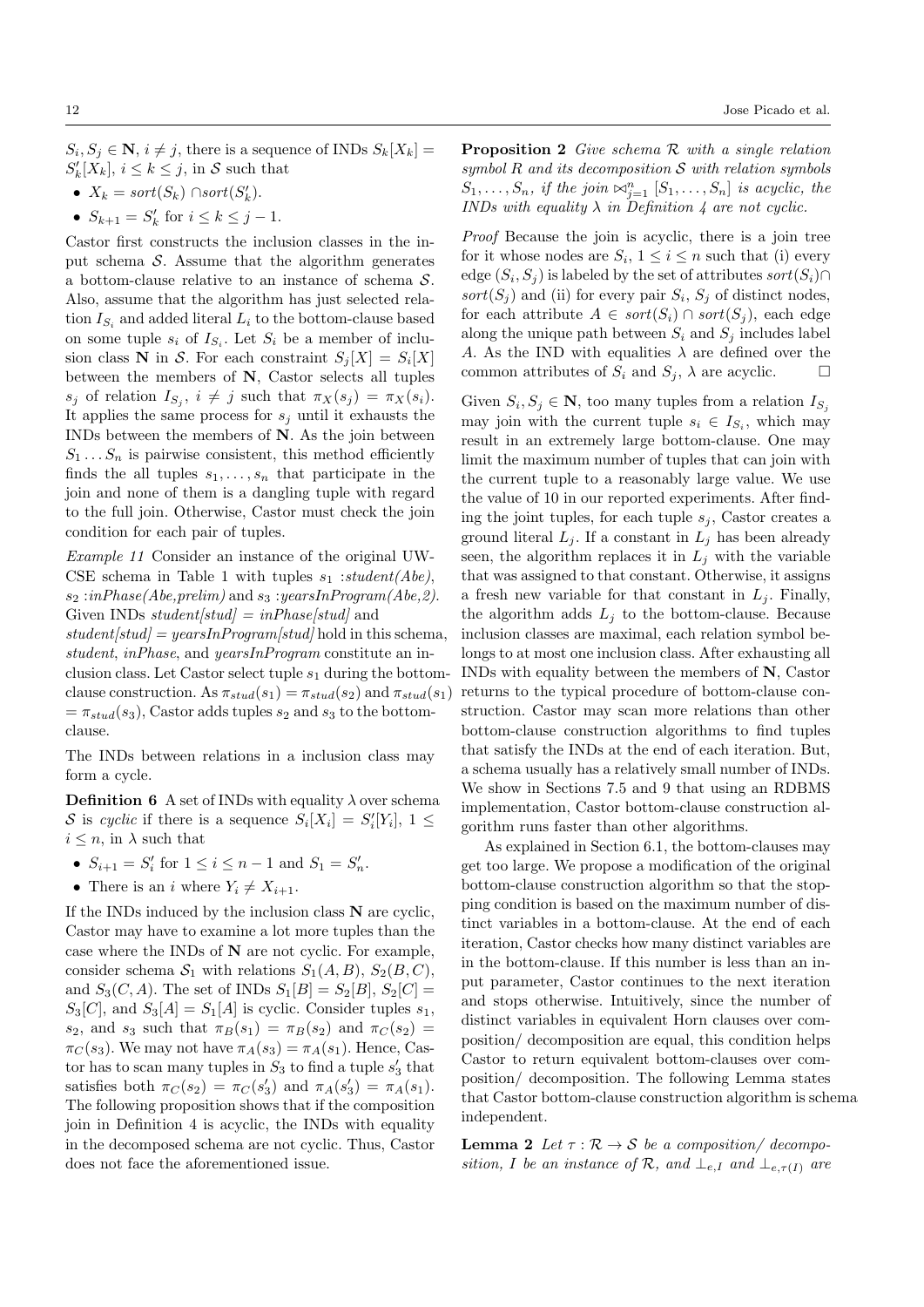$S_i, S_j \in \mathbf{N}$, $i \neq j$, there is a sequence of INDs $S_k[X_k] = S'_k[X_k]$, $i \leq k \leq j$, in $\mathcal{S}$ such that

- $X_k = sort(S_k) \cap sort(S'_k)$.
- $S_{k+1} = S'_k$ for $i \leq k \leq j-1$.

Castor first constructs the inclusion classes in the input schema $\mathcal{S}$. Assume that the algorithm generates a bottom-clause relative to an instance of schema $\mathcal{S}$. Also, assume that the algorithm has just selected relation $I_{S_i}$ and added literal $L_i$ to the bottom-clause based on some tuple $s_i$ of $I_{S_i}$. Let $S_i$ be a member of inclusion class $\mathbf{N}$ in $\mathcal{S}$. For each constraint $S_j[X] = S_i[X]$ between the members of $\mathbf{N}$, Castor selects all tuples $s_j$ of relation $I_{S_j}$, $i \neq j$ such that $\pi_X(s_j) = \pi_X(s_i)$. It applies the same process for $s_j$ until it exhausts the INDs between the members of $\mathbf{N}$. As the join between $S_1 \ldots S_n$ is pairwise consistent, this method efficiently finds the all tuples $s_1, \ldots, s_n$ that participate in the join and none of them is a dangling tuple with regard to the full join. Otherwise, Castor must check the join condition for each pair of tuples.

*Example 11* Consider an instance of the original UW-CSE schema in Table 1 with tuples $s_1$ :*student(Abe)*, $s_2$ :*inPhase(Abe,prelim)* and $s_3$ :*yearsInProgram(Abe,2)*. Given INDs *student[stud] = inPhase[stud]* and *student[stud] = yearsInProgram[stud]* hold in this schema, *student*, *inPhase*, and *yearsInProgram* constitute an inclusion class. Let Castor select tuple $s_1$ during the bottom-clause construction. As $\pi_{stud}(s_1) = \pi_{stud}(s_2)$ and $\pi_{stud}(s_1) = \pi_{stud}(s_3)$, Castor adds tuples $s_2$ and $s_3$ to the bottom-clause.

The INDs between relations in a inclusion class may form a cycle.

**Definition 6** A set of INDs with equality $\lambda$ over schema $\mathcal{S}$ is *cyclic* if there is a sequence $S_i[X_i] = S'_i[Y_i]$, $1 \leq i \leq n$, in $\lambda$ such that

- $S_{i+1} = S'_i$ for $1 \leq i \leq n-1$ and $S_1 = S'_n$.
- There is an $i$ where $Y_i \neq X_{i+1}$.

If the INDs induced by the inclusion class $\mathbf{N}$ are cyclic, Castor may have to examine a lot more tuples than the case where the INDs of $\mathbf{N}$ are not cyclic. For example, consider schema $\mathcal{S}_1$ with relations $S_1(A, B)$, $S_2(B, C)$, and $S_3(C, A)$. The set of INDs $S_1[B] = S_2[B]$, $S_2[C] = S_3[C]$, and $S_3[A] = S_1[A]$ is cyclic. Consider tuples $s_1$, $s_2$, and $s_3$ such that $\pi_B(s_1) = \pi_B(s_2)$ and $\pi_C(s_2) = \pi_C(s_3)$. We may not have $\pi_A(s_3) = \pi_A(s_1)$. Hence, Castor has to scan many tuples in $S_3$ to find a tuple $s'_3$ that satisfies both $\pi_C(s_2) = \pi_C(s'_3)$ and $\pi_A(s'_3) = \pi_A(s_1)$. The following proposition shows that if the composition join in Definition 4 is acyclic, the INDs with equality in the decomposed schema are not cyclic. Thus, Castor does not face the aforementioned issue.

**Proposition 2** *Give schema $\mathcal{R}$ with a single relation symbol $R$ and its decomposition $\mathcal{S}$ with relation symbols $S_1, \ldots, S_n$, if the join $\bowtie_{j=1}^{n} [S_1, \ldots, S_n]$ is acyclic, the INDs with equality $\lambda$ in Definition 4 are not cyclic.*

*Proof* Because the join is acyclic, there is a join tree for it whose nodes are $S_i$, $1 \leq i \leq n$ such that (i) every edge $(S_i, S_j)$ is labeled by the set of attributes $sort(S_i) \cap sort(S_j)$ and (ii) for every pair $S_i$, $S_j$ of distinct nodes, for each attribute $A \in sort(S_i) \cap sort(S_j)$, each edge along the unique path between $S_i$ and $S_j$ includes label $A$. As the IND with equalities $\lambda$ are defined over the common attributes of $S_i$ and $S_j$, $\lambda$ are acyclic. □

Given $S_i, S_j \in \mathbf{N}$, too many tuples from a relation $I_{S_j}$ may join with the current tuple $s_i \in I_{S_i}$, which may result in an extremely large bottom-clause. One may limit the maximum number of tuples that can join with the current tuple to a reasonably large value. We use the value of 10 in our reported experiments. After finding the joint tuples, for each tuple $s_j$, Castor creates a ground literal $L_j$. If a constant in $L_j$ has been already seen, the algorithm replaces it in $L_j$ with the variable that was assigned to that constant. Otherwise, it assigns a fresh new variable for that constant in $L_j$. Finally, the algorithm adds $L_j$ to the bottom-clause. Because inclusion classes are maximal, each relation symbol belongs to at most one inclusion class. After exhausting all INDs with equality between the members of $\mathbf{N}$, Castor returns to the typical procedure of bottom-clause construction. Castor may scan more relations than other bottom-clause construction algorithms to find tuples that satisfy the INDs at the end of each iteration. But, a schema usually has a relatively small number of INDs. We show in Sections 7.5 and 9 that using an RDBMS implementation, Castor bottom-clause construction algorithm runs faster than other algorithms.

As explained in Section 6.1, the bottom-clauses may get too large. We propose a modification of the original bottom-clause construction algorithm so that the stopping condition is based on the maximum number of distinct variables in a bottom-clause. At the end of each iteration, Castor checks how many distinct variables are in the bottom-clause. If this number is less than an input parameter, Castor continues to the next iteration and stops otherwise. Intuitively, since the number of distinct variables in equivalent Horn clauses over composition/ decomposition are equal, this condition helps Castor to return equivalent bottom-clauses over composition/ decomposition. The following Lemma states that Castor bottom-clause construction algorithm is schema independent.

**Lemma 2** *Let $\tau : \mathcal{R} \to \mathcal{S}$ be a composition/ decomposition, $I$ be an instance of $\mathcal{R}$, and $\bot_{e,I}$ and $\bot_{e,\tau(I)}$ are*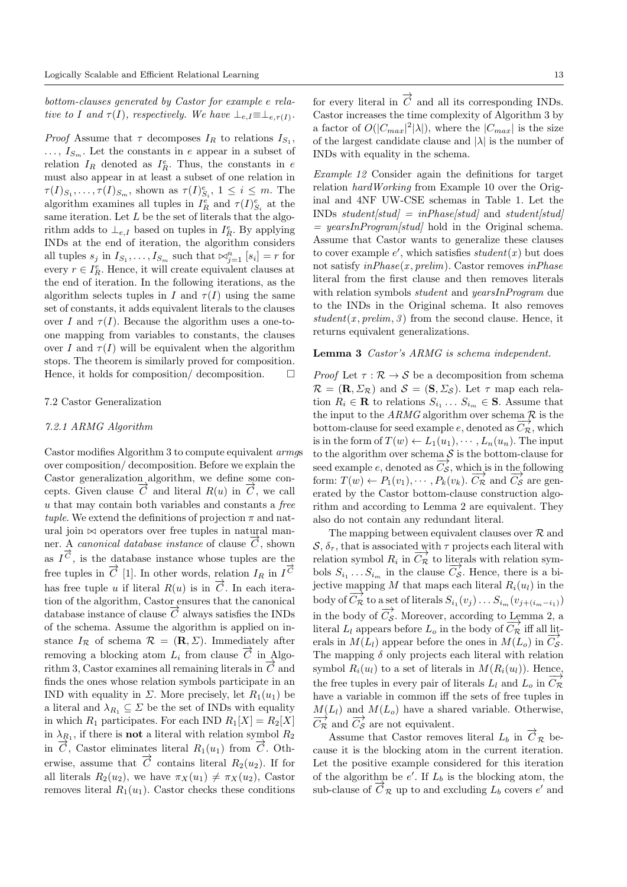*bottom-clauses generated by Castor for example e relative to I and $\tau(I)$, respectively. We have $\bot_{e,I} \equiv \bot_{e,\tau(I)}$.*

*Proof* Assume that $\tau$ decomposes $I_R$ to relations $I_{S_1}, \ldots, I_{S_m}$. Let the constants in $e$ appear in a subset of relation $I_R$ denoted as $I_R^e$. Thus, the constants in $e$ must also appear in at least a subset of one relation in $\tau(I)_{S_1}, \ldots, \tau(I)_{S_m}$, shown as $\tau(I)_{S_i}^e$, $1 \leq i \leq m$. The algorithm examines all tuples in $I_R^e$ and $\tau(I)_{S_i}^e$ at the same iteration. Let $L$ be the set of literals that the algorithm adds to $\bot_{e,I}$ based on tuples in $I_R^e$. By applying INDs at the end of iteration, the algorithm considers all tuples $s_j$ in $I_{S_1}, \ldots, I_{S_m}$ such that $\bowtie_{j=1}^{n} [s_i] = r$ for every $r \in I_R^e$. Hence, it will create equivalent clauses at the end of iteration. In the following iterations, as the algorithm selects tuples in $I$ and $\tau(I)$ using the same set of constants, it adds equivalent literals to the clauses over $I$ and $\tau(I)$. Because the algorithm uses a one-to-one mapping from variables to constants, the clauses over $I$ and $\tau(I)$ will be equivalent when the algorithm stops. The theorem is similarly proved for composition. Hence, it holds for composition/ decomposition. $\square$

### 7.2 Castor Generalization

#### 7.2.1 ARMG Algorithm

Castor modifies Algorithm 3 to compute equivalent *armg*s over composition/ decomposition. Before we explain the Castor generalization algorithm, we define some concepts. Given clause $\overrightarrow{C}$ and literal $R(u)$ in $\overrightarrow{C}$, we call $u$ that may contain both variables and constants a *free tuple*. We extend the definitions of projection $\pi$ and natural join $\bowtie$ operators over free tuples in natural manner. A *canonical database instance* of clause $\overrightarrow{C}$, shown as $I^{\overrightarrow{C}}$, is the database instance whose tuples are the free tuples in $\overrightarrow{C}$ [1]. In other words, relation $I_R$ in $I^{\overrightarrow{C}}$ has free tuple $u$ if literal $R(u)$ is in $\overrightarrow{C}$. In each iteration of the algorithm, Castor ensures that the canonical database instance of clause $\overrightarrow{C}$ always satisfies the INDs of the schema. Assume the algorithm is applied on instance $I_{\mathcal{R}}$ of schema $\mathcal{R} = (\mathbf{R}, \Sigma)$. Immediately after removing a blocking atom $L_i$ from clause $\overrightarrow{C}$ in Algorithm 3, Castor examines all remaining literals in $\overrightarrow{C}$ and finds the ones whose relation symbols participate in an IND with equality in $\Sigma$. More precisely, let $R_1(u_1)$ be a literal and $\lambda_{R_1} \subseteq \Sigma$ be the set of INDs with equality in which $R_1$ participates. For each IND $R_1[X] = R_2[X]$ in $\lambda_{R_1}$, if there is **not** a literal with relation symbol $R_2$ in $\overrightarrow{C}$, Castor eliminates literal $R_1(u_1)$ from $\overrightarrow{C}$. Otherwise, assume that $\overrightarrow{C}$ contains literal $R_2(u_2)$. If for all literals $R_2(u_2)$, we have $\pi_X(u_1) \neq \pi_X(u_2)$, Castor removes literal $R_1(u_1)$. Castor checks these conditions for every literal in $\overrightarrow{C}$ and all its corresponding INDs. Castor increases the time complexity of Algorithm 3 by a factor of $O(|C_{max}|^2|\lambda|)$, where the $|C_{max}|$ is the size of the largest candidate clause and $|\lambda|$ is the number of INDs with equality in the schema.

*Example 12* Consider again the definitions for target relation *hardWorking* from Example 10 over the Original and 4NF UW-CSE schemas in Table 1. Let the INDs *student[stud] = inPhase[stud]* and *student[stud] = yearsInProgram[stud]* hold in the Original schema. Assume that Castor wants to generalize these clauses to cover example $e'$, which satisfies $student(x)$ but does not satisfy $inPhase(x, prelim)$. Castor removes *inPhase* literal from the first clause and then removes literals with relation symbols *student* and *yearsInProgram* due to the INDs in the Original schema. It also removes $student(x, prelim, 3)$ from the second clause. Hence, it returns equivalent generalizations.

**Lemma 3** *Castor's ARMG is schema independent.*

*Proof* Let $\tau : \mathcal{R} \rightarrow \mathcal{S}$ be a decomposition from schema $\mathcal{R} = (\mathbf{R}, \Sigma_{\mathcal{R}})$ and $\mathcal{S} = (\mathbf{S}, \Sigma_{\mathcal{S}})$. Let $\tau$ map each relation $R_i \in \mathbf{R}$ to relations $S_{i_1} \ldots S_{i_m} \in \mathbf{S}$. Assume that the input to the *ARMG* algorithm over schema $\mathcal{R}$ is the bottom-clause for seed example $e$, denoted as $\overrightarrow{C_{\mathcal{R}}}$, which is in the form of $T(w) \leftarrow L_1(u_1), \cdots, L_n(u_n)$. The input to the algorithm over schema $\mathcal{S}$ is the bottom-clause for seed example $e$, denoted as $\overrightarrow{C_{\mathcal{S}}}$, which is in the following form: $T(w) \leftarrow P_1(v_1), \cdots, P_k(v_k)$. $\overrightarrow{C_{\mathcal{R}}}$ and $\overrightarrow{C_{\mathcal{S}}}$ are generated by the Castor bottom-clause construction algorithm and according to Lemma 2 are equivalent. They also do not contain any redundant literal.

The mapping between equivalent clauses over $\mathcal{R}$ and $\mathcal{S}$, $\delta_\tau$, that is associated with $\tau$ projects each literal with relation symbol $R_i$ in $\overrightarrow{C_{\mathcal{R}}}$ to literals with relation symbols $S_{i_1} \ldots S_{i_m}$ in the clause $\overrightarrow{C_{\mathcal{S}}}$. Hence, there is a bijective mapping $M$ that maps each literal $R_i(u_l)$ in the body of $\overrightarrow{C_{\mathcal{R}}}$ to a set of literals $S_{i_1}(v_j) \ldots S_{i_m}(v_{j+(i_m - i_1)})$ in the body of $\overrightarrow{C_{\mathcal{S}}}$. Moreover, according to Lemma 2, a literal $L_l$ appears before $L_o$ in the body of $\overrightarrow{C_{\mathcal{R}}}$ iff all literals in $M(L_l)$ appear before the ones in $M(L_o)$ in $\overrightarrow{C_{\mathcal{S}}}$. The mapping $\delta$ only projects each literal with relation symbol $R_i(u_l)$ to a set of literals in $M(R_i(u_l))$. Hence, the free tuples in every pair of literals $L_l$ and $L_o$ in $\overrightarrow{C_{\mathcal{R}}}$ have a variable in common iff the sets of free tuples in $M(L_l)$ and $M(L_o)$ have a shared variable. Otherwise, $\overrightarrow{C_{\mathcal{R}}}$ and $\overrightarrow{C_{\mathcal{S}}}$ are not equivalent.

Assume that Castor removes literal $L_b$ in $\overrightarrow{C}_{\mathcal{R}}$ because it is the blocking atom in the current iteration. Let the positive example considered for this iteration of the algorithm be $e'$. If $L_b$ is the blocking atom, the sub-clause of $\overrightarrow{C}_{\mathcal{R}}$ up to and excluding $L_b$ covers $e'$ and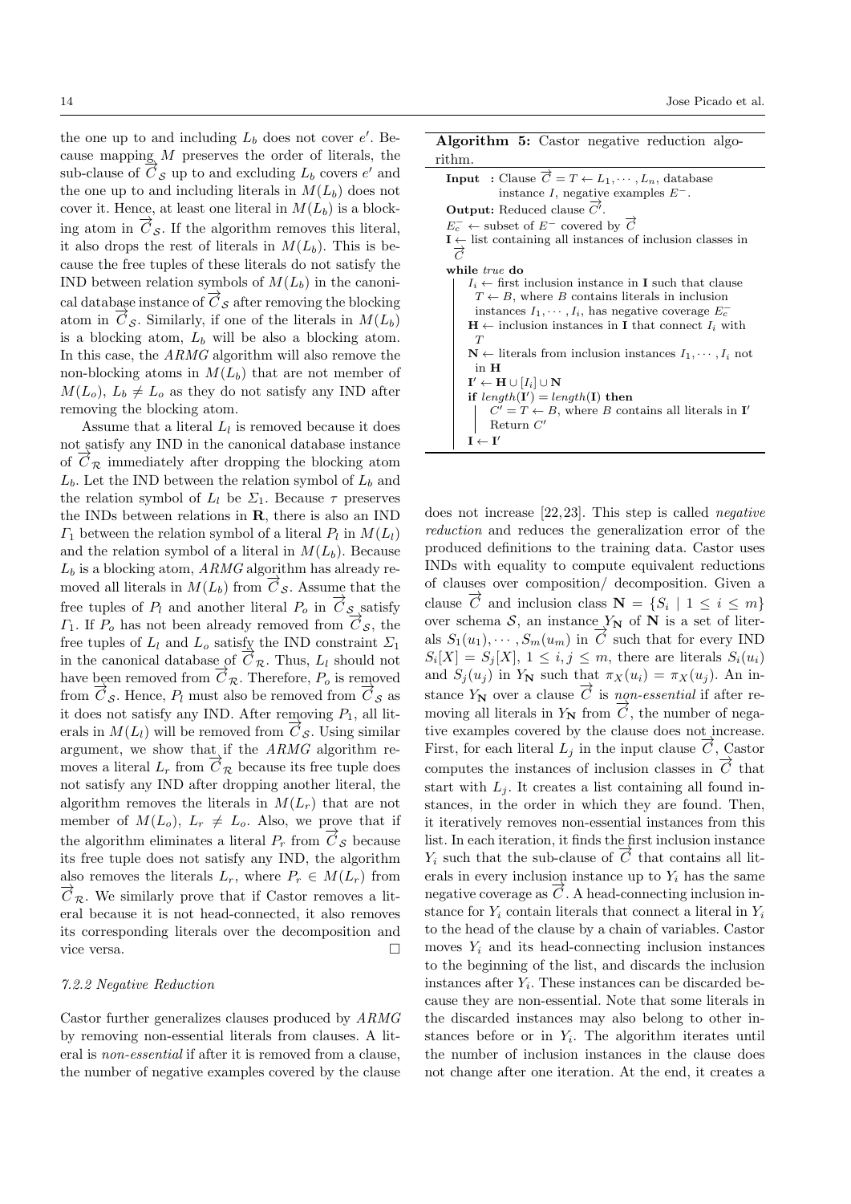the one up to and including $L_b$ does not cover $e'$. Because mapping $M$ preserves the order of literals, the sub-clause of $\overrightarrow{C}_{\mathcal{S}}$ up to and excluding $L_b$ covers $e'$ and the one up to and including literals in $M(L_b)$ does not cover it. Hence, at least one literal in $M(L_b)$ is a blocking atom in $\overrightarrow{C}_{\mathcal{S}}$. If the algorithm removes this literal, it also drops the rest of literals in $M(L_b)$. This is because the free tuples of these literals do not satisfy the IND between relation symbols of $M(L_b)$ in the canonical database instance of $\overrightarrow{C}_{\mathcal{S}}$ after removing the blocking atom in $\overrightarrow{C}_{\mathcal{S}}$. Similarly, if one of the literals in $M(L_b)$ is a blocking atom, $L_b$ will be also a blocking atom. In this case, the *ARMG* algorithm will also remove the non-blocking atoms in $M(L_b)$ that are not member of $M(L_o)$, $L_b \neq L_o$ as they do not satisfy any IND after removing the blocking atom.

Assume that a literal $L_l$ is removed because it does not satisfy any IND in the canonical database instance of $\overrightarrow{C}_{\mathcal{R}}$ immediately after dropping the blocking atom $L_b$. Let the IND between the relation symbol of $L_b$ and the relation symbol of $L_l$ be $\Sigma_1$. Because $\tau$ preserves the INDs between relations in $\mathbf{R}$, there is also an IND $\Gamma_1$ between the relation symbol of a literal $P_l$ in $M(L_l)$ and the relation symbol of a literal in $M(L_b)$. Because $L_b$ is a blocking atom, *ARMG* algorithm has already removed all literals in $M(L_b)$ from $\overrightarrow{C}_{\mathcal{S}}$. Assume that the free tuples of $P_l$ and another literal $P_o$ in $\overrightarrow{C}_{\mathcal{S}}$ satisfy $\Gamma_1$. If $P_o$ has not been already removed from $\overrightarrow{C}_{\mathcal{S}}$, the free tuples of $L_l$ and $L_o$ satisfy the IND constraint $\Sigma_1$ in the canonical database of $\overrightarrow{C}_{\mathcal{R}}$. Thus, $L_l$ should not have been removed from $\overrightarrow{C}_{\mathcal{R}}$. Therefore, $P_o$ is removed from $\overrightarrow{C}_{\mathcal{S}}$. Hence, $P_l$ must also be removed from $\overrightarrow{C}_{\mathcal{S}}$ as it does not satisfy any IND. After removing $P_1$, all literals in $M(L_l)$ will be removed from $\overrightarrow{C}_{\mathcal{S}}$. Using similar argument, we show that if the *ARMG* algorithm removes a literal $L_r$ from $\overrightarrow{C}_{\mathcal{R}}$ because its free tuple does not satisfy any IND after dropping another literal, the algorithm removes the literals in $M(L_r)$ that are not member of $M(L_o)$, $L_r \neq L_o$. Also, we prove that if the algorithm eliminates a literal $P_r$ from $\overrightarrow{C}_{\mathcal{S}}$ because its free tuple does not satisfy any IND, the algorithm also removes the literals $L_r$, where $P_r \in M(L_r)$ from $\overrightarrow{C}_{\mathcal{R}}$. We similarly prove that if Castor removes a literal because it is not head-connected, it also removes its corresponding literals over the decomposition and vice versa. □

#### 7.2.2 Negative Reduction

Castor further generalizes clauses produced by *ARMG* by removing non-essential literals from clauses. A literal is *non-essential* if after it is removed from a clause, the number of negative examples covered by the clause does not increase [22,23]. This step is called *negative reduction* and reduces the generalization error of the produced definitions to the training data. Castor uses INDs with equality to compute equivalent reductions of clauses over composition/ decomposition. Given a clause $\overrightarrow{C}$ and inclusion class $\mathbf{N} = \{S_i \mid 1 \leq i \leq m\}$ over schema $\mathcal{S}$, an instance $Y_{\mathbf{N}}$ of $\mathbf{N}$ is a set of literals $S_1(u_1), \cdots, S_m(u_m)$ in $\overrightarrow{C}$ such that for every IND $S_i[X] = S_j[X]$, $1 \leq i, j \leq m$, there are literals $S_i(u_i)$ and $S_j(u_j)$ in $Y_{\mathbf{N}}$ such that $\pi_X(u_i) = \pi_X(u_j)$. An instance $Y_{\mathbf{N}}$ over a clause $\overrightarrow{C}$ is *non-essential* if after removing all literals in $Y_{\mathbf{N}}$ from $\overrightarrow{C}$, the number of negative examples covered by the clause does not increase. First, for each literal $L_j$ in the input clause $\overrightarrow{C}$, Castor computes the instances of inclusion classes in $\overrightarrow{C}$ that start with $L_j$. It creates a list containing all found instances, in the order in which they are found. Then, it iteratively removes non-essential instances from this list. In each iteration, it finds the first inclusion instance $Y_i$ such that the sub-clause of $\overrightarrow{C}$ that contains all literals in every inclusion instance up to $Y_i$ has the same negative coverage as $\overrightarrow{C}$. A head-connecting inclusion instance for $Y_i$ contain literals that connect a literal in $Y_i$ to the head of the clause by a chain of variables. Castor moves $Y_i$ and its head-connecting inclusion instances to the beginning of the list, and discards the inclusion instances after $Y_i$. These instances can be discarded because they are non-essential. Note that some literals in the discarded instances may also belong to other instances before or in $Y_i$. The algorithm iterates until the number of inclusion instances in the clause does not change after one iteration. At the end, it creates a

---

**Algorithm 5:** Castor negative reduction algorithm.

```
Input  : Clause C⃗ = T ← L_1, ··· , L_n, database
         instance I, negative examples E⁻.
Output: Reduced clause C⃗'.
E_c⁻ ← subset of E⁻ covered by C⃗
I ← list containing all instances of inclusion classes in
    C⃗
while true do
    I_i ← first inclusion instance in I such that clause
      T ← B, where B contains literals in inclusion
      instances I_1, ··· , I_i, has negative coverage E_c⁻
    H ← inclusion instances in I that connect I_i with
      T
    N ← literals from inclusion instances I_1, ··· , I_i not
      in H
    I' ← H ∪ [I_i] ∪ N
    if length(I') = length(I) then
        C' = T ← B, where B contains all literals in I'
        Return C'
    I ← I'
```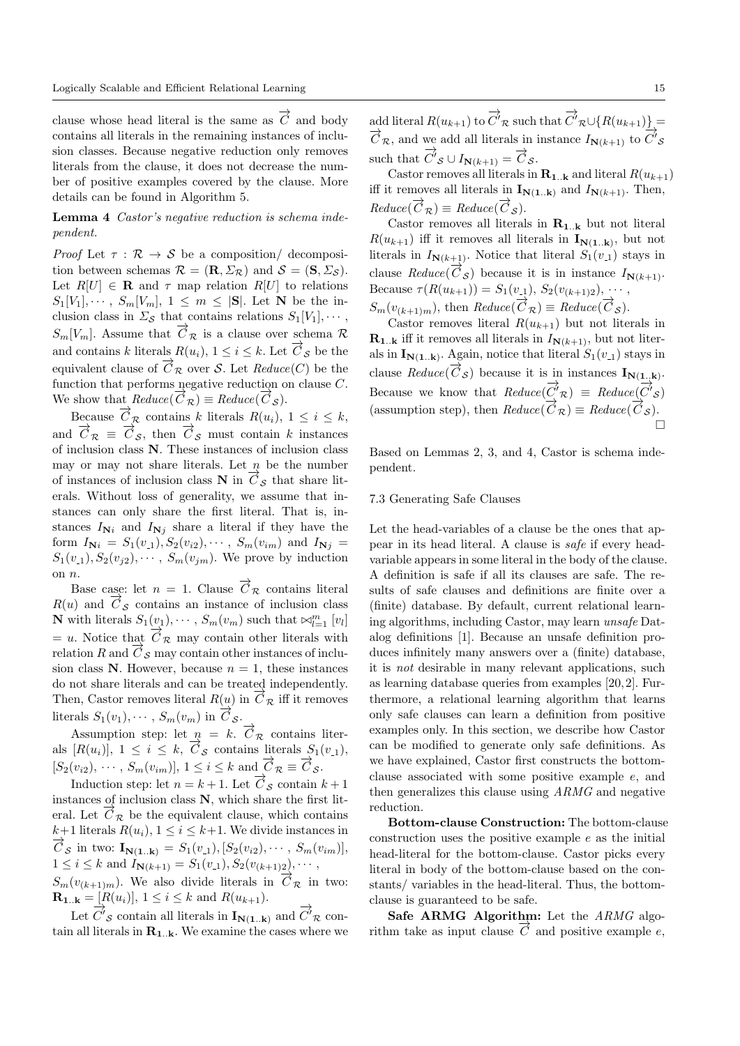clause whose head literal is the same as $\overrightarrow{C}$ and body contains all literals in the remaining instances of inclusion classes. Because negative reduction only removes literals from the clause, it does not decrease the number of positive examples covered by the clause. More details can be found in Algorithm 5.

**Lemma 4** *Castor's negative reduction is schema independent.*

*Proof* Let $\tau : \mathcal{R} \rightarrow \mathcal{S}$ be a composition/ decomposition between schemas $\mathcal{R} = (\mathbf{R}, \Sigma_{\mathcal{R}})$ and $\mathcal{S} = (\mathbf{S}, \Sigma_{\mathcal{S}})$. Let $R[U] \in \mathbf{R}$ and $\tau$ map relation $R[U]$ to relations $S_1[V_1], \cdots, S_m[V_m]$, $1 \leq m \leq |\mathbf{S}|$. Let $\mathbf{N}$ be the inclusion class in $\Sigma_{\mathcal{S}}$ that contains relations $S_1[V_1], \cdots, S_m[V_m]$. Assume that $\overrightarrow{C}_{\mathcal{R}}$ is a clause over schema $\mathcal{R}$ and contains $k$ literals $R(u_i)$, $1 \leq i \leq k$. Let $\overrightarrow{C}_{\mathcal{S}}$ be the equivalent clause of $\overrightarrow{C}_{\mathcal{R}}$ over $\mathcal{S}$. Let *Reduce*$(C)$ be the function that performs negative reduction on clause $C$. We show that *Reduce*$(\overrightarrow{C}_{\mathcal{R}}) \equiv$ *Reduce*$(\overrightarrow{C}_{\mathcal{S}})$.

Because $\overrightarrow{C}_{\mathcal{R}}$ contains $k$ literals $R(u_i)$, $1 \leq i \leq k$, and $\overrightarrow{C}_{\mathcal{R}} \equiv \overrightarrow{C}_{\mathcal{S}}$, then $\overrightarrow{C}_{\mathcal{S}}$ must contain $k$ instances of inclusion class $\mathbf{N}$. These instances of inclusion class may or may not share literals. Let $n$ be the number of instances of inclusion class $\mathbf{N}$ in $\overrightarrow{C}_{\mathcal{S}}$ that share literals. Without loss of generality, we assume that instances can only share the first literal. That is, instances $I_{\mathbf{N}i}$ and $I_{\mathbf{N}j}$ share a literal if they have the form $I_{\mathbf{N}i} = S_1(v_{\_1}), S_2(v_{i2}), \cdots, S_m(v_{im})$ and $I_{\mathbf{N}j} = S_1(v_{\_1}), S_2(v_{j2}), \cdots, S_m(v_{jm})$. We prove by induction on $n$.

Base case: let $n = 1$. Clause $\overrightarrow{C}_{\mathcal{R}}$ contains literal $R(u)$ and $\overrightarrow{C}_{\mathcal{S}}$ contains an instance of inclusion class $\mathbf{N}$ with literals $S_1(v_1), \cdots, S_m(v_m)$ such that $\bowtie_{l=1}^{m} [v_l] = u$. Notice that $\overrightarrow{C}_{\mathcal{R}}$ may contain other literals with relation $R$ and $\overrightarrow{C}_{\mathcal{S}}$ may contain other instances of inclusion class $\mathbf{N}$. However, because $n = 1$, these instances do not share literals and can be treated independently. Then, Castor removes literal $R(u)$ in $\overrightarrow{C}_{\mathcal{R}}$ iff it removes literals $S_1(v_1), \cdots, S_m(v_m)$ in $\overrightarrow{C}_{\mathcal{S}}$.

Assumption step: let $n = k$. $\overrightarrow{C}_{\mathcal{R}}$ contains literals $[R(u_i)]$, $1 \leq i \leq k$, $\overrightarrow{C}_{\mathcal{S}}$ contains literals $S_1(v_{\_1})$, $[S_2(v_{i2}), \cdots, S_m(v_{im})]$, $1 \leq i \leq k$ and $\overrightarrow{C}_{\mathcal{R}} \equiv \overrightarrow{C}_{\mathcal{S}}$.

Induction step: let $n = k+1$. Let $\overrightarrow{C}_{\mathcal{S}}$ contain $k+1$ instances of inclusion class $\mathbf{N}$, which share the first literal. Let $\overrightarrow{C}_{\mathcal{R}}$ be the equivalent clause, which contains $k+1$ literals $R(u_i)$, $1 \leq i \leq k+1$. We divide instances in $\overrightarrow{C}_{\mathcal{S}}$ in two: $\mathbf{I_{N(1..k)}} = S_1(v_{\_1}), [S_2(v_{i2}), \cdots, S_m(v_{im})]$, $1 \leq i \leq k$ and $I_{\mathbf{N}(k+1)} = S_1(v_{\_1}), S_2(v_{(k+1)2}), \cdots, S_m(v_{(k+1)m})$. We also divide literals in $\overrightarrow{C}_{\mathcal{R}}$ in two: $\mathbf{R_{1..k}} = [R(u_i)]$, $1 \leq i \leq k$ and $R(u_{k+1})$.

Let $\overrightarrow{C'}_{\mathcal{S}}$ contain all literals in $\mathbf{I_{N(1..k)}}$ and $\overrightarrow{C'}_{\mathcal{R}}$ contain all literals in $\mathbf{R_{1..k}}$. We examine the cases where we add literal $R(u_{k+1})$ to $\overrightarrow{C'}_{\mathcal{R}}$ such that $\overrightarrow{C'}_{\mathcal{R}} \cup \{R(u_{k+1})\} = \overrightarrow{C}_{\mathcal{R}}$, and we add all literals in instance $I_{\mathbf{N}(k+1)}$ to $\overrightarrow{C'}_{\mathcal{S}}$ such that $\overrightarrow{C'}_{\mathcal{S}} \cup I_{\mathbf{N}(k+1)} = \overrightarrow{C}_{\mathcal{S}}$.

Castor removes all literals in $\mathbf{R_{1..k}}$ and literal $R(u_{k+1})$ iff it removes all literals in $\mathbf{I_{N(1..k)}}$ and $I_{\mathbf{N}(k+1)}$. Then, *Reduce*$(\overrightarrow{C}_{\mathcal{R}}) \equiv$ *Reduce*$(\overrightarrow{C}_{\mathcal{S}})$.

Castor removes all literals in $\mathbf{R_{1..k}}$ but not literal $R(u_{k+1})$ iff it removes all literals in $\mathbf{I_{N(1..k)}}$, but not literals in $I_{\mathbf{N}(k+1)}$. Notice that literal $S_1(v_{\_1})$ stays in clause *Reduce*$(\overrightarrow{C}_{\mathcal{S}})$ because it is in instance $I_{\mathbf{N}(k+1)}$. Because $\tau(R(u_{k+1})) = S_1(v_{\_1}), S_2(v_{(k+1)2}), \cdots, S_m(v_{(k+1)m})$, then *Reduce*$(\overrightarrow{C}_{\mathcal{R}}) \equiv$ *Reduce*$(\overrightarrow{C}_{\mathcal{S}})$.

Castor removes literal $R(u_{k+1})$ but not literals in $\mathbf{R_{1..k}}$ iff it removes all literals in $I_{\mathbf{N}(k+1)}$, but not literals in $\mathbf{I_{N(1..k)}}$. Again, notice that literal $S_1(v_{\_1})$ stays in clause *Reduce*$(\overrightarrow{C}_{\mathcal{S}})$ because it is in instances $\mathbf{I_{N(1..k)}}$. Because we know that *Reduce*$(\overrightarrow{C'}_{\mathcal{R}}) \equiv$ *Reduce*$(\overrightarrow{C'}_{\mathcal{S}})$ (assumption step), then *Reduce*$(\overrightarrow{C}_{\mathcal{R}}) \equiv$ *Reduce*$(\overrightarrow{C}_{\mathcal{S}})$. □

Based on Lemmas 2, 3, and 4, Castor is schema independent.

### 7.3 Generating Safe Clauses

Let the head-variables of a clause be the ones that appear in its head literal. A clause is *safe* if every head-variable appears in some literal in the body of the clause. A definition is safe if all its clauses are safe. The results of safe clauses and definitions are finite over a (finite) database. By default, current relational learning algorithms, including Castor, may learn *unsafe* Datalog definitions [1]. Because an unsafe definition produces infinitely many answers over a (finite) database, it is *not* desirable in many relevant applications, such as learning database queries from examples [20,2]. Furthermore, a relational learning algorithm that learns only safe clauses can learn a definition from positive examples only. In this section, we describe how Castor can be modified to generate only safe definitions. As we have explained, Castor first constructs the bottom-clause associated with some positive example $e$, and then generalizes this clause using *ARMG* and negative reduction.

**Bottom-clause Construction:** The bottom-clause construction uses the positive example $e$ as the initial head-literal for the bottom-clause. Castor picks every literal in body of the bottom-clause based on the constants/ variables in the head-literal. Thus, the bottom-clause is guaranteed to be safe.

**Safe ARMG Algorithm:** Let the *ARMG* algorithm take as input clause $\overrightarrow{C}$ and positive example $e$,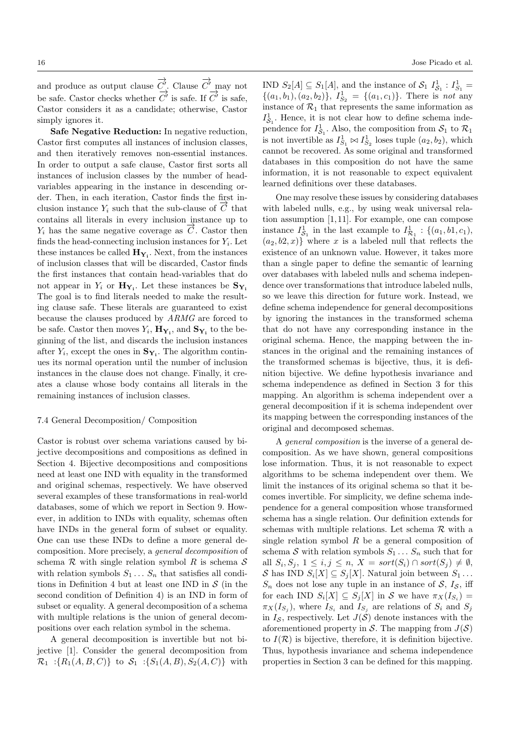and produce as output clause $\overrightarrow{C'}$. Clause $\overrightarrow{C'}$ may not be safe. Castor checks whether $\overrightarrow{C'}$ is safe. If $\overrightarrow{C'}$ is safe, Castor considers it as a candidate; otherwise, Castor simply ignores it.

**Safe Negative Reduction:** In negative reduction, Castor first computes all instances of inclusion classes, and then iteratively removes non-essential instances. In order to output a safe clause, Castor first sorts all instances of inclusion classes by the number of head-variables appearing in the instance in descending order. Then, in each iteration, Castor finds the first inclusion instance $Y_i$ such that the sub-clause of $\overrightarrow{C}$ that contains all literals in every inclusion instance up to $Y_i$ has the same negative coverage as $\overrightarrow{C}$. Castor then finds the head-connecting inclusion instances for $Y_i$. Let these instances be called $\mathbf{H}_{\mathbf{Y_i}}$. Next, from the instances of inclusion classes that will be discarded, Castor finds the first instances that contain head-variables that do not appear in $Y_i$ or $\mathbf{H}_{\mathbf{Y_i}}$. Let these instances be $\mathbf{S}_{\mathbf{Y_i}}$ The goal is to find literals needed to make the resulting clause safe. These literals are guaranteed to exist because the clauses produced by *ARMG* are forced to be safe. Castor then moves $Y_i$, $\mathbf{H}_{\mathbf{Y_i}}$, and $\mathbf{S}_{\mathbf{Y_i}}$ to the beginning of the list, and discards the inclusion instances after $Y_i$, except the ones in $\mathbf{S}_{\mathbf{Y_i}}$. The algorithm continues its normal operation until the number of inclusion instances in the clause does not change. Finally, it creates a clause whose body contains all literals in the remaining instances of inclusion classes.

### 7.4 General Decomposition/ Composition

Castor is robust over schema variations caused by bijective decompositions and compositions as defined in Section 4. Bijective decompositions and compositions need at least one IND with equality in the transformed and original schemas, respectively. We have observed several examples of these transformations in real-world databases, some of which we report in Section 9. However, in addition to INDs with equality, schemas often have INDs in the general form of subset or equality. One can use these INDs to define a more general decomposition. More precisely, a *general decomposition* of schema $\mathcal{R}$ with single relation symbol $R$ is schema $\mathcal{S}$ with relation symbols $S_1 \dots S_n$ that satisfies all conditions in Definition 4 but at least one IND in $\mathcal{S}$ (in the second condition of Definition 4) is an IND in form of subset or equality. A general decomposition of a schema with multiple relations is the union of general decompositions over each relation symbol in the schema.

A general decomposition is invertible but not bijective [1]. Consider the general decomposition from $\mathcal{R}_1$ :$\{R_1(A,B,C)\}$ to $\mathcal{S}_1$ :$\{S_1(A,B), S_2(A,C)\}$ with IND $S_2[A] \subseteq S_1[A]$, and the instance of $\mathcal{S}_1$ $I^1_{\mathcal{S}_1}$ : $I^1_{S_1} = \{(a_1,b_1),(a_2,b_2)\}$, $I^1_{S_2} = \{(a_1,c_1)\}$. There is *not* any instance of $\mathcal{R}_1$ that represents the same information as $I^1_{\mathcal{S}_1}$. Hence, it is not clear how to define schema independence for $I^1_{\mathcal{S}_1}$. Also, the composition from $\mathcal{S}_1$ to $\mathcal{R}_1$ is not invertible as $I^1_{S_1} \bowtie I^1_{S_2}$ loses tuple $(a_2,b_2)$, which cannot be recovered. As some original and transformed databases in this composition do not have the same information, it is not reasonable to expect equivalent learned definitions over these databases.

One may resolve these issues by considering databases with labeled nulls, e.g., by using weak universal relation assumption [1, 11]. For example, one can compose instance $I^1_{\mathcal{S}_1}$ in the last example to $I^1_{\mathcal{R}_1}$ : $\{(a_1,b1,c_1)$, $(a_2,b2,x)\}$ where $x$ is a labeled null that reflects the existence of an unknown value. However, it takes more than a single paper to define the semantic of learning over databases with labeled nulls and schema independence over transformations that introduce labeled nulls, so we leave this direction for future work. Instead, we define schema independence for general decompositions by ignoring the instances in the transformed schema that do not have any corresponding instance in the original schema. Hence, the mapping between the instances in the original and the remaining instances of the transformed schemas is bijective, thus, it is definition bijective. We define hypothesis invariance and schema independence as defined in Section 3 for this mapping. An algorithm is schema independent over a general decomposition if it is schema independent over its mapping between the corresponding instances of the original and decomposed schemas.

A *general composition* is the inverse of a general decomposition. As we have shown, general compositions lose information. Thus, it is not reasonable to expect algorithms to be schema independent over them. We limit the instances of its original schema so that it becomes invertible. For simplicity, we define schema independence for a general composition whose transformed schema has a single relation. Our definition extends for schemas with multiple relations. Let schema $\mathcal{R}$ with a single relation symbol $R$ be a general composition of schema $\mathcal{S}$ with relation symbols $S_1 \dots S_n$ such that for all $S_i, S_j$, $1 \leq i,j \leq n$, $X = sort(S_i) \cap sort(S_j) \neq \emptyset$, $\mathcal{S}$ has IND $S_i[X] \subseteq S_j[X]$. Natural join between $S_1 \dots S_n$ does not lose any tuple in an instance of $\mathcal{S}$, $I_{\mathcal{S}}$, iff for each IND $S_i[X] \subseteq S_j[X]$ in $\mathcal{S}$ we have $\pi_X(I_{S_i}) = \pi_X(I_{S_j})$, where $I_{S_i}$ and $I_{S_j}$ are relations of $S_i$ and $S_j$ in $I_{\mathcal{S}}$, respectively. Let $J(\mathcal{S})$ denote instances with the aforementioned property in $\mathcal{S}$. The mapping from $J(\mathcal{S})$ to $I(\mathcal{R})$ is bijective, therefore, it is definition bijective. Thus, hypothesis invariance and schema independence properties in Section 3 can be defined for this mapping.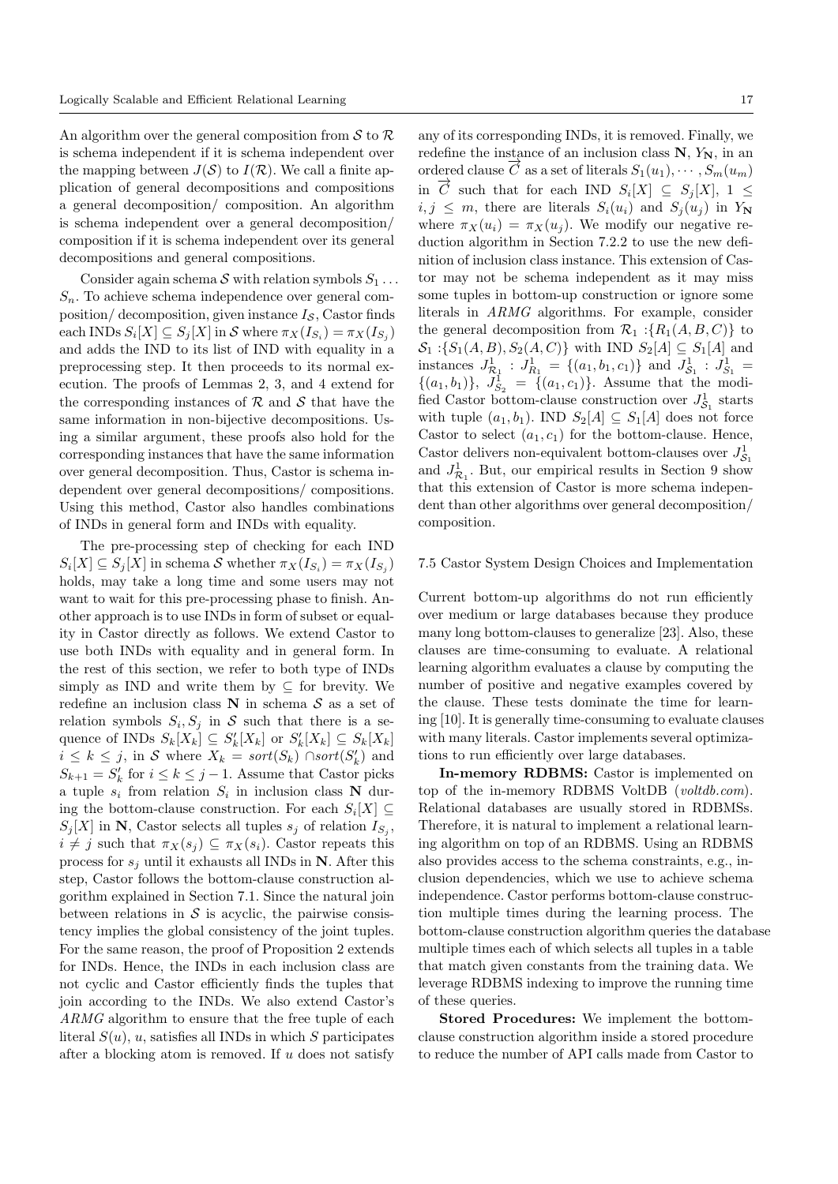An algorithm over the general composition from $\mathcal{S}$ to $\mathcal{R}$ is schema independent if it is schema independent over the mapping between $J(\mathcal{S})$ to $I(\mathcal{R})$. We call a finite application of general decompositions and compositions a general decomposition/ composition. An algorithm is schema independent over a general decomposition/ composition if it is schema independent over its general decompositions and general compositions.

Consider again schema $\mathcal{S}$ with relation symbols $S_1 \ldots S_n$. To achieve schema independence over general composition/ decomposition, given instance $I_{\mathcal{S}}$, Castor finds each INDs $S_i[X] \subseteq S_j[X]$ in $\mathcal{S}$ where $\pi_X(I_{S_i}) = \pi_X(I_{S_j})$ and adds the IND to its list of IND with equality in a preprocessing step. It then proceeds to its normal execution. The proofs of Lemmas 2, 3, and 4 extend for the corresponding instances of $\mathcal{R}$ and $\mathcal{S}$ that have the same information in non-bijective decompositions. Using a similar argument, these proofs also hold for the corresponding instances that have the same information over general decomposition. Thus, Castor is schema independent over general decompositions/ compositions. Using this method, Castor also handles combinations of INDs in general form and INDs with equality.

The pre-processing step of checking for each IND $S_i[X] \subseteq S_j[X]$ in schema $\mathcal{S}$ whether $\pi_X(I_{S_i}) = \pi_X(I_{S_j})$ holds, may take a long time and some users may not want to wait for this pre-processing phase to finish. Another approach is to use INDs in form of subset or equality in Castor directly as follows. We extend Castor to use both INDs with equality and in general form. In the rest of this section, we refer to both type of INDs simply as IND and write them by $\subseteq$ for brevity. We redefine an inclusion class $\mathbf{N}$ in schema $\mathcal{S}$ as a set of relation symbols $S_i, S_j$ in $\mathcal{S}$ such that there is a sequence of INDs $S_k[X_k] \subseteq S'_k[X_k]$ or $S'_k[X_k] \subseteq S_k[X_k]$ $i \leq k \leq j$, in $\mathcal{S}$ where $X_k = sort(S_k) \cap sort(S'_k)$ and $S_{k+1} = S'_k$ for $i \leq k \leq j-1$. Assume that Castor picks a tuple $s_i$ from relation $S_i$ in inclusion class $\mathbf{N}$ during the bottom-clause construction. For each $S_i[X] \subseteq S_j[X]$ in $\mathbf{N}$, Castor selects all tuples $s_j$ of relation $I_{S_j}$, $i \neq j$ such that $\pi_X(s_j) \subseteq \pi_X(s_i)$. Castor repeats this process for $s_j$ until it exhausts all INDs in $\mathbf{N}$. After this step, Castor follows the bottom-clause construction algorithm explained in Section 7.1. Since the natural join between relations in $\mathcal{S}$ is acyclic, the pairwise consistency implies the global consistency of the joint tuples. For the same reason, the proof of Proposition 2 extends for INDs. Hence, the INDs in each inclusion class are not cyclic and Castor efficiently finds the tuples that join according to the INDs. We also extend Castor's *ARMG* algorithm to ensure that the free tuple of each literal $S(u)$, $u$, satisfies all INDs in which $S$ participates after a blocking atom is removed. If $u$ does not satisfy any of its corresponding INDs, it is removed. Finally, we redefine the instance of an inclusion class $\mathbf{N}$, $Y_{\mathbf{N}}$, in an ordered clause $\overrightarrow{C}$ as a set of literals $S_1(u_1), \cdots, S_m(u_m)$ in $\overrightarrow{C}$ such that for each IND $S_i[X] \subseteq S_j[X]$, $1 \leq i, j \leq m$, there are literals $S_i(u_i)$ and $S_j(u_j)$ in $Y_{\mathbf{N}}$ where $\pi_X(u_i) = \pi_X(u_j)$. We modify our negative reduction algorithm in Section 7.2.2 to use the new definition of inclusion class instance. This extension of Castor may not be schema independent as it may miss some tuples in bottom-up construction or ignore some literals in *ARMG* algorithms. For example, consider the general decomposition from $\mathcal{R}_1$ :$\{R_1(A, B, C)\}$ to $\mathcal{S}_1$ :$\{S_1(A, B), S_2(A, C)\}$ with IND $S_2[A] \subseteq S_1[A]$ and instances $J^1_{\mathcal{R}_1}$ : $J^1_{R_1} = \{(a_1, b_1, c_1)\}$ and $J^1_{\mathcal{S}_1}$ : $J^1_{S_1} = \{(a_1, b_1)\}$, $J^1_{S_2} = \{(a_1, c_1)\}$. Assume that the modified Castor bottom-clause construction over $J^1_{\mathcal{S}_1}$ starts with tuple $(a_1, b_1)$. IND $S_2[A] \subseteq S_1[A]$ does not force Castor to select $(a_1, c_1)$ for the bottom-clause. Hence, Castor delivers non-equivalent bottom-clauses over $J^1_{\mathcal{S}_1}$ and $J^1_{\mathcal{R}_1}$. But, our empirical results in Section 9 show that this extension of Castor is more schema independent than other algorithms over general decomposition/ composition.

### 7.5 Castor System Design Choices and Implementation

Current bottom-up algorithms do not run efficiently over medium or large databases because they produce many long bottom-clauses to generalize [23]. Also, these clauses are time-consuming to evaluate. A relational learning algorithm evaluates a clause by computing the number of positive and negative examples covered by the clause. These tests dominate the time for learning [10]. It is generally time-consuming to evaluate clauses with many literals. Castor implements several optimizations to run efficiently over large databases.

**In-memory RDBMS:** Castor is implemented on top of the in-memory RDBMS VoltDB (*voltdb.com*). Relational databases are usually stored in RDBMSs. Therefore, it is natural to implement a relational learning algorithm on top of an RDBMS. Using an RDBMS also provides access to the schema constraints, e.g., inclusion dependencies, which we use to achieve schema independence. Castor performs bottom-clause construction multiple times during the learning process. The bottom-clause construction algorithm queries the database multiple times each of which selects all tuples in a table that match given constants from the training data. We leverage RDBMS indexing to improve the running time of these queries.

**Stored Procedures:** We implement the bottom-clause construction algorithm inside a stored procedure to reduce the number of API calls made from Castor to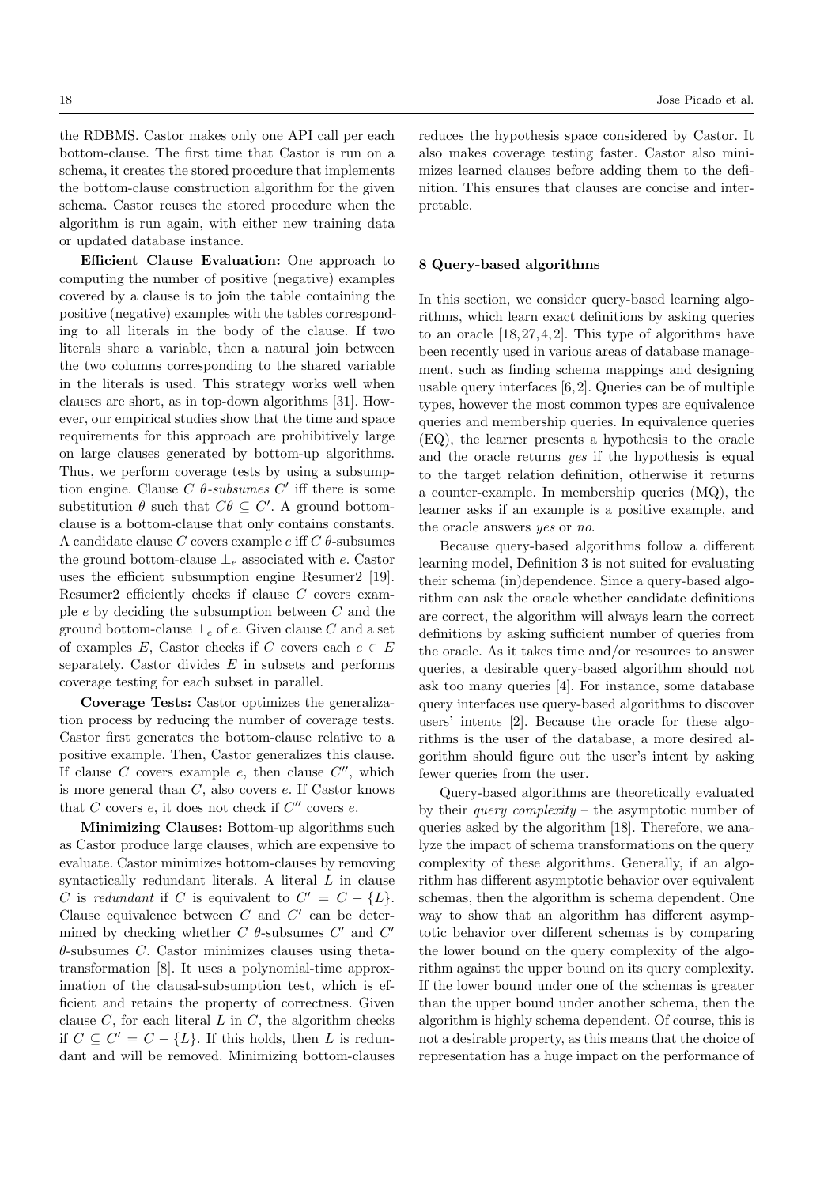the RDBMS. Castor makes only one API call per each bottom-clause. The first time that Castor is run on a schema, it creates the stored procedure that implements the bottom-clause construction algorithm for the given schema. Castor reuses the stored procedure when the algorithm is run again, with either new training data or updated database instance.

**Efficient Clause Evaluation:** One approach to computing the number of positive (negative) examples covered by a clause is to join the table containing the positive (negative) examples with the tables corresponding to all literals in the body of the clause. If two literals share a variable, then a natural join between the two columns corresponding to the shared variable in the literals is used. This strategy works well when clauses are short, as in top-down algorithms [31]. However, our empirical studies show that the time and space requirements for this approach are prohibitively large on large clauses generated by bottom-up algorithms. Thus, we perform coverage tests by using a subsumption engine. Clause $C$ *$\theta$-subsumes* $C'$ iff there is some substitution $\theta$ such that $C\theta \subseteq C'$. A ground bottom-clause is a bottom-clause that only contains constants. A candidate clause $C$ covers example $e$ iff $C$ $\theta$-subsumes the ground bottom-clause $\bot_e$ associated with $e$. Castor uses the efficient subsumption engine Resumer2 [19]. Resumer2 efficiently checks if clause $C$ covers example $e$ by deciding the subsumption between $C$ and the ground bottom-clause $\bot_e$ of $e$. Given clause $C$ and a set of examples $E$, Castor checks if $C$ covers each $e \in E$ separately. Castor divides $E$ in subsets and performs coverage testing for each subset in parallel.

**Coverage Tests:** Castor optimizes the generalization process by reducing the number of coverage tests. Castor first generates the bottom-clause relative to a positive example. Then, Castor generalizes this clause. If clause $C$ covers example $e$, then clause $C''$, which is more general than $C$, also covers $e$. If Castor knows that $C$ covers $e$, it does not check if $C''$ covers $e$.

**Minimizing Clauses:** Bottom-up algorithms such as Castor produce large clauses, which are expensive to evaluate. Castor minimizes bottom-clauses by removing syntactically redundant literals. A literal $L$ in clause $C$ is *redundant* if $C$ is equivalent to $C' = C - \{L\}$. Clause equivalence between $C$ and $C'$ can be determined by checking whether $C$ $\theta$-subsumes $C'$ and $C'$ $\theta$-subsumes $C$. Castor minimizes clauses using theta-transformation [8]. It uses a polynomial-time approximation of the clausal-subsumption test, which is efficient and retains the property of correctness. Given clause $C$, for each literal $L$ in $C$, the algorithm checks if $C \subseteq C' = C - \{L\}$. If this holds, then $L$ is redundant and will be removed. Minimizing bottom-clauses reduces the hypothesis space considered by Castor. It also makes coverage testing faster. Castor also minimizes learned clauses before adding them to the definition. This ensures that clauses are concise and interpretable.

## 8 Query-based algorithms

In this section, we consider query-based learning algorithms, which learn exact definitions by asking queries to an oracle [18, 27, 4, 2]. This type of algorithms have been recently used in various areas of database management, such as finding schema mappings and designing usable query interfaces [6, 2]. Queries can be of multiple types, however the most common types are equivalence queries and membership queries. In equivalence queries (EQ), the learner presents a hypothesis to the oracle and the oracle returns *yes* if the hypothesis is equal to the target relation definition, otherwise it returns a counter-example. In membership queries (MQ), the learner asks if an example is a positive example, and the oracle answers *yes* or *no*.

Because query-based algorithms follow a different learning model, Definition 3 is not suited for evaluating their schema (in)dependence. Since a query-based algorithm can ask the oracle whether candidate definitions are correct, the algorithm will always learn the correct definitions by asking sufficient number of queries from the oracle. As it takes time and/or resources to answer queries, a desirable query-based algorithm should not ask too many queries [4]. For instance, some database query interfaces use query-based algorithms to discover users' intents [2]. Because the oracle for these algorithms is the user of the database, a more desired algorithm should figure out the user's intent by asking fewer queries from the user.

Query-based algorithms are theoretically evaluated by their *query complexity* – the asymptotic number of queries asked by the algorithm [18]. Therefore, we analyze the impact of schema transformations on the query complexity of these algorithms. Generally, if an algorithm has different asymptotic behavior over equivalent schemas, then the algorithm is schema dependent. One way to show that an algorithm has different asymptotic behavior over different schemas is by comparing the lower bound on the query complexity of the algorithm against the upper bound on its query complexity. If the lower bound under one of the schemas is greater than the upper bound under another schema, then the algorithm is highly schema dependent. Of course, this is not a desirable property, as this means that the choice of representation has a huge impact on the performance of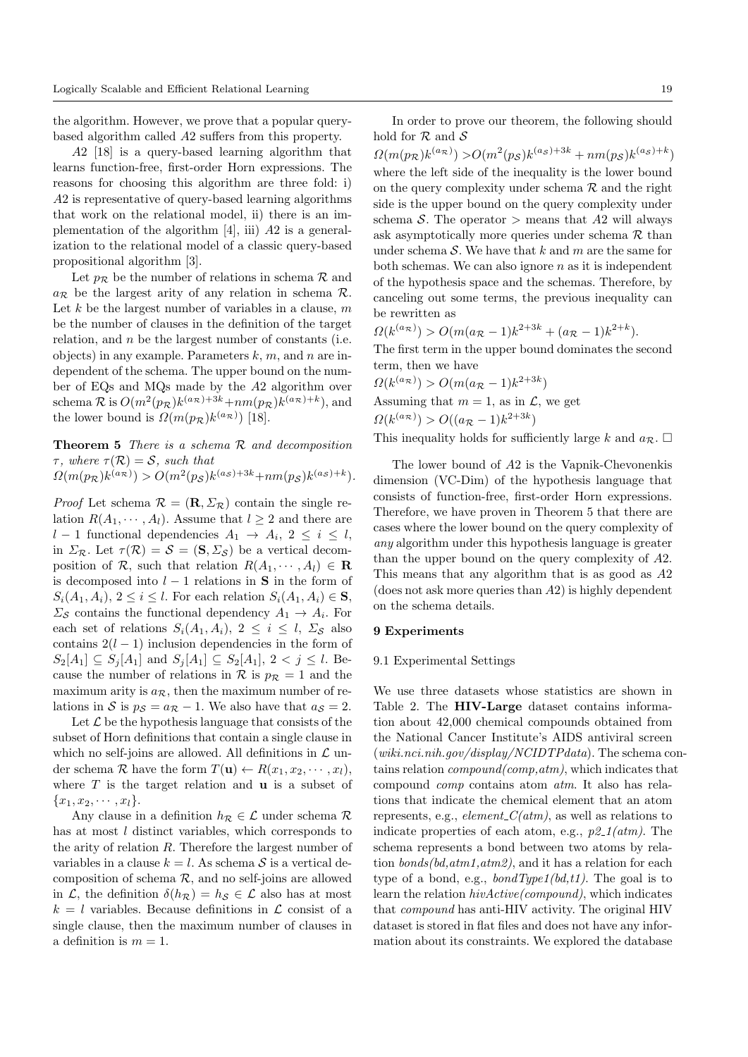the algorithm. However, we prove that a popular query-based algorithm called *A2* suffers from this property.

*A2* [18] is a query-based learning algorithm that learns function-free, first-order Horn expressions. The reasons for choosing this algorithm are three fold: i) *A2* is representative of query-based learning algorithms that work on the relational model, ii) there is an implementation of the algorithm [4], iii) *A2* is a generalization to the relational model of a classic query-based propositional algorithm [3].

Let $p_{\mathcal{R}}$ be the number of relations in schema $\mathcal{R}$ and $a_{\mathcal{R}}$ be the largest arity of any relation in schema $\mathcal{R}$. Let $k$ be the largest number of variables in a clause, $m$ be the number of clauses in the definition of the target relation, and $n$ be the largest number of constants (i.e. objects) in any example. Parameters $k$, $m$, and $n$ are independent of the schema. The upper bound on the number of EQs and MQs made by the *A2* algorithm over schema $\mathcal{R}$ is $O(m^2(p_{\mathcal{R}})k^{(a_{\mathcal{R}})+3k}+nm(p_{\mathcal{R}})k^{(a_{\mathcal{R}})+k})$, and the lower bound is $\Omega(m(p_{\mathcal{R}})k^{(a_{\mathcal{R}})})$ [18].

**Theorem 5** *There is a schema $\mathcal{R}$ and decomposition $\tau$, where $\tau(\mathcal{R}) = \mathcal{S}$, such that*
$\Omega(m(p_{\mathcal{R}})k^{(a_{\mathcal{R}})}) > O(m^2(p_{\mathcal{S}})k^{(a_{\mathcal{S}})+3k}+nm(p_{\mathcal{S}})k^{(a_{\mathcal{S}})+k})$.

*Proof* Let schema $\mathcal{R} = (\mathbf{R}, \Sigma_{\mathcal{R}})$ contain the single relation $R(A_1, \cdots, A_l)$. Assume that $l \geq 2$ and there are $l-1$ functional dependencies $A_1 \rightarrow A_i$, $2 \leq i \leq l$, in $\Sigma_{\mathcal{R}}$. Let $\tau(\mathcal{R}) = \mathcal{S} = (\mathbf{S}, \Sigma_{\mathcal{S}})$ be a vertical decomposition of $\mathcal{R}$, such that relation $R(A_1, \cdots, A_l) \in \mathbf{R}$ is decomposed into $l-1$ relations in $\mathbf{S}$ in the form of $S_i(A_1, A_i)$, $2 \leq i \leq l$. For each relation $S_i(A_1, A_i) \in \mathbf{S}$, $\Sigma_{\mathcal{S}}$ contains the functional dependency $A_1 \rightarrow A_i$. For each set of relations $S_i(A_1, A_i)$, $2 \leq i \leq l$, $\Sigma_{\mathcal{S}}$ also contains $2(l-1)$ inclusion dependencies in the form of $S_2[A_1] \subseteq S_j[A_1]$ and $S_j[A_1] \subseteq S_2[A_1]$, $2 < j \leq l$. Because the number of relations in $\mathcal{R}$ is $p_{\mathcal{R}} = 1$ and the maximum arity is $a_{\mathcal{R}}$, then the maximum number of relations in $\mathcal{S}$ is $p_{\mathcal{S}} = a_{\mathcal{R}} - 1$. We also have that $a_{\mathcal{S}} = 2$.

Let $\mathcal{L}$ be the hypothesis language that consists of the subset of Horn definitions that contain a single clause in which no self-joins are allowed. All definitions in $\mathcal{L}$ under schema $\mathcal{R}$ have the form $T(\mathbf{u}) \leftarrow R(x_1, x_2, \cdots, x_l)$, where $T$ is the target relation and $\mathbf{u}$ is a subset of $\{x_1, x_2, \cdots, x_l\}$.

Any clause in a definition $h_{\mathcal{R}} \in \mathcal{L}$ under schema $\mathcal{R}$ has at most $l$ distinct variables, which corresponds to the arity of relation $R$. Therefore the largest number of variables in a clause $k = l$. As schema $\mathcal{S}$ is a vertical decomposition of schema $\mathcal{R}$, and no self-joins are allowed in $\mathcal{L}$, the definition $\delta(h_{\mathcal{R}}) = h_{\mathcal{S}} \in \mathcal{L}$ also has at most $k = l$ variables. Because definitions in $\mathcal{L}$ consist of a single clause, then the maximum number of clauses in a definition is $m = 1$.

In order to prove our theorem, the following should hold for $\mathcal{R}$ and $\mathcal{S}$

$\Omega(m(p_{\mathcal{R}})k^{(a_{\mathcal{R}})}) > O(m^2(p_{\mathcal{S}})k^{(a_{\mathcal{S}})+3k} + nm(p_{\mathcal{S}})k^{(a_{\mathcal{S}})+k})$

where the left side of the inequality is the lower bound on the query complexity under schema $\mathcal{R}$ and the right side is the upper bound on the query complexity under schema $\mathcal{S}$. The operator $>$ means that *A2* will always ask asymptotically more queries under schema $\mathcal{R}$ than under schema $\mathcal{S}$. We have that $k$ and $m$ are the same for both schemas. We can also ignore $n$ as it is independent of the hypothesis space and the schemas. Therefore, by canceling out some terms, the previous inequality can be rewritten as

$\Omega(k^{(a_{\mathcal{R}})}) > O(m(a_{\mathcal{R}}-1)k^{2+3k} + (a_{\mathcal{R}}-1)k^{2+k})$.

The first term in the upper bound dominates the second term, then we have

$\Omega(k^{(a_{\mathcal{R}})}) > O(m(a_{\mathcal{R}}-1)k^{2+3k})$

Assuming that $m = 1$, as in $\mathcal{L}$, we get

$\Omega(k^{(a_{\mathcal{R}})}) > O((a_{\mathcal{R}}-1)k^{2+3k})$

This inequality holds for sufficiently large $k$ and $a_{\mathcal{R}}$. $\square$

The lower bound of *A2* is the Vapnik-Chevonenkis dimension (VC-Dim) of the hypothesis language that consists of function-free, first-order Horn expressions. Therefore, we have proven in Theorem 5 that there are cases where the lower bound on the query complexity of *any* algorithm under this hypothesis language is greater than the upper bound on the query complexity of *A2*. This means that any algorithm that is as good as *A2* (does not ask more queries than *A2*) is highly dependent on the schema details.

## 9 Experiments

### 9.1 Experimental Settings

We use three datasets whose statistics are shown in Table 2. The **HIV-Large** dataset contains information about 42,000 chemical compounds obtained from the National Cancer Institute's AIDS antiviral screen (*wiki.nci.nih.gov/display/NCIDTPdata*). The schema contains relation *compound(comp,atm)*, which indicates that compound *comp* contains atom *atm*. It also has relations that indicate the chemical element that an atom represents, e.g., *element_C(atm)*, as well as relations to indicate properties of each atom, e.g., *p2_1(atm)*. The schema represents a bond between two atoms by relation *bonds(bd,atm1,atm2)*, and it has a relation for each type of a bond, e.g., *bondType1(bd,t1)*. The goal is to learn the relation *hivActive(compound)*, which indicates that *compound* has anti-HIV activity. The original HIV dataset is stored in flat files and does not have any information about its constraints. We explored the database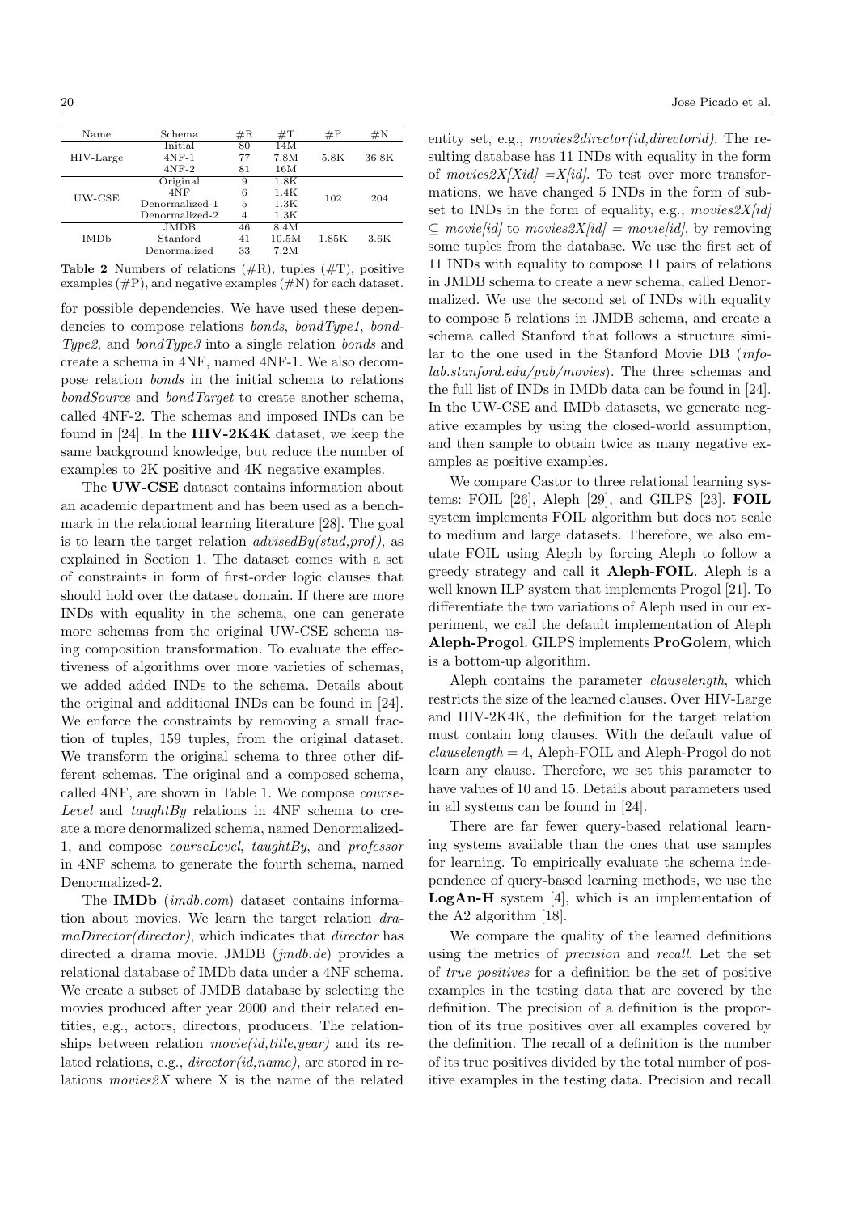| Name | Schema | #R | #T | #P | #N |
|---|---|---|---|---|---|
| HIV-Large | Initial | 80 | 14M | 5.8K | 36.8K |
| | 4NF-1 | 77 | 7.8M | | |
| | 4NF-2 | 81 | 16M | | |
| UW-CSE | Original | 9 | 1.8K | 102 | 204 |
| | 4NF | 6 | 1.4K | | |
| | Denormalized-1 | 5 | 1.3K | | |
| | Denormalized-2 | 4 | 1.3K | | |
| IMDb | JMDB | 46 | 8.4M | 1.85K | 3.6K |
| | Stanford | 41 | 10.5M | | |
| | Denormalized | 33 | 7.2M | | |

**Table 2** Numbers of relations (#R), tuples (#T), positive examples (#P), and negative examples (#N) for each dataset.

for possible dependencies. We have used these dependencies to compose relations *bonds*, *bondType1*, *bondType2*, and *bondType3* into a single relation *bonds* and create a schema in 4NF, named 4NF-1. We also decompose relation *bonds* in the initial schema to relations *bondSource* and *bondTarget* to create another schema, called 4NF-2. The schemas and imposed INDs can be found in [24]. In the **HIV-2K4K** dataset, we keep the same background knowledge, but reduce the number of examples to 2K positive and 4K negative examples.

The **UW-CSE** dataset contains information about an academic department and has been used as a benchmark in the relational learning literature [28]. The goal is to learn the target relation *advisedBy(stud,prof)*, as explained in Section 1. The dataset comes with a set of constraints in form of first-order logic clauses that should hold over the dataset domain. If there are more INDs with equality in the schema, one can generate more schemas from the original UW-CSE schema using composition transformation. To evaluate the effectiveness of algorithms over more varieties of schemas, we added added INDs to the schema. Details about the original and additional INDs can be found in [24]. We enforce the constraints by removing a small fraction of tuples, 159 tuples, from the original dataset. We transform the original schema to three other different schemas. The original and a composed schema, called 4NF, are shown in Table 1. We compose *courseLevel* and *taughtBy* relations in 4NF schema to create a more denormalized schema, named Denormalized-1, and compose *courseLevel*, *taughtBy*, and *professor* in 4NF schema to generate the fourth schema, named Denormalized-2.

The **IMDb** (*imdb.com*) dataset contains information about movies. We learn the target relation *dramaDirector(director)*, which indicates that *director* has directed a drama movie. JMDB (*jmdb.de*) provides a relational database of IMDb data under a 4NF schema. We create a subset of JMDB database by selecting the movies produced after year 2000 and their related entities, e.g., actors, directors, producers. The relationships between relation *movie(id,title,year)* and its related relations, e.g., *director(id,name)*, are stored in relations *movies2X* where X is the name of the related entity set, e.g., *movies2director(id,directorid)*. The resulting database has 11 INDs with equality in the form of *movies2X[Xid] =X[id]*. To test over more transformations, we have changed 5 INDs in the form of subset to INDs in the form of equality, e.g., *movies2X[id]* $\subseteq$ *movie[id]* to *movies2X[id] = movie[id]*, by removing some tuples from the database. We use the first set of 11 INDs with equality to compose 11 pairs of relations in JMDB schema to create a new schema, called Denormalized. We use the second set of INDs with equality to compose 5 relations in JMDB schema, and create a schema called Stanford that follows a structure similar to the one used in the Stanford Movie DB (*infolab.stanford.edu/pub/movies*). The three schemas and the full list of INDs in IMDb data can be found in [24]. In the UW-CSE and IMDb datasets, we generate negative examples by using the closed-world assumption, and then sample to obtain twice as many negative examples as positive examples.

We compare Castor to three relational learning systems: FOIL [26], Aleph [29], and GILPS [23]. **FOIL** system implements FOIL algorithm but does not scale to medium and large datasets. Therefore, we also emulate FOIL using Aleph by forcing Aleph to follow a greedy strategy and call it **Aleph-FOIL**. Aleph is a well known ILP system that implements Progol [21]. To differentiate the two variations of Aleph used in our experiment, we call the default implementation of Aleph **Aleph-Progol**. GILPS implements **ProGolem**, which is a bottom-up algorithm.

Aleph contains the parameter *clauselength*, which restricts the size of the learned clauses. Over HIV-Large and HIV-2K4K, the definition for the target relation must contain long clauses. With the default value of *clauselength* = 4, Aleph-FOIL and Aleph-Progol do not learn any clause. Therefore, we set this parameter to have values of 10 and 15. Details about parameters used in all systems can be found in [24].

There are far fewer query-based relational learning systems available than the ones that use samples for learning. To empirically evaluate the schema independence of query-based learning methods, we use the **LogAn-H** system [4], which is an implementation of the A2 algorithm [18].

We compare the quality of the learned definitions using the metrics of *precision* and *recall*. Let the set of *true positives* for a definition be the set of positive examples in the testing data that are covered by the definition. The precision of a definition is the proportion of its true positives over all examples covered by the definition. The recall of a definition is the number of its true positives divided by the total number of positive examples in the testing data. Precision and recall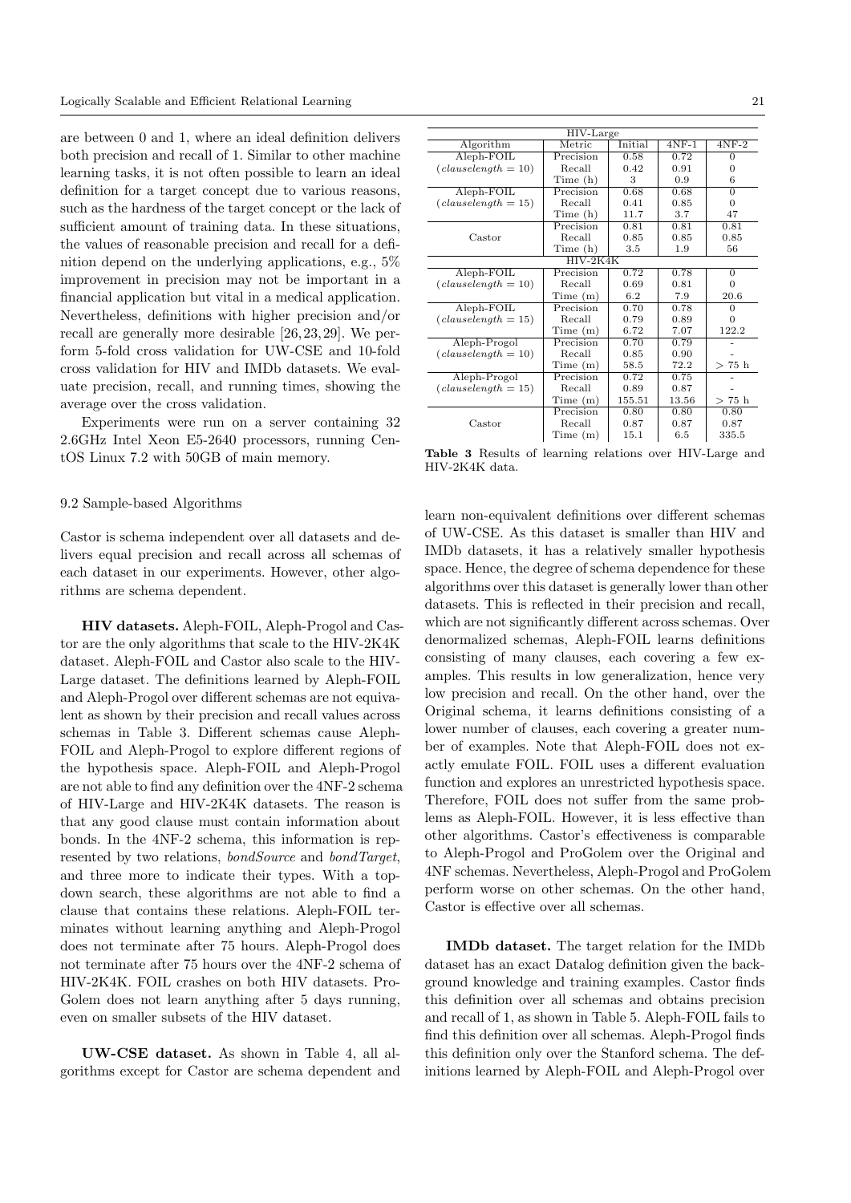are between 0 and 1, where an ideal definition delivers both precision and recall of 1. Similar to other machine learning tasks, it is not often possible to learn an ideal definition for a target concept due to various reasons, such as the hardness of the target concept or the lack of sufficient amount of training data. In these situations, the values of reasonable precision and recall for a definition depend on the underlying applications, e.g., 5% improvement in precision may not be important in a financial application but vital in a medical application. Nevertheless, definitions with higher precision and/or recall are generally more desirable [26,23,29]. We perform 5-fold cross validation for UW-CSE and 10-fold cross validation for HIV and IMDb datasets. We evaluate precision, recall, and running times, showing the average over the cross validation.

Experiments were run on a server containing 32 2.6GHz Intel Xeon E5-2640 processors, running CentOS Linux 7.2 with 50GB of main memory.

### 9.2 Sample-based Algorithms

Castor is schema independent over all datasets and delivers equal precision and recall across all schemas of each dataset in our experiments. However, other algorithms are schema dependent.

**HIV datasets.** Aleph-FOIL, Aleph-Progol and Castor are the only algorithms that scale to the HIV-2K4K dataset. Aleph-FOIL and Castor also scale to the HIV-Large dataset. The definitions learned by Aleph-FOIL and Aleph-Progol over different schemas are not equivalent as shown by their precision and recall values across schemas in Table 3. Different schemas cause Aleph-FOIL and Aleph-Progol to explore different regions of the hypothesis space. Aleph-FOIL and Aleph-Progol are not able to find any definition over the 4NF-2 schema of HIV-Large and HIV-2K4K datasets. The reason is that any good clause must contain information about bonds. In the 4NF-2 schema, this information is represented by two relations, *bondSource* and *bondTarget*, and three more to indicate their types. With a top-down search, these algorithms are not able to find a clause that contains these relations. Aleph-FOIL terminates without learning anything and Aleph-Progol does not terminate after 75 hours. Aleph-Progol does not terminate after 75 hours over the 4NF-2 schema of HIV-2K4K. FOIL crashes on both HIV datasets. ProGolem does not learn anything after 5 days running, even on smaller subsets of the HIV dataset.

| HIV-Large | | | | |
|---|---|---|---|---|
| Algorithm | Metric | Initial | 4NF-1 | 4NF-2 |
| Aleph-FOIL ($clauselength = 10$) | Precision | 0.58 | 0.72 | 0 |
| | Recall | 0.42 | 0.91 | 0 |
| | Time (h) | 3 | 0.9 | 6 |
| Aleph-FOIL ($clauselength = 15$) | Precision | 0.68 | 0.68 | 0 |
| | Recall | 0.41 | 0.85 | 0 |
| | Time (h) | 11.7 | 3.7 | 47 |
| Castor | Precision | 0.81 | 0.81 | 0.81 |
| | Recall | 0.85 | 0.85 | 0.85 |
| | Time (h) | 3.5 | 1.9 | 56 |
| **HIV-2K4K** | | | | |
| Aleph-FOIL ($clauselength = 10$) | Precision | 0.72 | 0.78 | 0 |
| | Recall | 0.69 | 0.81 | 0 |
| | Time (m) | 6.2 | 7.9 | 20.6 |
| Aleph-FOIL ($clauselength = 15$) | Precision | 0.70 | 0.78 | 0 |
| | Recall | 0.79 | 0.89 | 0 |
| | Time (m) | 6.72 | 7.07 | 122.2 |
| Aleph-Progol ($clauselength = 10$) | Precision | 0.70 | 0.79 | - |
| | Recall | 0.85 | 0.90 | - |
| | Time (m) | 58.5 | 72.2 | > 75 h |
| Aleph-Progol ($clauselength = 15$) | Precision | 0.72 | 0.75 | - |
| | Recall | 0.89 | 0.87 | - |
| | Time (m) | 155.51 | 13.56 | > 75 h |
| Castor | Precision | 0.80 | 0.80 | 0.80 |
| | Recall | 0.87 | 0.87 | 0.87 |
| | Time (m) | 15.1 | 6.5 | 335.5 |

**Table 3** Results of learning relations over HIV-Large and HIV-2K4K data.

**UW-CSE dataset.** As shown in Table 4, all algorithms except for Castor are schema dependent and learn non-equivalent definitions over different schemas of UW-CSE. As this dataset is smaller than HIV and IMDb datasets, it has a relatively smaller hypothesis space. Hence, the degree of schema dependence for these algorithms over this dataset is generally lower than other datasets. This is reflected in their precision and recall, which are not significantly different across schemas. Over denormalized schemas, Aleph-FOIL learns definitions consisting of many clauses, each covering a few examples. This results in low generalization, hence very low precision and recall. On the other hand, over the Original schema, it learns definitions consisting of a lower number of clauses, each covering a greater number of examples. Note that Aleph-FOIL does not exactly emulate FOIL. FOIL uses a different evaluation function and explores an unrestricted hypothesis space. Therefore, FOIL does not suffer from the same problems as Aleph-FOIL. However, it is less effective than other algorithms. Castor's effectiveness is comparable to Aleph-Progol and ProGolem over the Original and 4NF schemas. Nevertheless, Aleph-Progol and ProGolem perform worse on other schemas. On the other hand, Castor is effective over all schemas.

**IMDb dataset.** The target relation for the IMDb dataset has an exact Datalog definition given the background knowledge and training examples. Castor finds this definition over all schemas and obtains precision and recall of 1, as shown in Table 5. Aleph-FOIL fails to find this definition over all schemas. Aleph-Progol finds this definition only over the Stanford schema. The definitions learned by Aleph-FOIL and Aleph-Progol over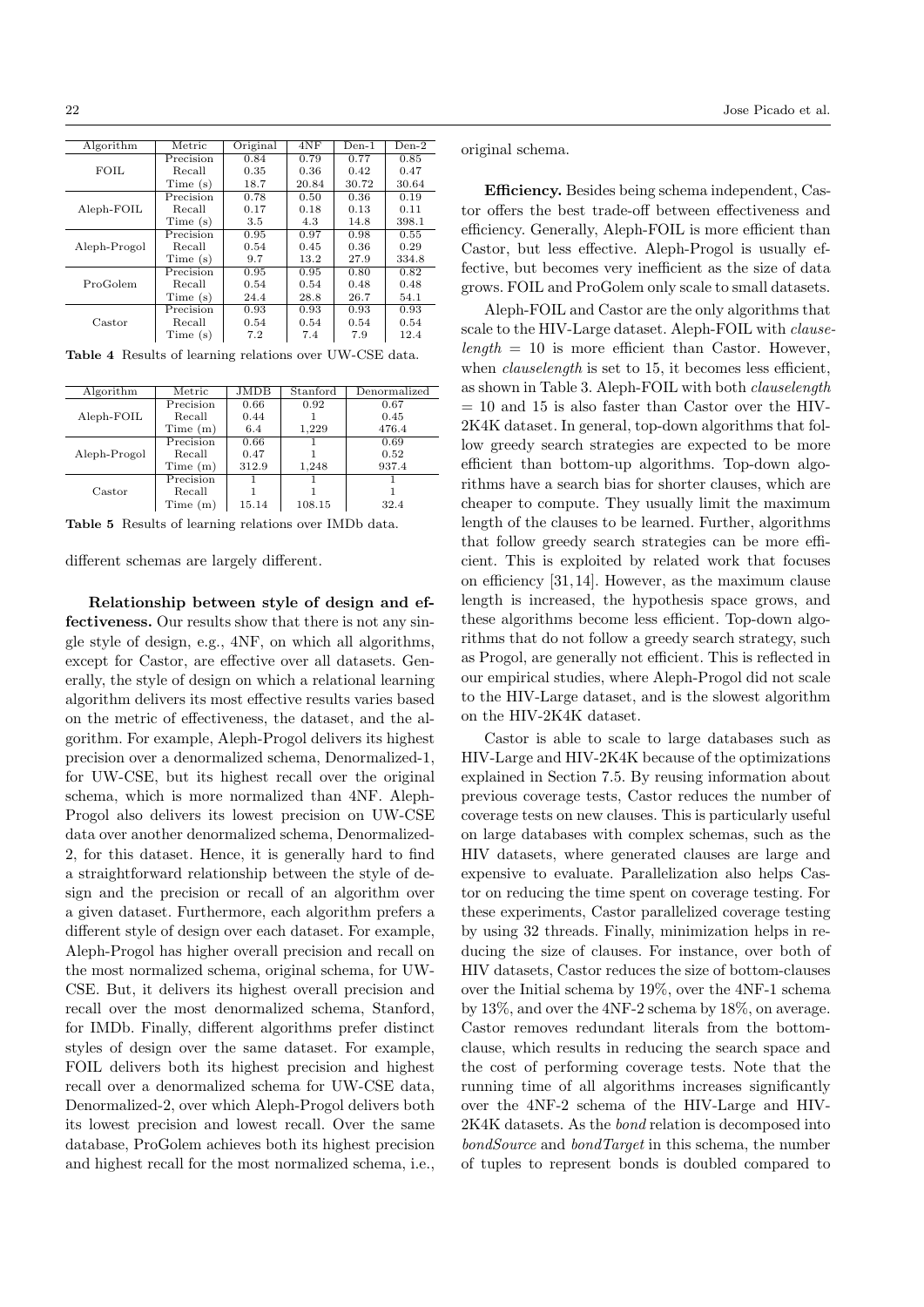| Algorithm | Metric | Original | 4NF | Den-1 | Den-2 |
|---|---|---|---|---|---|
| FOIL | Precision | 0.84 | 0.79 | 0.77 | 0.85 |
| | Recall | 0.35 | 0.36 | 0.42 | 0.47 |
| | Time (s) | 18.7 | 20.84 | 30.72 | 30.64 |
| Aleph-FOIL | Precision | 0.78 | 0.50 | 0.36 | 0.19 |
| | Recall | 0.17 | 0.18 | 0.13 | 0.11 |
| | Time (s) | 3.5 | 4.3 | 14.8 | 398.1 |
| Aleph-Progol | Precision | 0.95 | 0.97 | 0.98 | 0.55 |
| | Recall | 0.54 | 0.45 | 0.36 | 0.29 |
| | Time (s) | 9.7 | 13.2 | 27.9 | 334.8 |
| ProGolem | Precision | 0.95 | 0.95 | 0.80 | 0.82 |
| | Recall | 0.54 | 0.54 | 0.48 | 0.48 |
| | Time (s) | 24.4 | 28.8 | 26.7 | 54.1 |
| Castor | Precision | 0.93 | 0.93 | 0.93 | 0.93 |
| | Recall | 0.54 | 0.54 | 0.54 | 0.54 |
| | Time (s) | 7.2 | 7.4 | 7.9 | 12.4 |

**Table 4** Results of learning relations over UW-CSE data.

| Algorithm | Metric | JMDB | Stanford | Denormalized |
|---|---|---|---|---|
| Aleph-FOIL | Precision | 0.66 | 0.92 | 0.67 |
| | Recall | 0.44 | 1 | 0.45 |
| | Time (m) | 6.4 | 1,229 | 476.4 |
| Aleph-Progol | Precision | 0.66 | 1 | 0.69 |
| | Recall | 0.47 | 1 | 0.52 |
| | Time (m) | 312.9 | 1,248 | 937.4 |
| Castor | Precision | 1 | 1 | 1 |
| | Recall | 1 | 1 | 1 |
| | Time (m) | 15.14 | 108.15 | 32.4 |

**Table 5** Results of learning relations over IMDb data.

different schemas are largely different.

**Relationship between style of design and effectiveness.** Our results show that there is not any single style of design, e.g., 4NF, on which all algorithms, except for Castor, are effective over all datasets. Generally, the style of design on which a relational learning algorithm delivers its most effective results varies based on the metric of effectiveness, the dataset, and the algorithm. For example, Aleph-Progol delivers its highest precision over a denormalized schema, Denormalized-1, for UW-CSE, but its highest recall over the original schema, which is more normalized than 4NF. Aleph-Progol also delivers its lowest precision on UW-CSE data over another denormalized schema, Denormalized-2, for this dataset. Hence, it is generally hard to find a straightforward relationship between the style of design and the precision or recall of an algorithm over a given dataset. Furthermore, each algorithm prefers a different style of design over each dataset. For example, Aleph-Progol has higher overall precision and recall on the most normalized schema, original schema, for UW-CSE. But, it delivers its highest overall precision and recall over the most denormalized schema, Stanford, for IMDb. Finally, different algorithms prefer distinct styles of design over the same dataset. For example, FOIL delivers both its highest precision and highest recall over a denormalized schema for UW-CSE data, Denormalized-2, over which Aleph-Progol delivers both its lowest precision and lowest recall. Over the same database, ProGolem achieves both its highest precision and highest recall for the most normalized schema, i.e., original schema.

**Efficiency.** Besides being schema independent, Castor offers the best trade-off between effectiveness and efficiency. Generally, Aleph-FOIL is more efficient than Castor, but less effective. Aleph-Progol is usually effective, but becomes very inefficient as the size of data grows. FOIL and ProGolem only scale to small datasets.

Aleph-FOIL and Castor are the only algorithms that scale to the HIV-Large dataset. Aleph-FOIL with *clauselength* = 10 is more efficient than Castor. However, when *clauselength* is set to 15, it becomes less efficient, as shown in Table 3. Aleph-FOIL with both *clauselength* = 10 and 15 is also faster than Castor over the HIV-2K4K dataset. In general, top-down algorithms that follow greedy search strategies are expected to be more efficient than bottom-up algorithms. Top-down algorithms have a search bias for shorter clauses, which are cheaper to compute. They usually limit the maximum length of the clauses to be learned. Further, algorithms that follow greedy search strategies can be more efficient. This is exploited by related work that focuses on efficiency [31,14]. However, as the maximum clause length is increased, the hypothesis space grows, and these algorithms become less efficient. Top-down algorithms that do not follow a greedy search strategy, such as Progol, are generally not efficient. This is reflected in our empirical studies, where Aleph-Progol did not scale to the HIV-Large dataset, and is the slowest algorithm on the HIV-2K4K dataset.

Castor is able to scale to large databases such as HIV-Large and HIV-2K4K because of the optimizations explained in Section 7.5. By reusing information about previous coverage tests, Castor reduces the number of coverage tests on new clauses. This is particularly useful on large databases with complex schemas, such as the HIV datasets, where generated clauses are large and expensive to evaluate. Parallelization also helps Castor on reducing the time spent on coverage testing. For these experiments, Castor parallelized coverage testing by using 32 threads. Finally, minimization helps in reducing the size of clauses. For instance, over both of HIV datasets, Castor reduces the size of bottom-clauses over the Initial schema by 19%, over the 4NF-1 schema by 13%, and over the 4NF-2 schema by 18%, on average. Castor removes redundant literals from the bottom-clause, which results in reducing the search space and the cost of performing coverage tests. Note that the running time of all algorithms increases significantly over the 4NF-2 schema of the HIV-Large and HIV-2K4K datasets. As the *bond* relation is decomposed into *bondSource* and *bondTarget* in this schema, the number of tuples to represent bonds is doubled compared to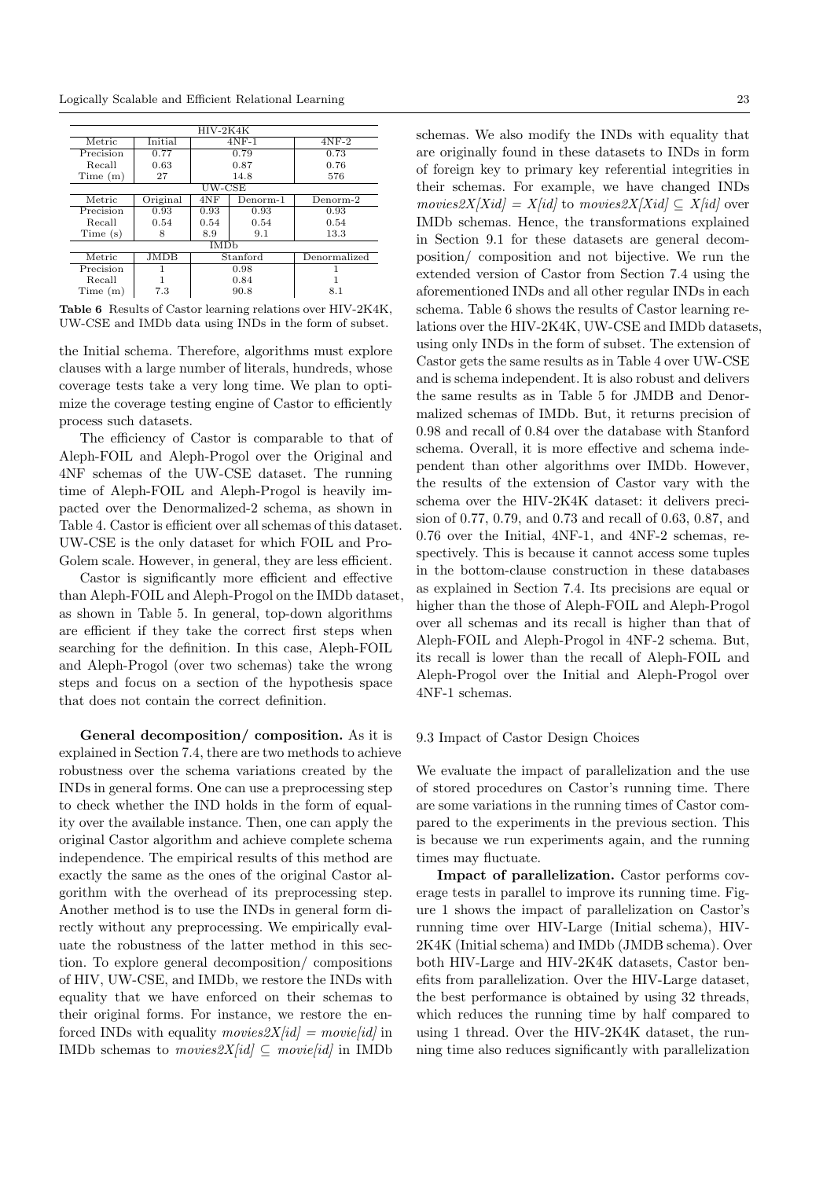| HIV-2K4K | | | | |
|---|---|---|---|---|
| Metric | Initial | 4NF-1 | | 4NF-2 |
| Precision | 0.77 | 0.79 | | 0.73 |
| Recall | 0.63 | 0.87 | | 0.76 |
| Time (m) | 27 | 14.8 | | 576 |
| UW-CSE | | | | |
| Metric | Original | 4NF | Denorm-1 | Denorm-2 |
| Precision | 0.93 | 0.93 | 0.93 | 0.93 |
| Recall | 0.54 | 0.54 | 0.54 | 0.54 |
| Time (s) | 8 | 8.9 | 9.1 | 13.3 |
| IMDb | | | | |
| Metric | JMDB | Stanford | | Denormalized |
| Precision | 1 | 0.98 | | 1 |
| Recall | 1 | 0.84 | | 1 |
| Time (m) | 7.3 | 90.8 | | 8.1 |

**Table 6** Results of Castor learning relations over HIV-2K4K, UW-CSE and IMDb data using INDs in the form of subset.

the Initial schema. Therefore, algorithms must explore clauses with a large number of literals, hundreds, whose coverage tests take a very long time. We plan to optimize the coverage testing engine of Castor to efficiently process such datasets.

The efficiency of Castor is comparable to that of Aleph-FOIL and Aleph-Progol over the Original and 4NF schemas of the UW-CSE dataset. The running time of Aleph-FOIL and Aleph-Progol is heavily impacted over the Denormalized-2 schema, as shown in Table 4. Castor is efficient over all schemas of this dataset. UW-CSE is the only dataset for which FOIL and ProGolem scale. However, in general, they are less efficient.

Castor is significantly more efficient and effective than Aleph-FOIL and Aleph-Progol on the IMDb dataset, as shown in Table 5. In general, top-down algorithms are efficient if they take the correct first steps when searching for the definition. In this case, Aleph-FOIL and Aleph-Progol (over two schemas) take the wrong steps and focus on a section of the hypothesis space that does not contain the correct definition.

**General decomposition/ composition.** As it is explained in Section 7.4, there are two methods to achieve robustness over the schema variations created by the INDs in general forms. One can use a preprocessing step to check whether the IND holds in the form of equality over the available instance. Then, one can apply the original Castor algorithm and achieve complete schema independence. The empirical results of this method are exactly the same as the ones of the original Castor algorithm with the overhead of its preprocessing step. Another method is to use the INDs in general form directly without any preprocessing. We empirically evaluate the robustness of the latter method in this section. To explore general decomposition/ compositions of HIV, UW-CSE, and IMDb, we restore the INDs with equality that we have enforced on their schemas to their original forms. For instance, we restore the enforced INDs with equality $movies2X[id] = movie[id]$ in IMDb schemas to $movies2X[id] \subseteq movie[id]$ in IMDb schemas. We also modify the INDs with equality that are originally found in these datasets to INDs in form of foreign key to primary key referential integrities in their schemas. For example, we have changed INDs $movies2X[Xid] = X[id]$ to $movies2X[Xid] \subseteq X[id]$ over IMDb schemas. Hence, the transformations explained in Section 9.1 for these datasets are general decomposition/ composition and not bijective. We run the extended version of Castor from Section 7.4 using the aforementioned INDs and all other regular INDs in each schema. Table 6 shows the results of Castor learning relations over the HIV-2K4K, UW-CSE and IMDb datasets, using only INDs in the form of subset. The extension of Castor gets the same results as in Table 4 over UW-CSE and is schema independent. It is also robust and delivers the same results as in Table 5 for JMDB and Denormalized schemas of IMDb. But, it returns precision of 0.98 and recall of 0.84 over the database with Stanford schema. Overall, it is more effective and schema independent than other algorithms over IMDb. However, the results of the extension of Castor vary with the schema over the HIV-2K4K dataset: it delivers precision of 0.77, 0.79, and 0.73 and recall of 0.63, 0.87, and 0.76 over the Initial, 4NF-1, and 4NF-2 schemas, respectively. This is because it cannot access some tuples in the bottom-clause construction in these databases as explained in Section 7.4. Its precisions are equal or higher than the those of Aleph-FOIL and Aleph-Progol over all schemas and its recall is higher than that of Aleph-FOIL and Aleph-Progol in 4NF-2 schema. But, its recall is lower than the recall of Aleph-FOIL and Aleph-Progol over the Initial and Aleph-Progol over 4NF-1 schemas.

### 9.3 Impact of Castor Design Choices

We evaluate the impact of parallelization and the use of stored procedures on Castor's running time. There are some variations in the running times of Castor compared to the experiments in the previous section. This is because we run experiments again, and the running times may fluctuate.

**Impact of parallelization.** Castor performs coverage tests in parallel to improve its running time. Figure 1 shows the impact of parallelization on Castor's running time over HIV-Large (Initial schema), HIV-2K4K (Initial schema) and IMDb (JMDB schema). Over both HIV-Large and HIV-2K4K datasets, Castor benefits from parallelization. Over the HIV-Large dataset, the best performance is obtained by using 32 threads, which reduces the running time by half compared to using 1 thread. Over the HIV-2K4K dataset, the running time also reduces significantly with parallelization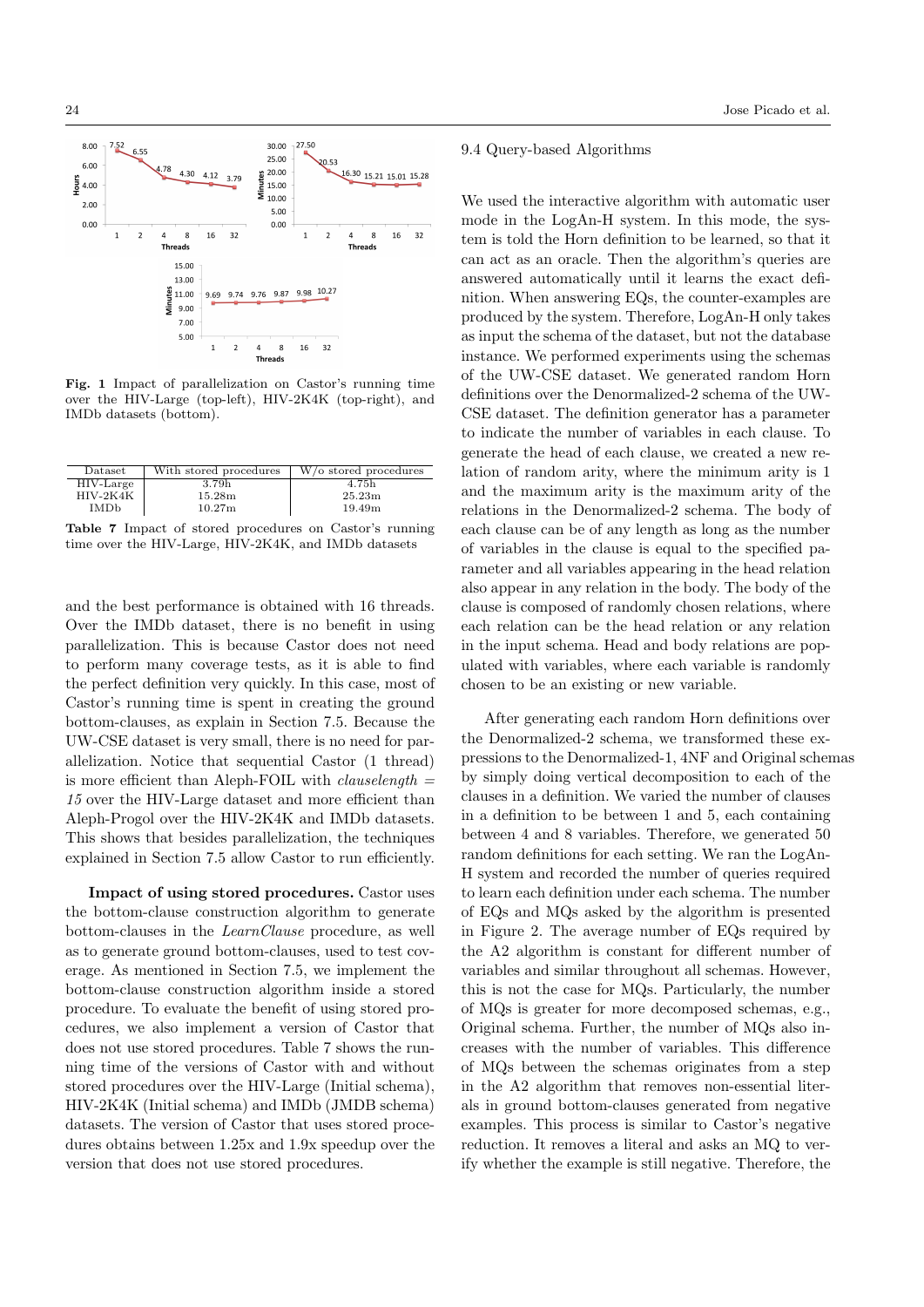**Fig. 1** Impact of parallelization on Castor's running time over the HIV-Large (top-left), HIV-2K4K (top-right), and IMDb datasets (bottom).

| Dataset | With stored procedures | W/o stored procedures |
|---|---|---|
| HIV-Large | 3.79h | 4.75h |
| HIV-2K4K | 15.28m | 25.23m |
| IMDb | 10.27m | 19.49m |

**Table 7** Impact of stored procedures on Castor's running time over the HIV-Large, HIV-2K4K, and IMDb datasets

and the best performance is obtained with 16 threads. Over the IMDb dataset, there is no benefit in using parallelization. This is because Castor does not need to perform many coverage tests, as it is able to find the perfect definition very quickly. In this case, most of Castor's running time is spent in creating the ground bottom-clauses, as explain in Section 7.5. Because the UW-CSE dataset is very small, there is no need for parallelization. Notice that sequential Castor (1 thread) is more efficient than Aleph-FOIL with *clauselength = 15* over the HIV-Large dataset and more efficient than Aleph-Progol over the HIV-2K4K and IMDb datasets. This shows that besides parallelization, the techniques explained in Section 7.5 allow Castor to run efficiently.

**Impact of using stored procedures.** Castor uses the bottom-clause construction algorithm to generate bottom-clauses in the *LearnClause* procedure, as well as to generate ground bottom-clauses, used to test coverage. As mentioned in Section 7.5, we implement the bottom-clause construction algorithm inside a stored procedure. To evaluate the benefit of using stored procedures, we also implement a version of Castor that does not use stored procedures. Table 7 shows the running time of the versions of Castor with and without stored procedures over the HIV-Large (Initial schema), HIV-2K4K (Initial schema) and IMDb (JMDB schema) datasets. The version of Castor that uses stored procedures obtains between 1.25x and 1.9x speedup over the version that does not use stored procedures.

## 9.4 Query-based Algorithms

We used the interactive algorithm with automatic user mode in the LogAn-H system. In this mode, the system is told the Horn definition to be learned, so that it can act as an oracle. Then the algorithm's queries are answered automatically until it learns the exact definition. When answering EQs, the counter-examples are produced by the system. Therefore, LogAn-H only takes as input the schema of the dataset, but not the database instance. We performed experiments using the schemas of the UW-CSE dataset. We generated random Horn definitions over the Denormalized-2 schema of the UW-CSE dataset. The definition generator has a parameter to indicate the number of variables in each clause. To generate the head of each clause, we created a new relation of random arity, where the minimum arity is 1 and the maximum arity is the maximum arity of the relations in the Denormalized-2 schema. The body of each clause can be of any length as long as the number of variables in the clause is equal to the specified parameter and all variables appearing in the head relation also appear in any relation in the body. The body of the clause is composed of randomly chosen relations, where each relation can be the head relation or any relation in the input schema. Head and body relations are populated with variables, where each variable is randomly chosen to be an existing or new variable.

After generating each random Horn definitions over the Denormalized-2 schema, we transformed these expressions to the Denormalized-1, 4NF and Original schemas by simply doing vertical decomposition to each of the clauses in a definition. We varied the number of clauses in a definition to be between 1 and 5, each containing between 4 and 8 variables. Therefore, we generated 50 random definitions for each setting. We ran the LogAn-H system and recorded the number of queries required to learn each definition under each schema. The number of EQs and MQs asked by the algorithm is presented in Figure 2. The average number of EQs required by the A2 algorithm is constant for different number of variables and similar throughout all schemas. However, this is not the case for MQs. Particularly, the number of MQs is greater for more decomposed schemas, e.g., Original schema. Further, the number of MQs also increases with the number of variables. This difference of MQs between the schemas originates from a step in the A2 algorithm that removes non-essential literals in ground bottom-clauses generated from negative examples. This process is similar to Castor's negative reduction. It removes a literal and asks an MQ to verify whether the example is still negative. Therefore, the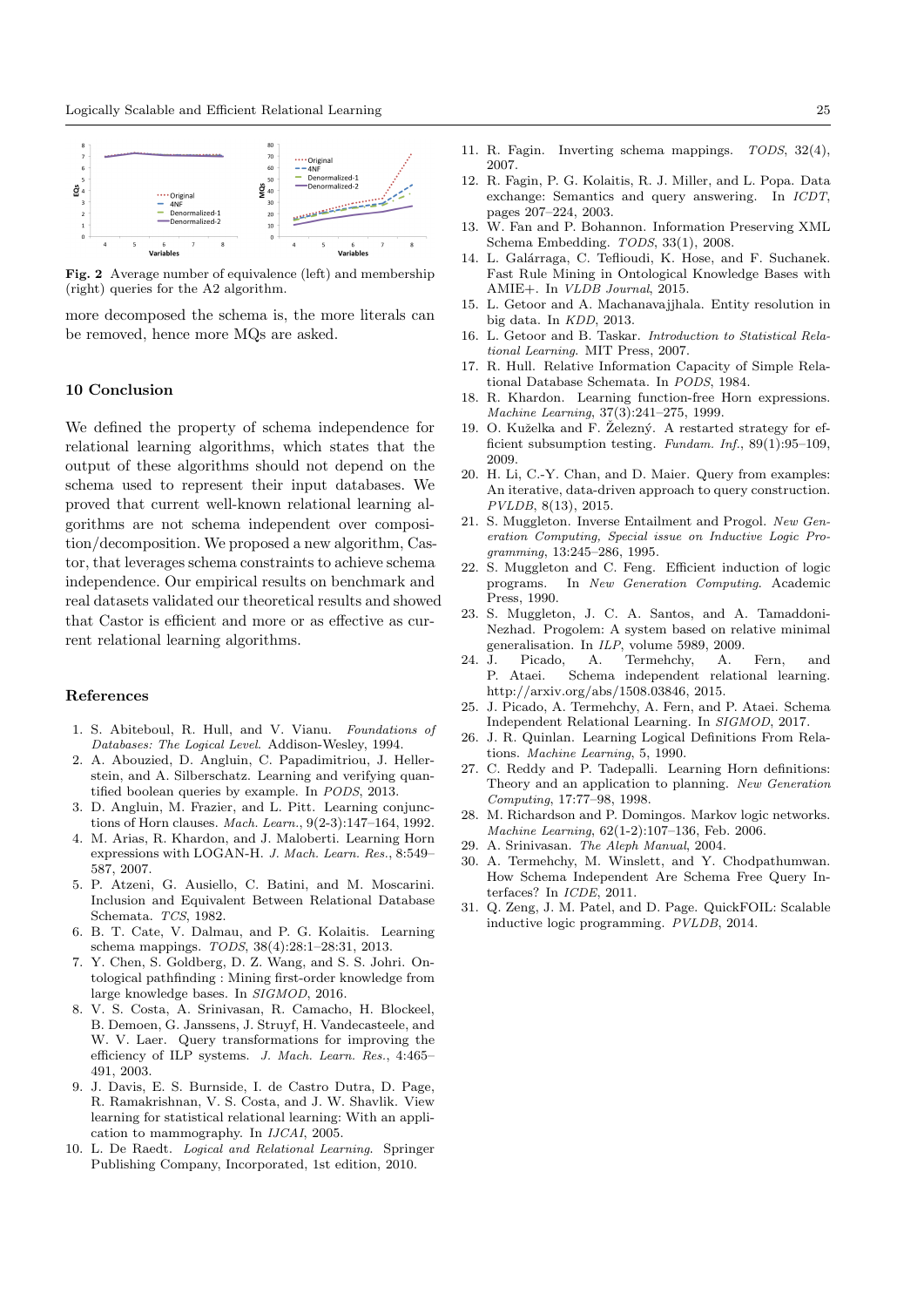8
7
6
5
EQs 4
3
2
1
0
4 5 6 7 8
Variables
Original
4NF
Denormalized-1
Denormalized-2

80
70
60
50
MQs 40
30
20
10
0
4 5 6 7 8
Variables
Original
4NF
Denormalized-1
Denormalized-2

**Fig. 2** Average number of equivalence (left) and membership (right) queries for the A2 algorithm.

more decomposed the schema is, the more literals can be removed, hence more MQs are asked.

## 10 Conclusion

We defined the property of schema independence for relational learning algorithms, which states that the output of these algorithms should not depend on the schema used to represent their input databases. We proved that current well-known relational learning algorithms are not schema independent over composition/decomposition. We proposed a new algorithm, Castor, that leverages schema constraints to achieve schema independence. Our empirical results on benchmark and real datasets validated our theoretical results and showed that Castor is efficient and more or as effective as current relational learning algorithms.

## References

1. S. Abiteboul, R. Hull, and V. Vianu. *Foundations of Databases: The Logical Level*. Addison-Wesley, 1994.
2. A. Abouzied, D. Angluin, C. Papadimitriou, J. Hellerstein, and A. Silberschatz. Learning and verifying quantified boolean queries by example. In *PODS*, 2013.
3. D. Angluin, M. Frazier, and L. Pitt. Learning conjunctions of Horn clauses. *Mach. Learn.*, 9(2-3):147–164, 1992.
4. M. Arias, R. Khardon, and J. Maloberti. Learning Horn expressions with LOGAN-H. *J. Mach. Learn. Res.*, 8:549–587, 2007.
5. P. Atzeni, G. Ausiello, C. Batini, and M. Moscarini. Inclusion and Equivalent Between Relational Database Schemata. *TCS*, 1982.
6. B. T. Cate, V. Dalmau, and P. G. Kolaitis. Learning schema mappings. *TODS*, 38(4):28:1–28:31, 2013.
7. Y. Chen, S. Goldberg, D. Z. Wang, and S. S. Johri. Ontological pathfinding : Mining first-order knowledge from large knowledge bases. In *SIGMOD*, 2016.
8. V. S. Costa, A. Srinivasan, R. Camacho, H. Blockeel, B. Demoen, G. Janssens, J. Struyf, H. Vandecasteele, and W. V. Laer. Query transformations for improving the efficiency of ILP systems. *J. Mach. Learn. Res.*, 4:465–491, 2003.
9. J. Davis, E. S. Burnside, I. de Castro Dutra, D. Page, R. Ramakrishnan, V. S. Costa, and J. W. Shavlik. View learning for statistical relational learning: With an application to mammography. In *IJCAI*, 2005.
10. L. De Raedt. *Logical and Relational Learning*. Springer Publishing Company, Incorporated, 1st edition, 2010.
11. R. Fagin. Inverting schema mappings. *TODS*, 32(4), 2007.
12. R. Fagin, P. G. Kolaitis, R. J. Miller, and L. Popa. Data exchange: Semantics and query answering. In *ICDT*, pages 207–224, 2003.
13. W. Fan and P. Bohannon. Information Preserving XML Schema Embedding. *TODS*, 33(1), 2008.
14. L. Galárraga, C. Teflioudi, K. Hose, and F. Suchanek. Fast Rule Mining in Ontological Knowledge Bases with AMIE+. In *VLDB Journal*, 2015.
15. L. Getoor and A. Machanavajjhala. Entity resolution in big data. In *KDD*, 2013.
16. L. Getoor and B. Taskar. *Introduction to Statistical Relational Learning*. MIT Press, 2007.
17. R. Hull. Relative Information Capacity of Simple Relational Database Schemata. In *PODS*, 1984.
18. R. Khardon. Learning function-free Horn expressions. *Machine Learning*, 37(3):241–275, 1999.
19. O. Kuželka and F. Železný. A restarted strategy for efficient subsumption testing. *Fundam. Inf.*, 89(1):95–109, 2009.
20. H. Li, C.-Y. Chan, and D. Maier. Query from examples: An iterative, data-driven approach to query construction. *PVLDB*, 8(13), 2015.
21. S. Muggleton. Inverse Entailment and Progol. *New Generation Computing, Special issue on Inductive Logic Programming*, 13:245–286, 1995.
22. S. Muggleton and C. Feng. Efficient induction of logic programs. In *New Generation Computing*. Academic Press, 1990.
23. S. Muggleton, J. C. A. Santos, and A. Tamaddoni-Nezhad. Progolem: A system based on relative minimal generalisation. In *ILP*, volume 5989, 2009.
24. J. Picado, A. Termehchy, A. Fern, and P. Ataei. Schema independent relational learning. http://arxiv.org/abs/1508.03846, 2015.
25. J. Picado, A. Termehchy, A. Fern, and P. Ataei. Schema Independent Relational Learning. In *SIGMOD*, 2017.
26. J. R. Quinlan. Learning Logical Definitions From Relations. *Machine Learning*, 5, 1990.
27. C. Reddy and P. Tadepalli. Learning Horn definitions: Theory and an application to planning. *New Generation Computing*, 17:77–98, 1998.
28. M. Richardson and P. Domingos. Markov logic networks. *Machine Learning*, 62(1-2):107–136, Feb. 2006.
29. A. Srinivasan. *The Aleph Manual*, 2004.
30. A. Termehchy, M. Winslett, and Y. Chodpathumwan. How Schema Independent Are Schema Free Query Interfaces? In *ICDE*, 2011.
31. Q. Zeng, J. M. Patel, and D. Page. QuickFOIL: Scalable inductive logic programming. *PVLDB*, 2014.